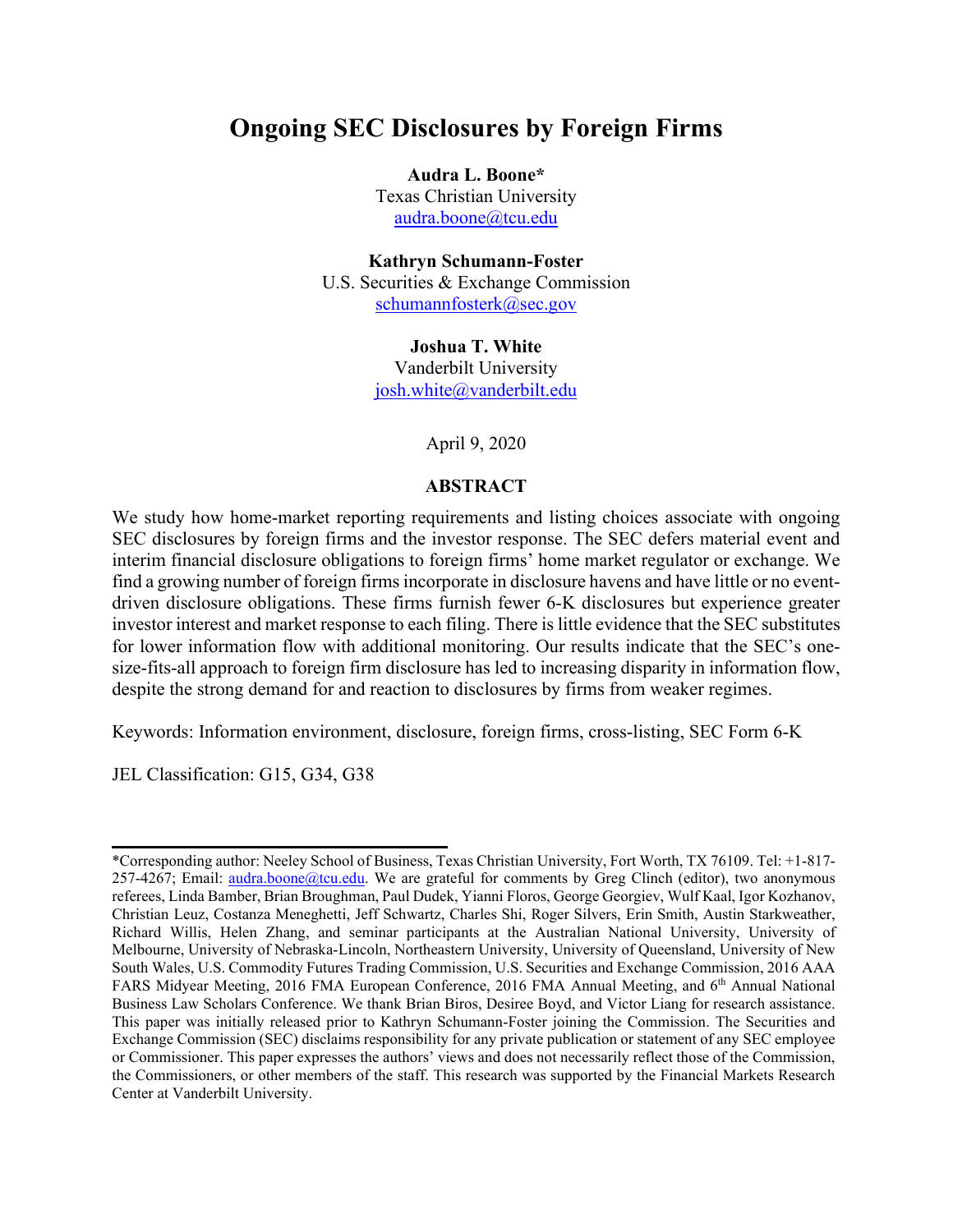# Ongoing SEC Disclosures by Foreign Firms

**Audra L. Boone***
Texas Christian University
audra.boone@tcu.edu

**Kathryn Schumann-Foster**
U.S. Securities & Exchange Commission
schumannfosterk@sec.gov

**Joshua T. White**
Vanderbilt University
josh.white@vanderbilt.edu

April 9, 2020

## ABSTRACT

We study how home-market reporting requirements and listing choices associate with ongoing SEC disclosures by foreign firms and the investor response. The SEC defers material event and interim financial disclosure obligations to foreign firms' home market regulator or exchange. We find a growing number of foreign firms incorporate in disclosure havens and have little or no event-driven disclosure obligations. These firms furnish fewer 6-K disclosures but experience greater investor interest and market response to each filing. There is little evidence that the SEC substitutes for lower information flow with additional monitoring. Our results indicate that the SEC's one-size-fits-all approach to foreign firm disclosure has led to increasing disparity in information flow, despite the strong demand for and reaction to disclosures by firms from weaker regimes.

Keywords: Information environment, disclosure, foreign firms, cross-listing, SEC Form 6-K

JEL Classification: G15, G34, G38

---

*Corresponding author: Neeley School of Business, Texas Christian University, Fort Worth, TX 76109. Tel: +1-817-257-4267; Email: audra.boone@tcu.edu. We are grateful for comments by Greg Clinch (editor), two anonymous referees, Linda Bamber, Brian Broughman, Paul Dudek, Yianni Floros, George Georgiev, Wulf Kaal, Igor Kozhanov, Christian Leuz, Costanza Meneghetti, Jeff Schwartz, Charles Shi, Roger Silvers, Erin Smith, Austin Starkweather, Richard Willis, Helen Zhang, and seminar participants at the Australian National University, University of Melbourne, University of Nebraska-Lincoln, Northeastern University, University of Queensland, University of New South Wales, U.S. Commodity Futures Trading Commission, U.S. Securities and Exchange Commission, 2016 AAA FARS Midyear Meeting, 2016 FMA European Conference, 2016 FMA Annual Meeting, and 6th Annual National Business Law Scholars Conference. We thank Brian Biros, Desiree Boyd, and Victor Liang for research assistance. This paper was initially released prior to Kathryn Schumann-Foster joining the Commission. The Securities and Exchange Commission (SEC) disclaims responsibility for any private publication or statement of any SEC employee or Commissioner. This paper expresses the authors' views and does not necessarily reflect those of the Commission, the Commissioners, or other members of the staff. This research was supported by the Financial Markets Research Center at Vanderbilt University.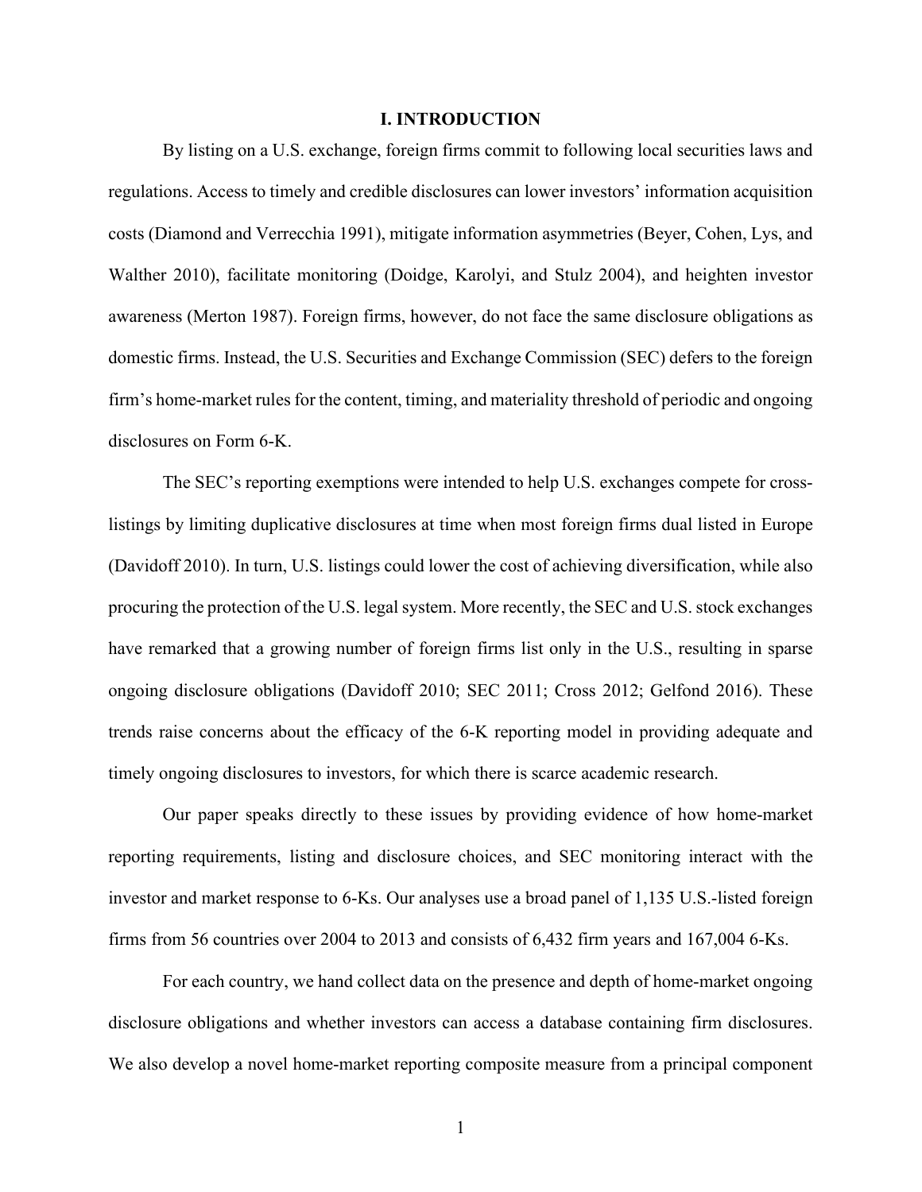# I. INTRODUCTION

By listing on a U.S. exchange, foreign firms commit to following local securities laws and regulations. Access to timely and credible disclosures can lower investors' information acquisition costs (Diamond and Verrecchia 1991), mitigate information asymmetries (Beyer, Cohen, Lys, and Walther 2010), facilitate monitoring (Doidge, Karolyi, and Stulz 2004), and heighten investor awareness (Merton 1987). Foreign firms, however, do not face the same disclosure obligations as domestic firms. Instead, the U.S. Securities and Exchange Commission (SEC) defers to the foreign firm's home-market rules for the content, timing, and materiality threshold of periodic and ongoing disclosures on Form 6-K.

The SEC's reporting exemptions were intended to help U.S. exchanges compete for cross-listings by limiting duplicative disclosures at time when most foreign firms dual listed in Europe (Davidoff 2010). In turn, U.S. listings could lower the cost of achieving diversification, while also procuring the protection of the U.S. legal system. More recently, the SEC and U.S. stock exchanges have remarked that a growing number of foreign firms list only in the U.S., resulting in sparse ongoing disclosure obligations (Davidoff 2010; SEC 2011; Cross 2012; Gelfond 2016). These trends raise concerns about the efficacy of the 6-K reporting model in providing adequate and timely ongoing disclosures to investors, for which there is scarce academic research.

Our paper speaks directly to these issues by providing evidence of how home-market reporting requirements, listing and disclosure choices, and SEC monitoring interact with the investor and market response to 6-Ks. Our analyses use a broad panel of 1,135 U.S.-listed foreign firms from 56 countries over 2004 to 2013 and consists of 6,432 firm years and 167,004 6-Ks.

For each country, we hand collect data on the presence and depth of home-market ongoing disclosure obligations and whether investors can access a database containing firm disclosures. We also develop a novel home-market reporting composite measure from a principal component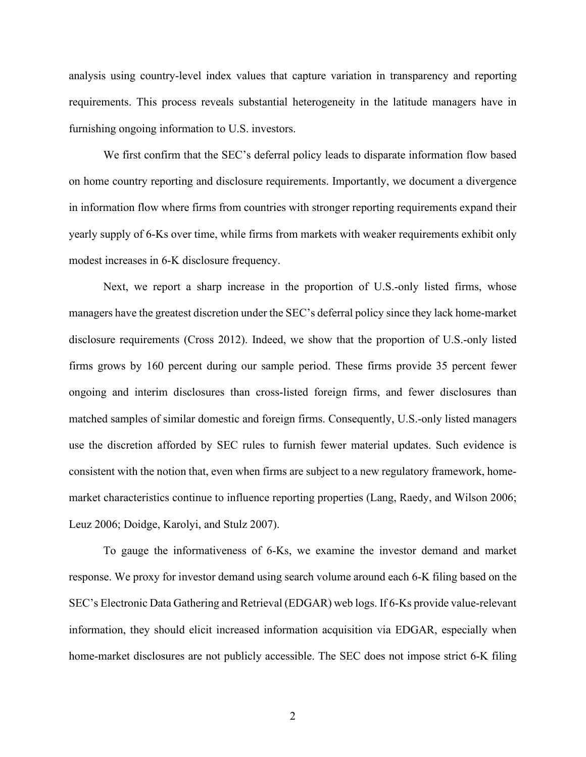analysis using country-level index values that capture variation in transparency and reporting requirements. This process reveals substantial heterogeneity in the latitude managers have in furnishing ongoing information to U.S. investors.

We first confirm that the SEC's deferral policy leads to disparate information flow based on home country reporting and disclosure requirements. Importantly, we document a divergence in information flow where firms from countries with stronger reporting requirements expand their yearly supply of 6-Ks over time, while firms from markets with weaker requirements exhibit only modest increases in 6-K disclosure frequency.

Next, we report a sharp increase in the proportion of U.S.-only listed firms, whose managers have the greatest discretion under the SEC's deferral policy since they lack home-market disclosure requirements (Cross 2012). Indeed, we show that the proportion of U.S.-only listed firms grows by 160 percent during our sample period. These firms provide 35 percent fewer ongoing and interim disclosures than cross-listed foreign firms, and fewer disclosures than matched samples of similar domestic and foreign firms. Consequently, U.S.-only listed managers use the discretion afforded by SEC rules to furnish fewer material updates. Such evidence is consistent with the notion that, even when firms are subject to a new regulatory framework, home-market characteristics continue to influence reporting properties (Lang, Raedy, and Wilson 2006; Leuz 2006; Doidge, Karolyi, and Stulz 2007).

To gauge the informativeness of 6-Ks, we examine the investor demand and market response. We proxy for investor demand using search volume around each 6-K filing based on the SEC's Electronic Data Gathering and Retrieval (EDGAR) web logs. If 6-Ks provide value-relevant information, they should elicit increased information acquisition via EDGAR, especially when home-market disclosures are not publicly accessible. The SEC does not impose strict 6-K filing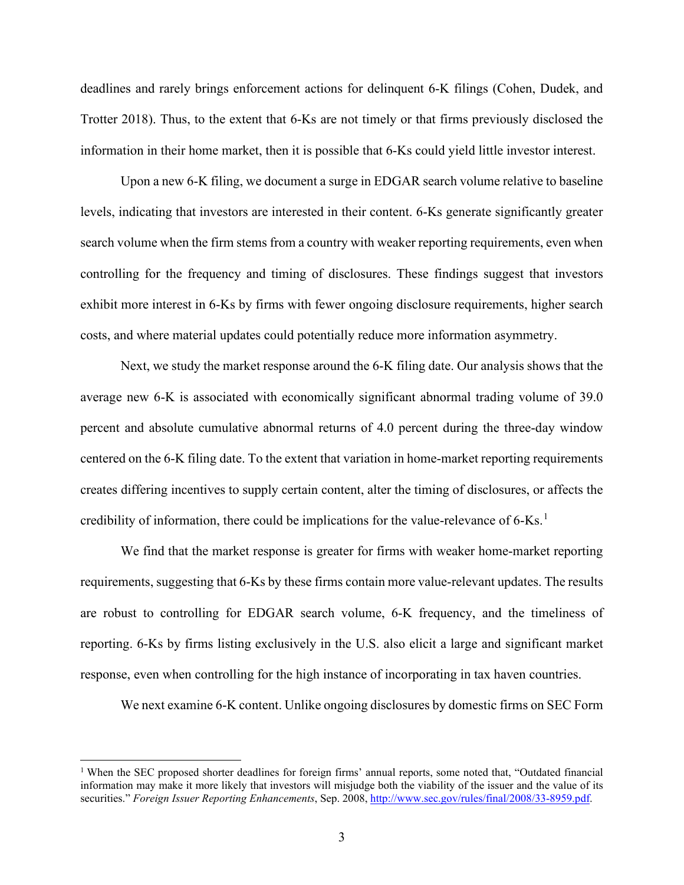deadlines and rarely brings enforcement actions for delinquent 6-K filings (Cohen, Dudek, and Trotter 2018). Thus, to the extent that 6-Ks are not timely or that firms previously disclosed the information in their home market, then it is possible that 6-Ks could yield little investor interest.

Upon a new 6-K filing, we document a surge in EDGAR search volume relative to baseline levels, indicating that investors are interested in their content. 6-Ks generate significantly greater search volume when the firm stems from a country with weaker reporting requirements, even when controlling for the frequency and timing of disclosures. These findings suggest that investors exhibit more interest in 6-Ks by firms with fewer ongoing disclosure requirements, higher search costs, and where material updates could potentially reduce more information asymmetry.

Next, we study the market response around the 6-K filing date. Our analysis shows that the average new 6-K is associated with economically significant abnormal trading volume of 39.0 percent and absolute cumulative abnormal returns of 4.0 percent during the three-day window centered on the 6-K filing date. To the extent that variation in home-market reporting requirements creates differing incentives to supply certain content, alter the timing of disclosures, or affects the credibility of information, there could be implications for the value-relevance of 6-Ks.[1]

We find that the market response is greater for firms with weaker home-market reporting requirements, suggesting that 6-Ks by these firms contain more value-relevant updates. The results are robust to controlling for EDGAR search volume, 6-K frequency, and the timeliness of reporting. 6-Ks by firms listing exclusively in the U.S. also elicit a large and significant market response, even when controlling for the high instance of incorporating in tax haven countries.

We next examine 6-K content. Unlike ongoing disclosures by domestic firms on SEC Form

[1] When the SEC proposed shorter deadlines for foreign firms' annual reports, some noted that, "Outdated financial information may make it more likely that investors will misjudge both the viability of the issuer and the value of its securities." *Foreign Issuer Reporting Enhancements*, Sep. 2008, http://www.sec.gov/rules/final/2008/33-8959.pdf.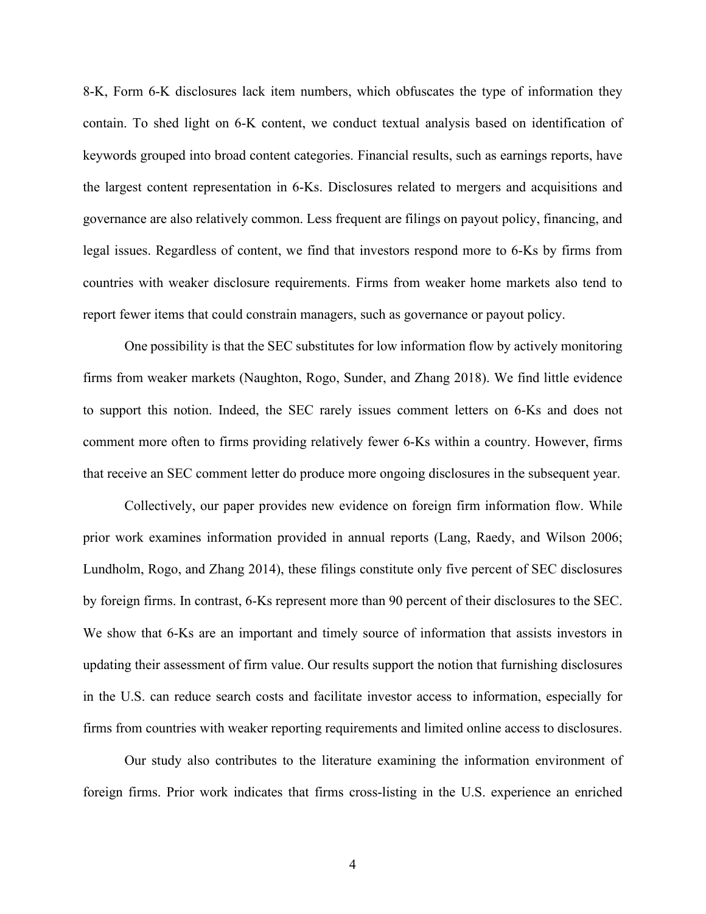8-K, Form 6-K disclosures lack item numbers, which obfuscates the type of information they contain. To shed light on 6-K content, we conduct textual analysis based on identification of keywords grouped into broad content categories. Financial results, such as earnings reports, have the largest content representation in 6-Ks. Disclosures related to mergers and acquisitions and governance are also relatively common. Less frequent are filings on payout policy, financing, and legal issues. Regardless of content, we find that investors respond more to 6-Ks by firms from countries with weaker disclosure requirements. Firms from weaker home markets also tend to report fewer items that could constrain managers, such as governance or payout policy.

One possibility is that the SEC substitutes for low information flow by actively monitoring firms from weaker markets (Naughton, Rogo, Sunder, and Zhang 2018). We find little evidence to support this notion. Indeed, the SEC rarely issues comment letters on 6-Ks and does not comment more often to firms providing relatively fewer 6-Ks within a country. However, firms that receive an SEC comment letter do produce more ongoing disclosures in the subsequent year.

Collectively, our paper provides new evidence on foreign firm information flow. While prior work examines information provided in annual reports (Lang, Raedy, and Wilson 2006; Lundholm, Rogo, and Zhang 2014), these filings constitute only five percent of SEC disclosures by foreign firms. In contrast, 6-Ks represent more than 90 percent of their disclosures to the SEC. We show that 6-Ks are an important and timely source of information that assists investors in updating their assessment of firm value. Our results support the notion that furnishing disclosures in the U.S. can reduce search costs and facilitate investor access to information, especially for firms from countries with weaker reporting requirements and limited online access to disclosures.

Our study also contributes to the literature examining the information environment of foreign firms. Prior work indicates that firms cross-listing in the U.S. experience an enriched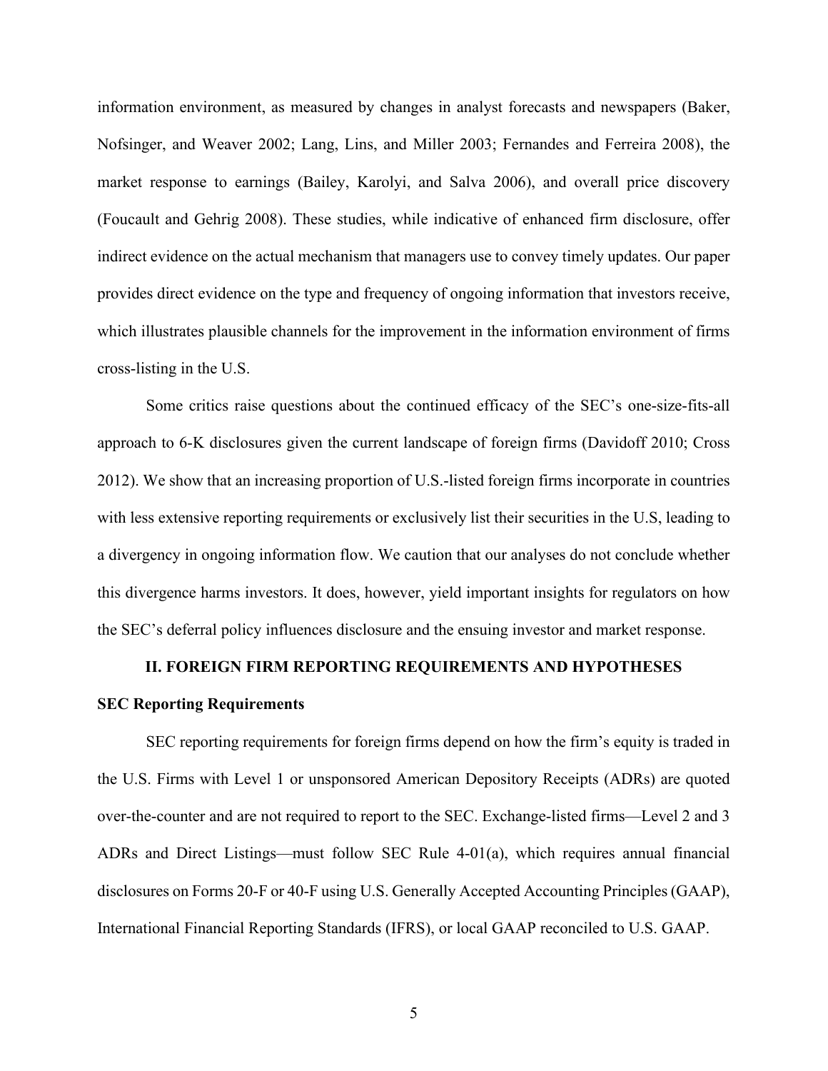information environment, as measured by changes in analyst forecasts and newspapers (Baker, Nofsinger, and Weaver 2002; Lang, Lins, and Miller 2003; Fernandes and Ferreira 2008), the market response to earnings (Bailey, Karolyi, and Salva 2006), and overall price discovery (Foucault and Gehrig 2008). These studies, while indicative of enhanced firm disclosure, offer indirect evidence on the actual mechanism that managers use to convey timely updates. Our paper provides direct evidence on the type and frequency of ongoing information that investors receive, which illustrates plausible channels for the improvement in the information environment of firms cross-listing in the U.S.

Some critics raise questions about the continued efficacy of the SEC's one-size-fits-all approach to 6-K disclosures given the current landscape of foreign firms (Davidoff 2010; Cross 2012). We show that an increasing proportion of U.S.-listed foreign firms incorporate in countries with less extensive reporting requirements or exclusively list their securities in the U.S, leading to a divergency in ongoing information flow. We caution that our analyses do not conclude whether this divergence harms investors. It does, however, yield important insights for regulators on how the SEC's deferral policy influences disclosure and the ensuing investor and market response.

## II. FOREIGN FIRM REPORTING REQUIREMENTS AND HYPOTHESES

### SEC Reporting Requirements

SEC reporting requirements for foreign firms depend on how the firm's equity is traded in the U.S. Firms with Level 1 or unsponsored American Depository Receipts (ADRs) are quoted over-the-counter and are not required to report to the SEC. Exchange-listed firms—Level 2 and 3 ADRs and Direct Listings—must follow SEC Rule 4-01(a), which requires annual financial disclosures on Forms 20-F or 40-F using U.S. Generally Accepted Accounting Principles (GAAP), International Financial Reporting Standards (IFRS), or local GAAP reconciled to U.S. GAAP.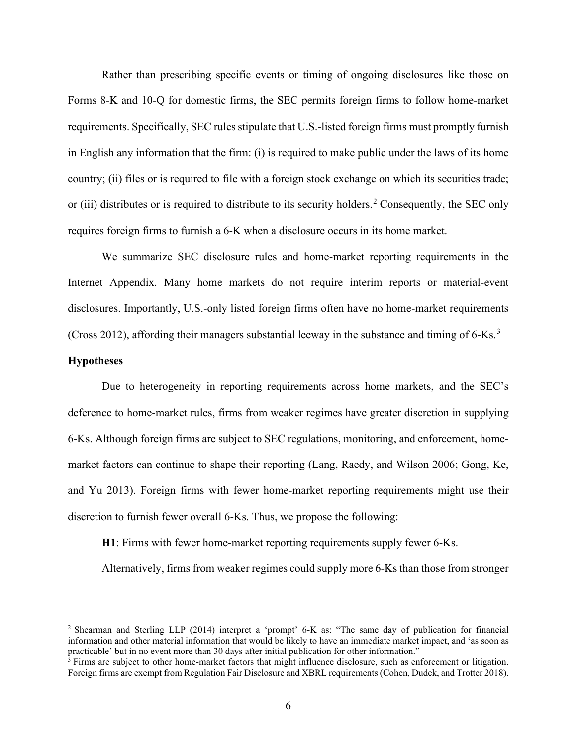Rather than prescribing specific events or timing of ongoing disclosures like those on Forms 8-K and 10-Q for domestic firms, the SEC permits foreign firms to follow home-market requirements. Specifically, SEC rules stipulate that U.S.-listed foreign firms must promptly furnish in English any information that the firm: (i) is required to make public under the laws of its home country; (ii) files or is required to file with a foreign stock exchange on which its securities trade; or (iii) distributes or is required to distribute to its security holders.[2] Consequently, the SEC only requires foreign firms to furnish a 6-K when a disclosure occurs in its home market.

We summarize SEC disclosure rules and home-market reporting requirements in the Internet Appendix. Many home markets do not require interim reports or material-event disclosures. Importantly, U.S.-only listed foreign firms often have no home-market requirements (Cross 2012), affording their managers substantial leeway in the substance and timing of 6-Ks.[3]

**Hypotheses**

Due to heterogeneity in reporting requirements across home markets, and the SEC's deference to home-market rules, firms from weaker regimes have greater discretion in supplying 6-Ks. Although foreign firms are subject to SEC regulations, monitoring, and enforcement, home-market factors can continue to shape their reporting (Lang, Raedy, and Wilson 2006; Gong, Ke, and Yu 2013). Foreign firms with fewer home-market reporting requirements might use their discretion to furnish fewer overall 6-Ks. Thus, we propose the following:

**H1**: Firms with fewer home-market reporting requirements supply fewer 6-Ks.

Alternatively, firms from weaker regimes could supply more 6-Ks than those from stronger

---

[2] Shearman and Sterling LLP (2014) interpret a 'prompt' 6-K as: "The same day of publication for financial information and other material information that would be likely to have an immediate market impact, and 'as soon as practicable' but in no event more than 30 days after initial publication for other information."

[3] Firms are subject to other home-market factors that might influence disclosure, such as enforcement or litigation. Foreign firms are exempt from Regulation Fair Disclosure and XBRL requirements (Cohen, Dudek, and Trotter 2018).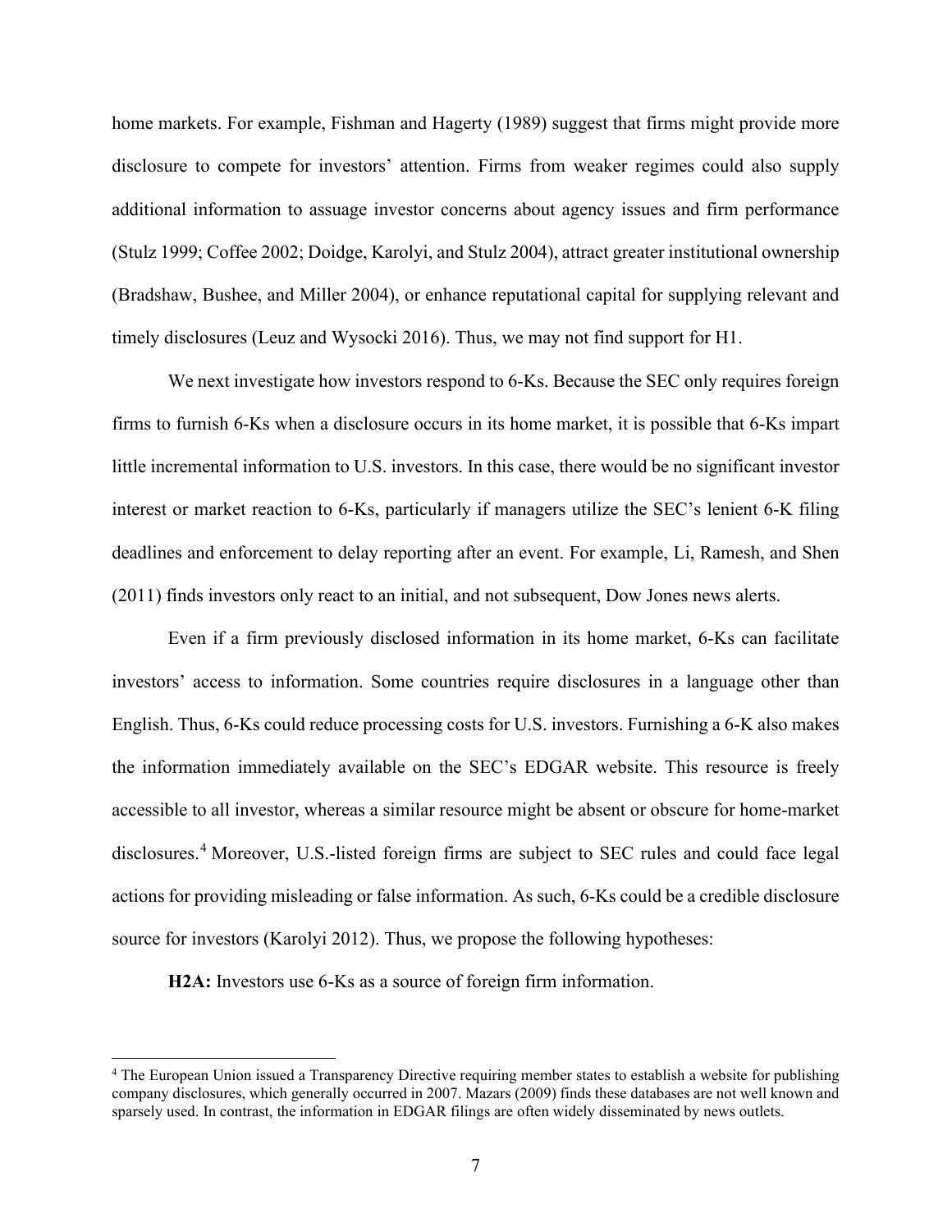home markets. For example, Fishman and Hagerty (1989) suggest that firms might provide more disclosure to compete for investors' attention. Firms from weaker regimes could also supply additional information to assuage investor concerns about agency issues and firm performance (Stulz 1999; Coffee 2002; Doidge, Karolyi, and Stulz 2004), attract greater institutional ownership (Bradshaw, Bushee, and Miller 2004), or enhance reputational capital for supplying relevant and timely disclosures (Leuz and Wysocki 2016). Thus, we may not find support for H1.

We next investigate how investors respond to 6-Ks. Because the SEC only requires foreign firms to furnish 6-Ks when a disclosure occurs in its home market, it is possible that 6-Ks impart little incremental information to U.S. investors. In this case, there would be no significant investor interest or market reaction to 6-Ks, particularly if managers utilize the SEC's lenient 6-K filing deadlines and enforcement to delay reporting after an event. For example, Li, Ramesh, and Shen (2011) finds investors only react to an initial, and not subsequent, Dow Jones news alerts.

Even if a firm previously disclosed information in its home market, 6-Ks can facilitate investors' access to information. Some countries require disclosures in a language other than English. Thus, 6-Ks could reduce processing costs for U.S. investors. Furnishing a 6-K also makes the information immediately available on the SEC's EDGAR website. This resource is freely accessible to all investor, whereas a similar resource might be absent or obscure for home-market disclosures.[4] Moreover, U.S.-listed foreign firms are subject to SEC rules and could face legal actions for providing misleading or false information. As such, 6-Ks could be a credible disclosure source for investors (Karolyi 2012). Thus, we propose the following hypotheses:

**H2A:** Investors use 6-Ks as a source of foreign firm information.

[4] The European Union issued a Transparency Directive requiring member states to establish a website for publishing company disclosures, which generally occurred in 2007. Mazars (2009) finds these databases are not well known and sparsely used. In contrast, the information in EDGAR filings are often widely disseminated by news outlets.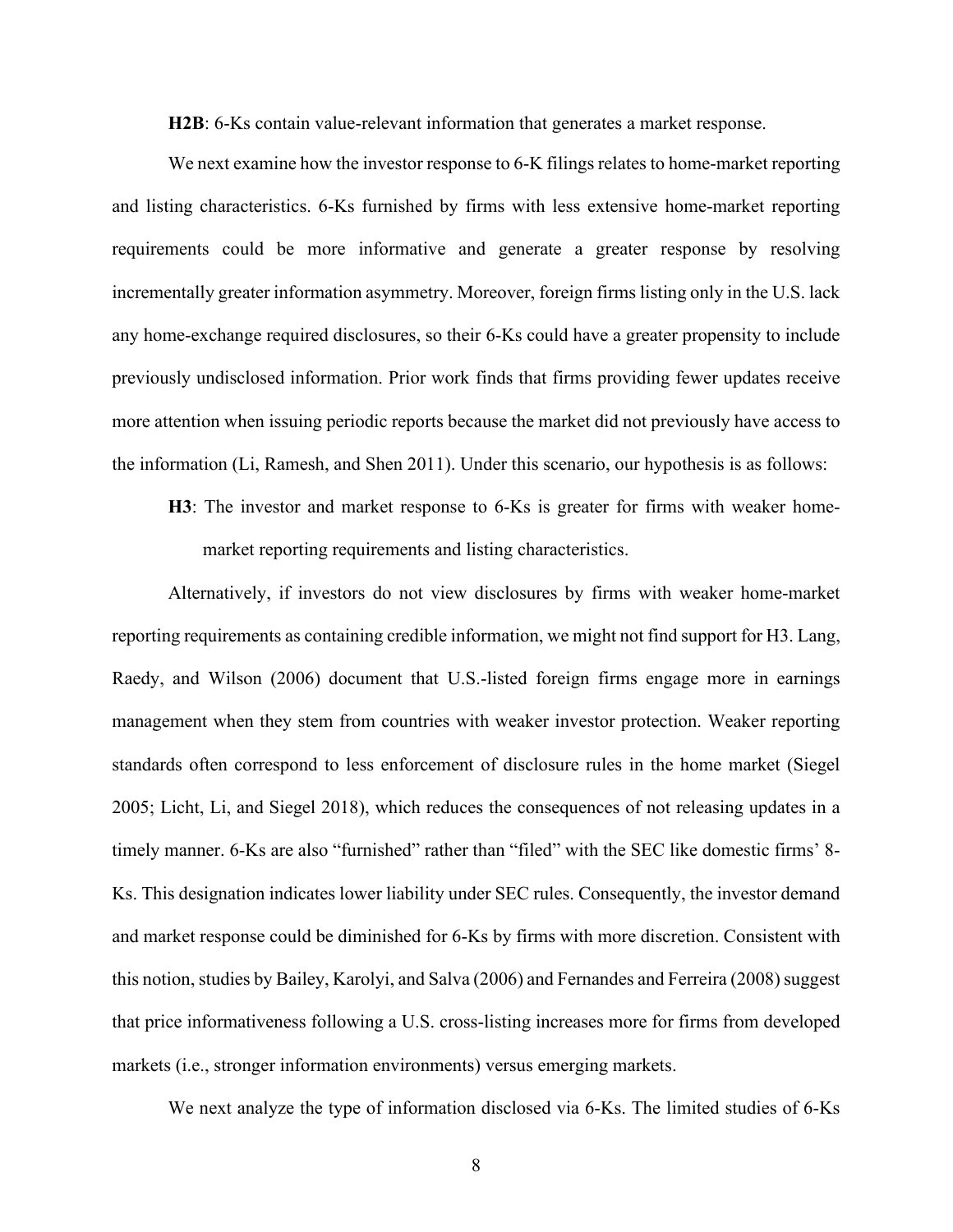**H2B**: 6-Ks contain value-relevant information that generates a market response.

We next examine how the investor response to 6-K filings relates to home-market reporting and listing characteristics. 6-Ks furnished by firms with less extensive home-market reporting requirements could be more informative and generate a greater response by resolving incrementally greater information asymmetry. Moreover, foreign firms listing only in the U.S. lack any home-exchange required disclosures, so their 6-Ks could have a greater propensity to include previously undisclosed information. Prior work finds that firms providing fewer updates receive more attention when issuing periodic reports because the market did not previously have access to the information (Li, Ramesh, and Shen 2011). Under this scenario, our hypothesis is as follows:

> **H3**: The investor and market response to 6-Ks is greater for firms with weaker home-market reporting requirements and listing characteristics.

Alternatively, if investors do not view disclosures by firms with weaker home-market reporting requirements as containing credible information, we might not find support for H3. Lang, Raedy, and Wilson (2006) document that U.S.-listed foreign firms engage more in earnings management when they stem from countries with weaker investor protection. Weaker reporting standards often correspond to less enforcement of disclosure rules in the home market (Siegel 2005; Licht, Li, and Siegel 2018), which reduces the consequences of not releasing updates in a timely manner. 6-Ks are also "furnished" rather than "filed" with the SEC like domestic firms' 8-Ks. This designation indicates lower liability under SEC rules. Consequently, the investor demand and market response could be diminished for 6-Ks by firms with more discretion. Consistent with this notion, studies by Bailey, Karolyi, and Salva (2006) and Fernandes and Ferreira (2008) suggest that price informativeness following a U.S. cross-listing increases more for firms from developed markets (i.e., stronger information environments) versus emerging markets.

We next analyze the type of information disclosed via 6-Ks. The limited studies of 6-Ks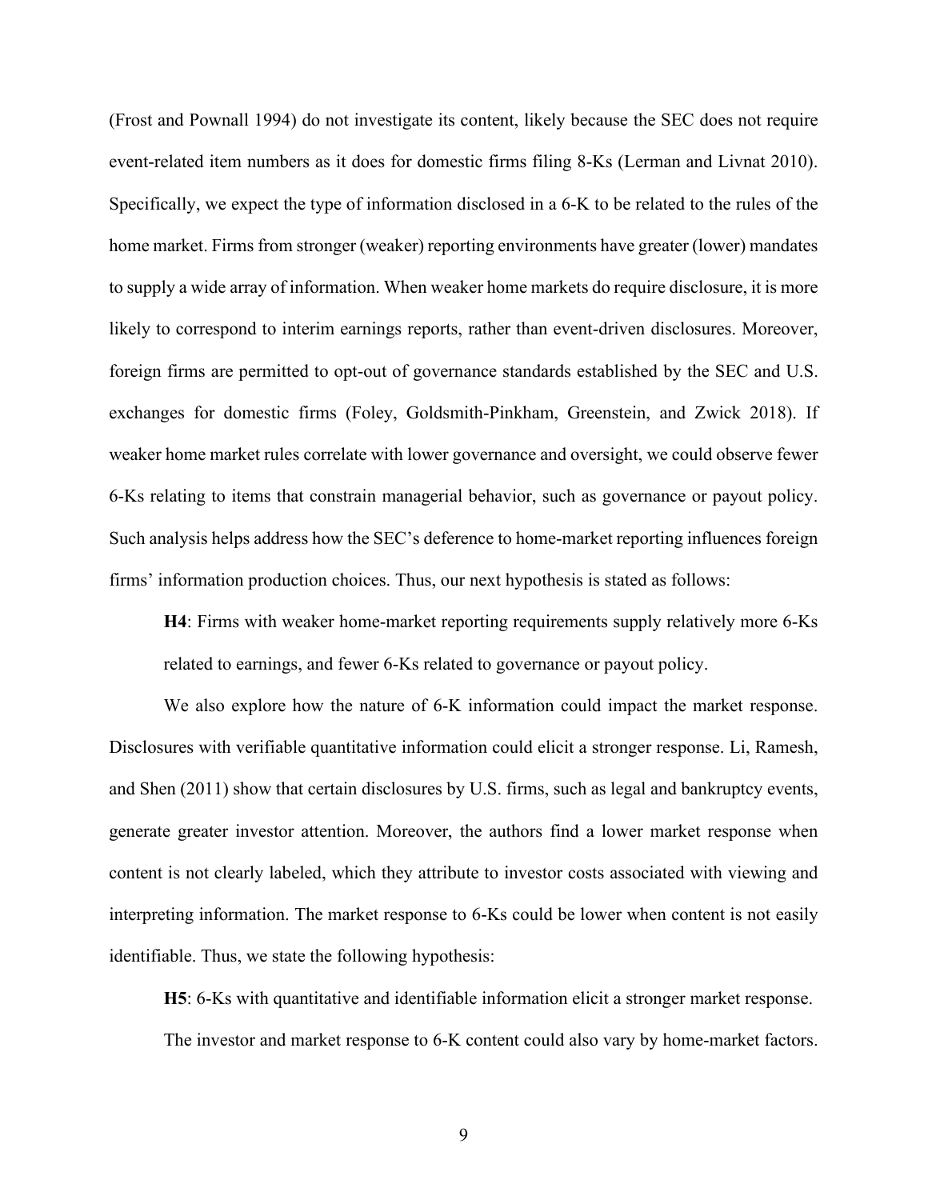(Frost and Pownall 1994) do not investigate its content, likely because the SEC does not require event-related item numbers as it does for domestic firms filing 8-Ks (Lerman and Livnat 2010). Specifically, we expect the type of information disclosed in a 6-K to be related to the rules of the home market. Firms from stronger (weaker) reporting environments have greater (lower) mandates to supply a wide array of information. When weaker home markets do require disclosure, it is more likely to correspond to interim earnings reports, rather than event-driven disclosures. Moreover, foreign firms are permitted to opt-out of governance standards established by the SEC and U.S. exchanges for domestic firms (Foley, Goldsmith-Pinkham, Greenstein, and Zwick 2018). If weaker home market rules correlate with lower governance and oversight, we could observe fewer 6-Ks relating to items that constrain managerial behavior, such as governance or payout policy. Such analysis helps address how the SEC's deference to home-market reporting influences foreign firms' information production choices. Thus, our next hypothesis is stated as follows:

**H4**: Firms with weaker home-market reporting requirements supply relatively more 6-Ks related to earnings, and fewer 6-Ks related to governance or payout policy.

We also explore how the nature of 6-K information could impact the market response. Disclosures with verifiable quantitative information could elicit a stronger response. Li, Ramesh, and Shen (2011) show that certain disclosures by U.S. firms, such as legal and bankruptcy events, generate greater investor attention. Moreover, the authors find a lower market response when content is not clearly labeled, which they attribute to investor costs associated with viewing and interpreting information. The market response to 6-Ks could be lower when content is not easily identifiable. Thus, we state the following hypothesis:

**H5**: 6-Ks with quantitative and identifiable information elicit a stronger market response.

The investor and market response to 6-K content could also vary by home-market factors.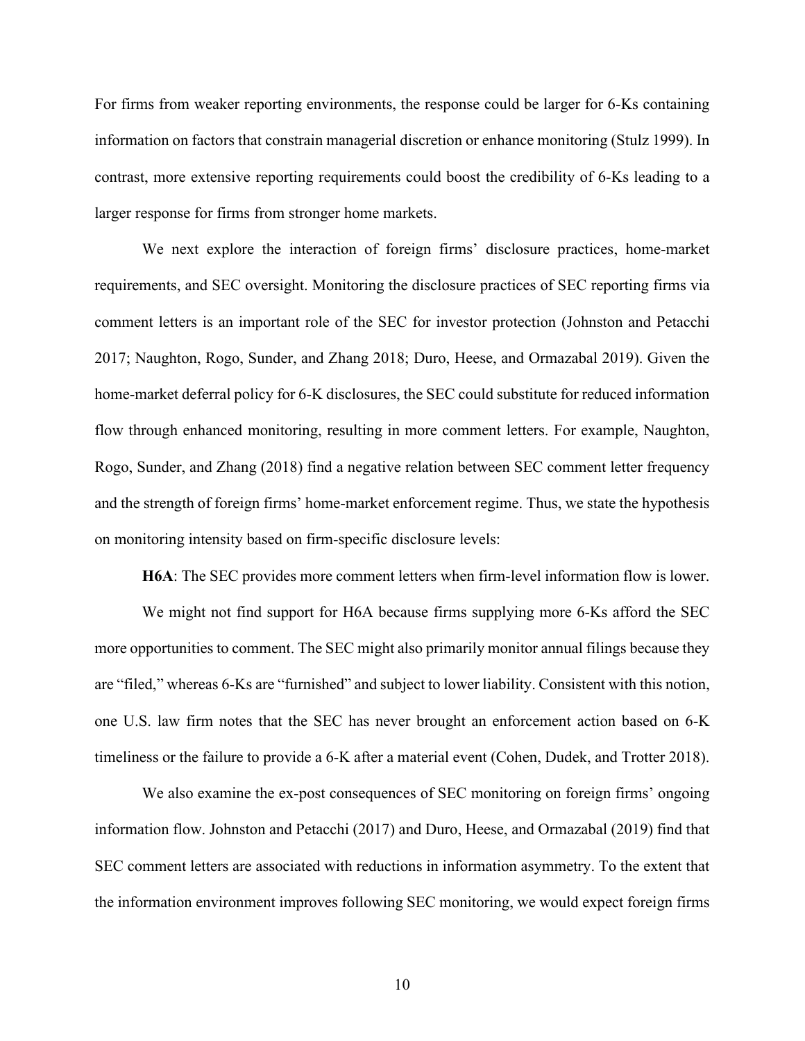For firms from weaker reporting environments, the response could be larger for 6-Ks containing information on factors that constrain managerial discretion or enhance monitoring (Stulz 1999). In contrast, more extensive reporting requirements could boost the credibility of 6-Ks leading to a larger response for firms from stronger home markets.

We next explore the interaction of foreign firms' disclosure practices, home-market requirements, and SEC oversight. Monitoring the disclosure practices of SEC reporting firms via comment letters is an important role of the SEC for investor protection (Johnston and Petacchi 2017; Naughton, Rogo, Sunder, and Zhang 2018; Duro, Heese, and Ormazabal 2019). Given the home-market deferral policy for 6-K disclosures, the SEC could substitute for reduced information flow through enhanced monitoring, resulting in more comment letters. For example, Naughton, Rogo, Sunder, and Zhang (2018) find a negative relation between SEC comment letter frequency and the strength of foreign firms' home-market enforcement regime. Thus, we state the hypothesis on monitoring intensity based on firm-specific disclosure levels:

**H6A**: The SEC provides more comment letters when firm-level information flow is lower.

We might not find support for H6A because firms supplying more 6-Ks afford the SEC more opportunities to comment. The SEC might also primarily monitor annual filings because they are "filed," whereas 6-Ks are "furnished" and subject to lower liability. Consistent with this notion, one U.S. law firm notes that the SEC has never brought an enforcement action based on 6-K timeliness or the failure to provide a 6-K after a material event (Cohen, Dudek, and Trotter 2018).

We also examine the ex-post consequences of SEC monitoring on foreign firms' ongoing information flow. Johnston and Petacchi (2017) and Duro, Heese, and Ormazabal (2019) find that SEC comment letters are associated with reductions in information asymmetry. To the extent that the information environment improves following SEC monitoring, we would expect foreign firms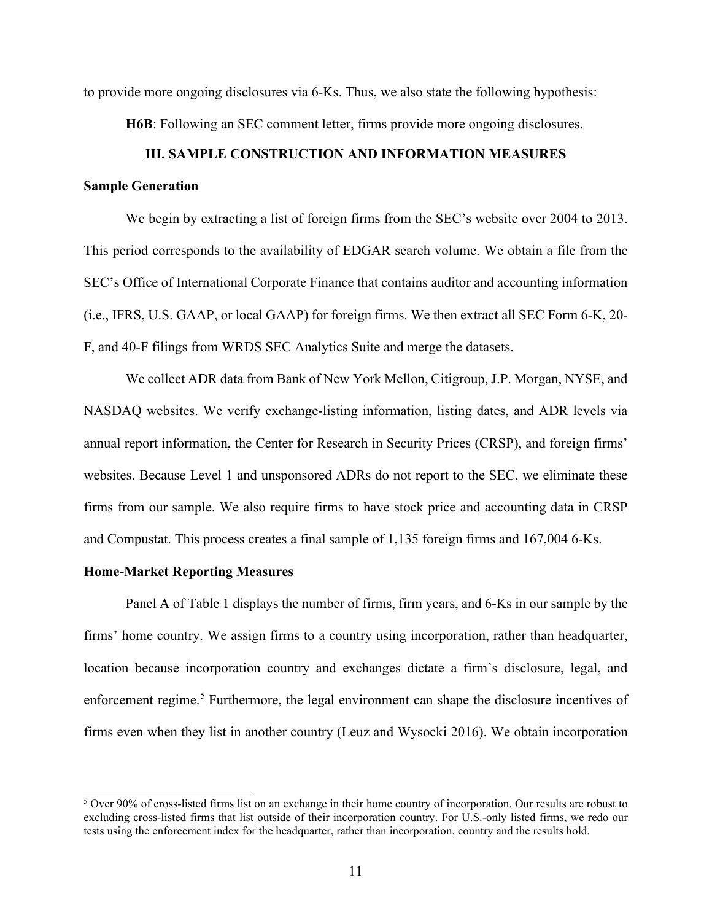to provide more ongoing disclosures via 6-Ks. Thus, we also state the following hypothesis:

**H6B**: Following an SEC comment letter, firms provide more ongoing disclosures.

## III. SAMPLE CONSTRUCTION AND INFORMATION MEASURES

### Sample Generation

We begin by extracting a list of foreign firms from the SEC's website over 2004 to 2013. This period corresponds to the availability of EDGAR search volume. We obtain a file from the SEC's Office of International Corporate Finance that contains auditor and accounting information (i.e., IFRS, U.S. GAAP, or local GAAP) for foreign firms. We then extract all SEC Form 6-K, 20-F, and 40-F filings from WRDS SEC Analytics Suite and merge the datasets.

We collect ADR data from Bank of New York Mellon, Citigroup, J.P. Morgan, NYSE, and NASDAQ websites. We verify exchange-listing information, listing dates, and ADR levels via annual report information, the Center for Research in Security Prices (CRSP), and foreign firms' websites. Because Level 1 and unsponsored ADRs do not report to the SEC, we eliminate these firms from our sample. We also require firms to have stock price and accounting data in CRSP and Compustat. This process creates a final sample of 1,135 foreign firms and 167,004 6-Ks.

### Home-Market Reporting Measures

Panel A of Table 1 displays the number of firms, firm years, and 6-Ks in our sample by the firms' home country. We assign firms to a country using incorporation, rather than headquarter, location because incorporation country and exchanges dictate a firm's disclosure, legal, and enforcement regime.[5] Furthermore, the legal environment can shape the disclosure incentives of firms even when they list in another country (Leuz and Wysocki 2016). We obtain incorporation

[5] Over 90% of cross-listed firms list on an exchange in their home country of incorporation. Our results are robust to excluding cross-listed firms that list outside of their incorporation country. For U.S.-only listed firms, we redo our tests using the enforcement index for the headquarter, rather than incorporation, country and the results hold.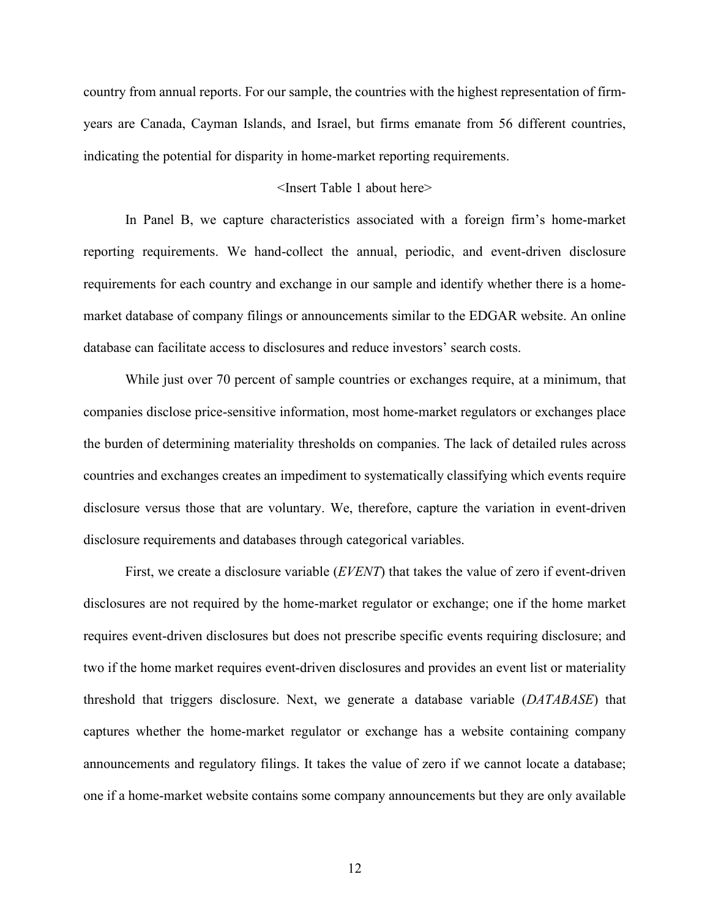country from annual reports. For our sample, the countries with the highest representation of firm-years are Canada, Cayman Islands, and Israel, but firms emanate from 56 different countries, indicating the potential for disparity in home-market reporting requirements.

<Insert Table 1 about here>

In Panel B, we capture characteristics associated with a foreign firm's home-market reporting requirements. We hand-collect the annual, periodic, and event-driven disclosure requirements for each country and exchange in our sample and identify whether there is a home-market database of company filings or announcements similar to the EDGAR website. An online database can facilitate access to disclosures and reduce investors' search costs.

While just over 70 percent of sample countries or exchanges require, at a minimum, that companies disclose price-sensitive information, most home-market regulators or exchanges place the burden of determining materiality thresholds on companies. The lack of detailed rules across countries and exchanges creates an impediment to systematically classifying which events require disclosure versus those that are voluntary. We, therefore, capture the variation in event-driven disclosure requirements and databases through categorical variables.

First, we create a disclosure variable (*EVENT*) that takes the value of zero if event-driven disclosures are not required by the home-market regulator or exchange; one if the home market requires event-driven disclosures but does not prescribe specific events requiring disclosure; and two if the home market requires event-driven disclosures and provides an event list or materiality threshold that triggers disclosure. Next, we generate a database variable (*DATABASE*) that captures whether the home-market regulator or exchange has a website containing company announcements and regulatory filings. It takes the value of zero if we cannot locate a database; one if a home-market website contains some company announcements but they are only available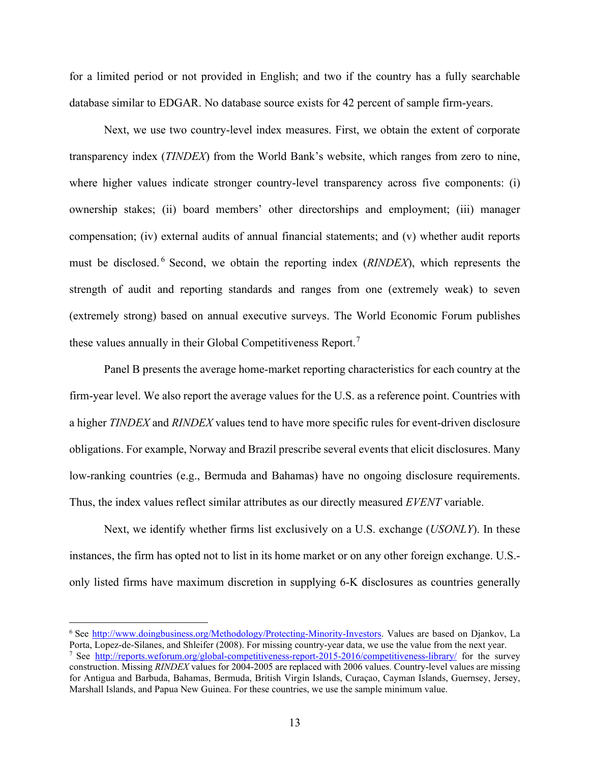for a limited period or not provided in English; and two if the country has a fully searchable database similar to EDGAR. No database source exists for 42 percent of sample firm-years.

Next, we use two country-level index measures. First, we obtain the extent of corporate transparency index (*TINDEX*) from the World Bank's website, which ranges from zero to nine, where higher values indicate stronger country-level transparency across five components: (i) ownership stakes; (ii) board members' other directorships and employment; (iii) manager compensation; (iv) external audits of annual financial statements; and (v) whether audit reports must be disclosed.[6] Second, we obtain the reporting index (*RINDEX*), which represents the strength of audit and reporting standards and ranges from one (extremely weak) to seven (extremely strong) based on annual executive surveys. The World Economic Forum publishes these values annually in their Global Competitiveness Report.[7]

Panel B presents the average home-market reporting characteristics for each country at the firm-year level. We also report the average values for the U.S. as a reference point. Countries with a higher *TINDEX* and *RINDEX* values tend to have more specific rules for event-driven disclosure obligations. For example, Norway and Brazil prescribe several events that elicit disclosures. Many low-ranking countries (e.g., Bermuda and Bahamas) have no ongoing disclosure requirements. Thus, the index values reflect similar attributes as our directly measured *EVENT* variable.

Next, we identify whether firms list exclusively on a U.S. exchange (*USONLY*). In these instances, the firm has opted not to list in its home market or on any other foreign exchange. U.S.-only listed firms have maximum discretion in supplying 6-K disclosures as countries generally

---

[6] See http://www.doingbusiness.org/Methodology/Protecting-Minority-Investors. Values are based on Djankov, La Porta, Lopez-de-Silanes, and Shleifer (2008). For missing country-year data, we use the value from the next year.

[7] See http://reports.weforum.org/global-competitiveness-report-2015-2016/competitiveness-library/ for the survey construction. Missing *RINDEX* values for 2004-2005 are replaced with 2006 values. Country-level values are missing for Antigua and Barbuda, Bahamas, Bermuda, British Virgin Islands, Curaçao, Cayman Islands, Guernsey, Jersey, Marshall Islands, and Papua New Guinea. For these countries, we use the sample minimum value.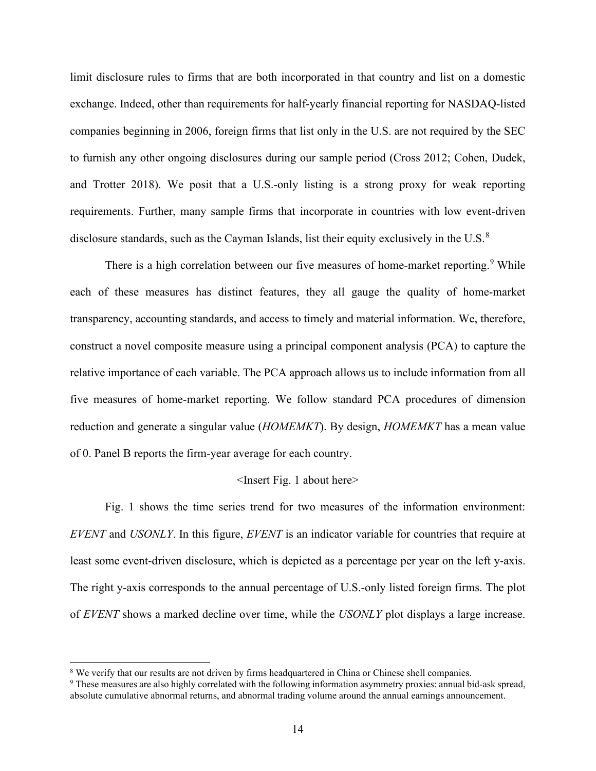limit disclosure rules to firms that are both incorporated in that country and list on a domestic exchange. Indeed, other than requirements for half-yearly financial reporting for NASDAQ-listed companies beginning in 2006, foreign firms that list only in the U.S. are not required by the SEC to furnish any other ongoing disclosures during our sample period (Cross 2012; Cohen, Dudek, and Trotter 2018). We posit that a U.S.-only listing is a strong proxy for weak reporting requirements. Further, many sample firms that incorporate in countries with low event-driven disclosure standards, such as the Cayman Islands, list their equity exclusively in the U.S.[8]

There is a high correlation between our five measures of home-market reporting.[9] While each of these measures has distinct features, they all gauge the quality of home-market transparency, accounting standards, and access to timely and material information. We, therefore, construct a novel composite measure using a principal component analysis (PCA) to capture the relative importance of each variable. The PCA approach allows us to include information from all five measures of home-market reporting. We follow standard PCA procedures of dimension reduction and generate a singular value (*HOMEMKT*). By design, *HOMEMKT* has a mean value of 0. Panel B reports the firm-year average for each country.

<Insert Fig. 1 about here>

Fig. 1 shows the time series trend for two measures of the information environment: *EVENT* and *USONLY*. In this figure, *EVENT* is an indicator variable for countries that require at least some event-driven disclosure, which is depicted as a percentage per year on the left y-axis. The right y-axis corresponds to the annual percentage of U.S.-only listed foreign firms. The plot of *EVENT* shows a marked decline over time, while the *USONLY* plot displays a large increase.

[8] We verify that our results are not driven by firms headquartered in China or Chinese shell companies.

[9] These measures are also highly correlated with the following information asymmetry proxies: annual bid-ask spread, absolute cumulative abnormal returns, and abnormal trading volume around the annual earnings announcement.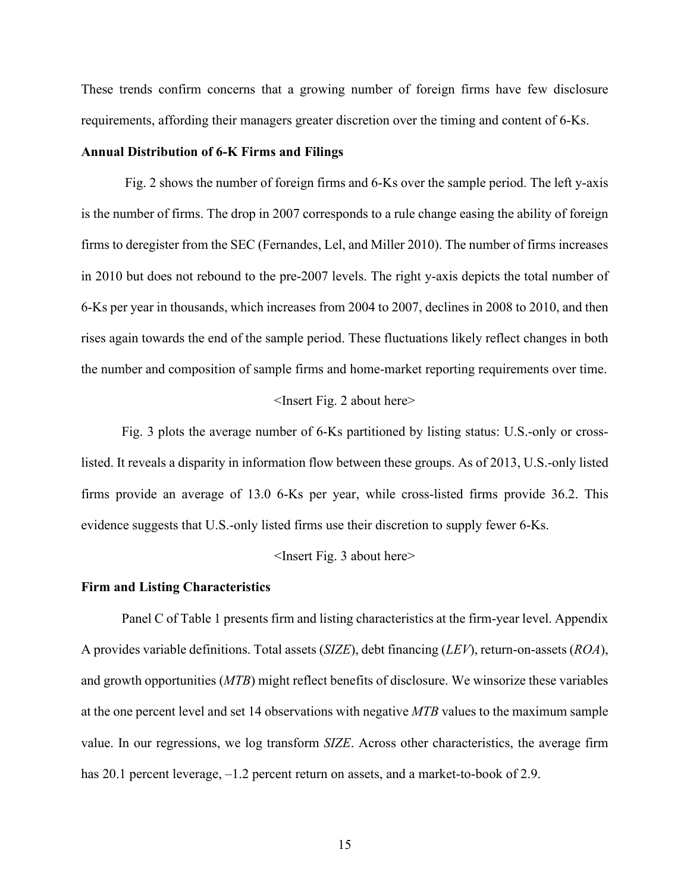These trends confirm concerns that a growing number of foreign firms have few disclosure requirements, affording their managers greater discretion over the timing and content of 6-Ks.

**Annual Distribution of 6-K Firms and Filings**

Fig. 2 shows the number of foreign firms and 6-Ks over the sample period. The left y-axis is the number of firms. The drop in 2007 corresponds to a rule change easing the ability of foreign firms to deregister from the SEC (Fernandes, Lel, and Miller 2010). The number of firms increases in 2010 but does not rebound to the pre-2007 levels. The right y-axis depicts the total number of 6-Ks per year in thousands, which increases from 2004 to 2007, declines in 2008 to 2010, and then rises again towards the end of the sample period. These fluctuations likely reflect changes in both the number and composition of sample firms and home-market reporting requirements over time.

<Insert Fig. 2 about here>

Fig. 3 plots the average number of 6-Ks partitioned by listing status: U.S.-only or cross-listed. It reveals a disparity in information flow between these groups. As of 2013, U.S.-only listed firms provide an average of 13.0 6-Ks per year, while cross-listed firms provide 36.2. This evidence suggests that U.S.-only listed firms use their discretion to supply fewer 6-Ks.

<Insert Fig. 3 about here>

**Firm and Listing Characteristics**

Panel C of Table 1 presents firm and listing characteristics at the firm-year level. Appendix A provides variable definitions. Total assets (*SIZE*), debt financing (*LEV*), return-on-assets (*ROA*), and growth opportunities (*MTB*) might reflect benefits of disclosure. We winsorize these variables at the one percent level and set 14 observations with negative *MTB* values to the maximum sample value. In our regressions, we log transform *SIZE*. Across other characteristics, the average firm has 20.1 percent leverage, –1.2 percent return on assets, and a market-to-book of 2.9.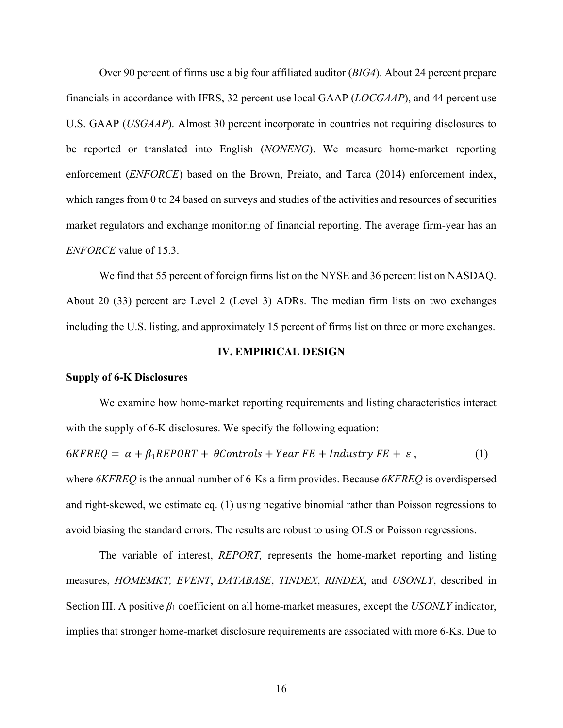Over 90 percent of firms use a big four affiliated auditor (*BIG4*). About 24 percent prepare financials in accordance with IFRS, 32 percent use local GAAP (*LOCGAAP*), and 44 percent use U.S. GAAP (*USGAAP*). Almost 30 percent incorporate in countries not requiring disclosures to be reported or translated into English (*NONENG*). We measure home-market reporting enforcement (*ENFORCE*) based on the Brown, Preiato, and Tarca (2014) enforcement index, which ranges from 0 to 24 based on surveys and studies of the activities and resources of securities market regulators and exchange monitoring of financial reporting. The average firm-year has an *ENFORCE* value of 15.3.

We find that 55 percent of foreign firms list on the NYSE and 36 percent list on NASDAQ. About 20 (33) percent are Level 2 (Level 3) ADRs. The median firm lists on two exchanges including the U.S. listing, and approximately 15 percent of firms list on three or more exchanges.

## IV. EMPIRICAL DESIGN

### Supply of 6-K Disclosures

We examine how home-market reporting requirements and listing characteristics interact with the supply of 6-K disclosures. We specify the following equation:

$$6KFREQ = \alpha + \beta_1 REPORT + \theta Controls + Year\ FE + Industry\ FE + \varepsilon\ , \qquad (1)$$

where *6KFREQ* is the annual number of 6-Ks a firm provides. Because *6KFREQ* is overdispersed and right-skewed, we estimate eq. (1) using negative binomial rather than Poisson regressions to avoid biasing the standard errors. The results are robust to using OLS or Poisson regressions.

The variable of interest, *REPORT,* represents the home-market reporting and listing measures, *HOMEMKT, EVENT*, *DATABASE*, *TINDEX*, *RINDEX*, and *USONLY*, described in Section III. A positive $\beta_1$ coefficient on all home-market measures, except the *USONLY* indicator, implies that stronger home-market disclosure requirements are associated with more 6-Ks. Due to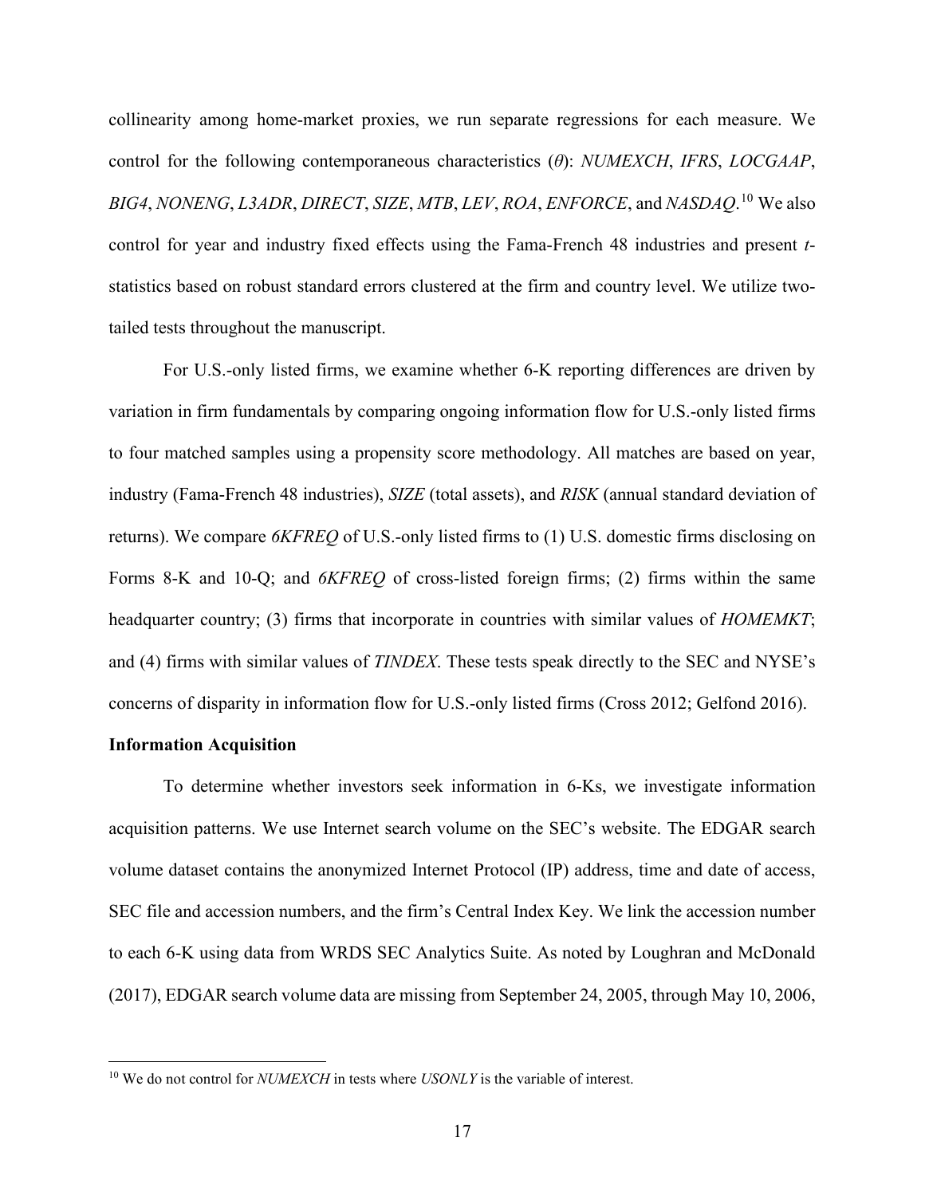collinearity among home-market proxies, we run separate regressions for each measure. We control for the following contemporaneous characteristics ($\theta$): *NUMEXCH*, *IFRS*, *LOCGAAP*, *BIG4*, *NONENG*, *L3ADR*, *DIRECT*, *SIZE*, *MTB*, *LEV*, *ROA*, *ENFORCE*, and *NASDAQ*.[10] We also control for year and industry fixed effects using the Fama-French 48 industries and present *t*-statistics based on robust standard errors clustered at the firm and country level. We utilize two-tailed tests throughout the manuscript.

For U.S.-only listed firms, we examine whether 6-K reporting differences are driven by variation in firm fundamentals by comparing ongoing information flow for U.S.-only listed firms to four matched samples using a propensity score methodology. All matches are based on year, industry (Fama-French 48 industries), *SIZE* (total assets), and *RISK* (annual standard deviation of returns). We compare *6KFREQ* of U.S.-only listed firms to (1) U.S. domestic firms disclosing on Forms 8-K and 10-Q; and *6KFREQ* of cross-listed foreign firms; (2) firms within the same headquarter country; (3) firms that incorporate in countries with similar values of *HOMEMKT*; and (4) firms with similar values of *TINDEX*. These tests speak directly to the SEC and NYSE's concerns of disparity in information flow for U.S.-only listed firms (Cross 2012; Gelfond 2016).

**Information Acquisition**

To determine whether investors seek information in 6-Ks, we investigate information acquisition patterns. We use Internet search volume on the SEC's website. The EDGAR search volume dataset contains the anonymized Internet Protocol (IP) address, time and date of access, SEC file and accession numbers, and the firm's Central Index Key. We link the accession number to each 6-K using data from WRDS SEC Analytics Suite. As noted by Loughran and McDonald (2017), EDGAR search volume data are missing from September 24, 2005, through May 10, 2006,

[10] We do not control for *NUMEXCH* in tests where *USONLY* is the variable of interest.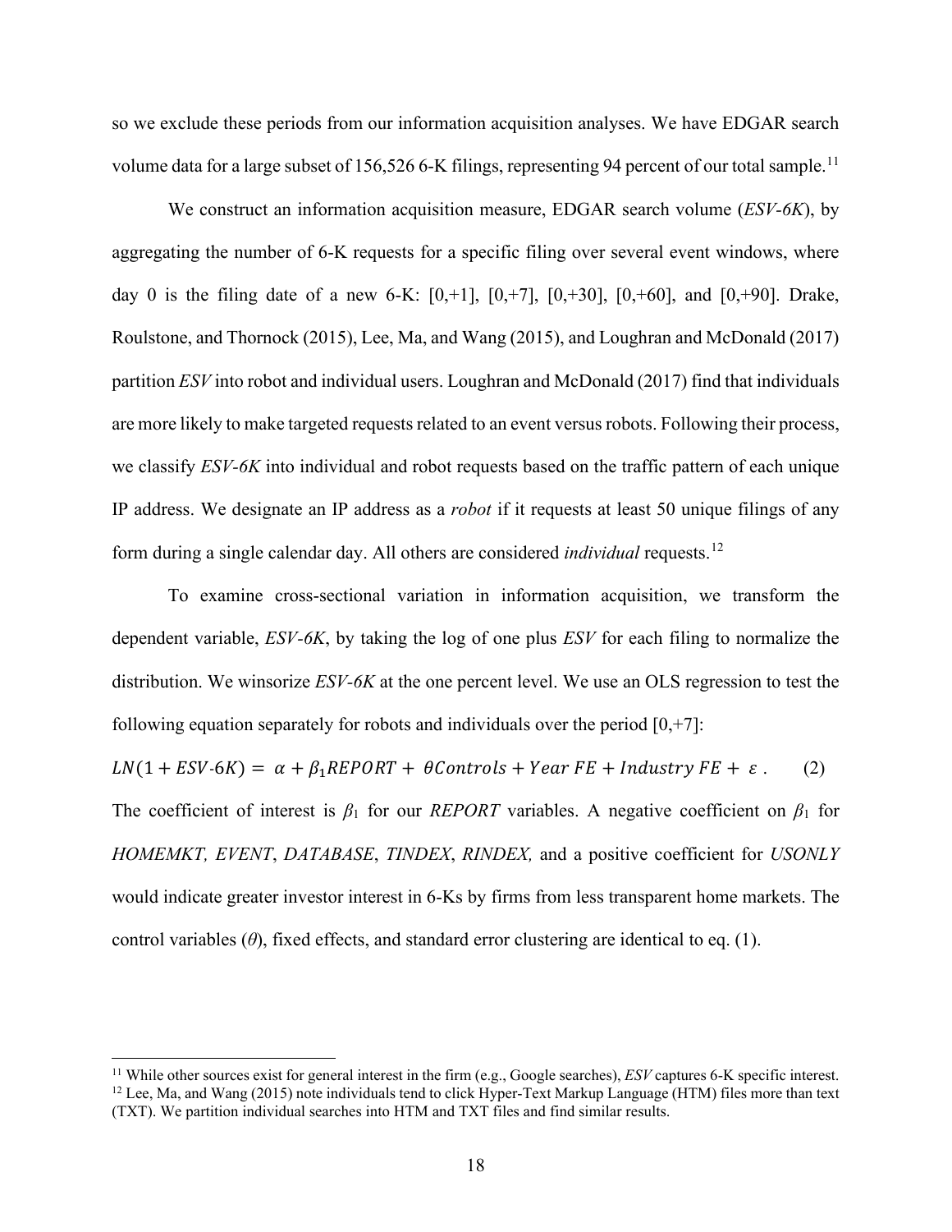so we exclude these periods from our information acquisition analyses. We have EDGAR search volume data for a large subset of 156,526 6-K filings, representing 94 percent of our total sample.[11]

We construct an information acquisition measure, EDGAR search volume (*ESV-6K*), by aggregating the number of 6-K requests for a specific filing over several event windows, where day 0 is the filing date of a new 6-K: [0,+1], [0,+7], [0,+30], [0,+60], and [0,+90]. Drake, Roulstone, and Thornock (2015), Lee, Ma, and Wang (2015), and Loughran and McDonald (2017) partition *ESV* into robot and individual users. Loughran and McDonald (2017) find that individuals are more likely to make targeted requests related to an event versus robots. Following their process, we classify *ESV-6K* into individual and robot requests based on the traffic pattern of each unique IP address. We designate an IP address as a *robot* if it requests at least 50 unique filings of any form during a single calendar day. All others are considered *individual* requests.[12]

To examine cross-sectional variation in information acquisition, we transform the dependent variable, *ESV-6K*, by taking the log of one plus *ESV* for each filing to normalize the distribution. We winsorize *ESV-6K* at the one percent level. We use an OLS regression to test the following equation separately for robots and individuals over the period [0,+7]:

$$LN(1 + ESV\text{-}6K) = \alpha + \beta_1 REPORT + \theta Controls + Year\ FE + Industry\ FE + \varepsilon \,. \qquad (2)$$

The coefficient of interest is $\beta_1$ for our *REPORT* variables. A negative coefficient on $\beta_1$ for *HOMEMKT, EVENT*, *DATABASE*, *TINDEX*, *RINDEX,* and a positive coefficient for *USONLY* would indicate greater investor interest in 6-Ks by firms from less transparent home markets. The control variables ($\theta$), fixed effects, and standard error clustering are identical to eq. (1).

[11] While other sources exist for general interest in the firm (e.g., Google searches), *ESV* captures 6-K specific interest.

[12] Lee, Ma, and Wang (2015) note individuals tend to click Hyper-Text Markup Language (HTM) files more than text (TXT). We partition individual searches into HTM and TXT files and find similar results.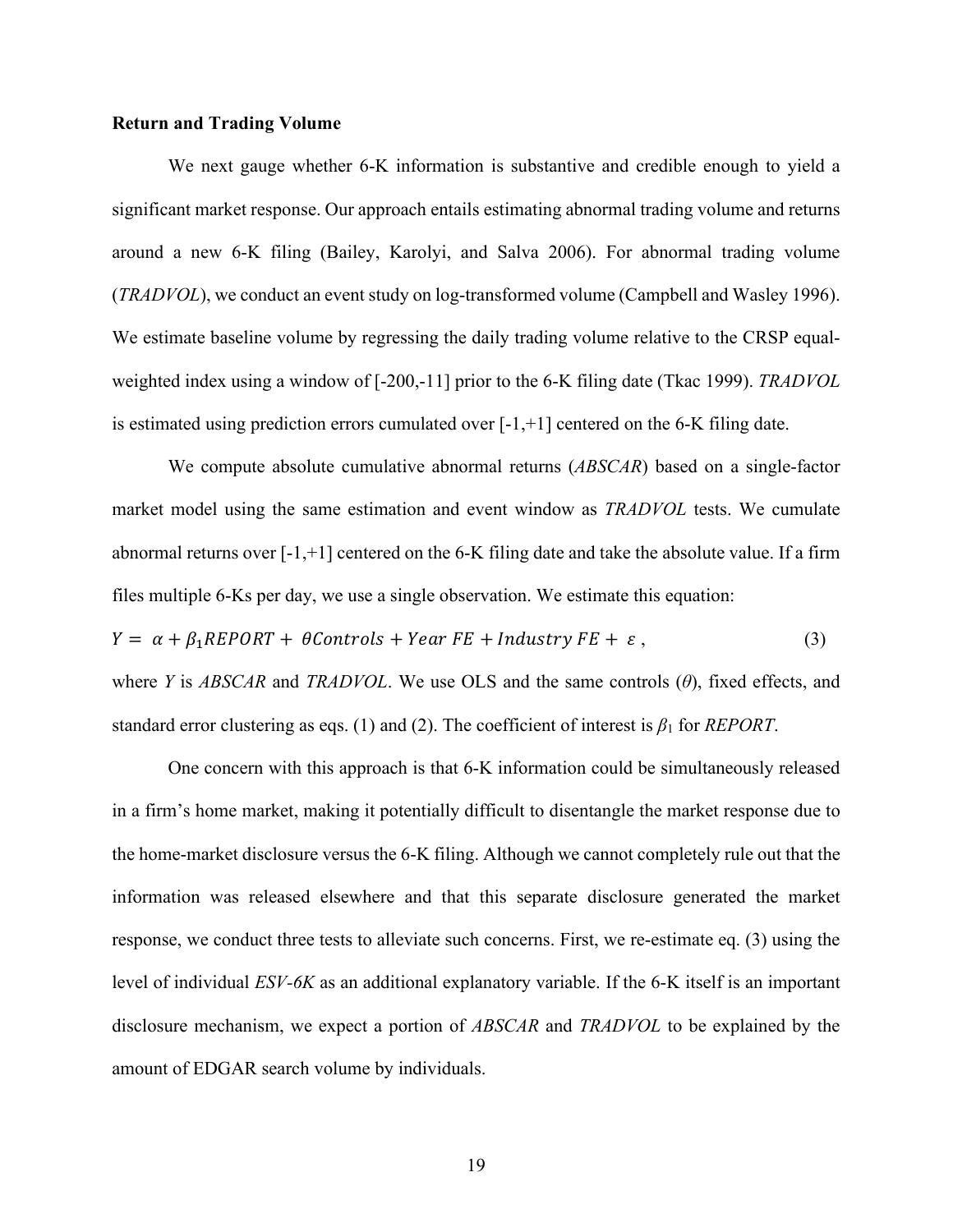**Return and Trading Volume**

We next gauge whether 6-K information is substantive and credible enough to yield a significant market response. Our approach entails estimating abnormal trading volume and returns around a new 6-K filing (Bailey, Karolyi, and Salva 2006). For abnormal trading volume (*TRADVOL*), we conduct an event study on log-transformed volume (Campbell and Wasley 1996). We estimate baseline volume by regressing the daily trading volume relative to the CRSP equal-weighted index using a window of [-200,-11] prior to the 6-K filing date (Tkac 1999). *TRADVOL* is estimated using prediction errors cumulated over [-1,+1] centered on the 6-K filing date.

We compute absolute cumulative abnormal returns (*ABSCAR*) based on a single-factor market model using the same estimation and event window as *TRADVOL* tests. We cumulate abnormal returns over [-1,+1] centered on the 6-K filing date and take the absolute value. If a firm files multiple 6-Ks per day, we use a single observation. We estimate this equation:

$$Y = \alpha + \beta_1 REPORT + \theta Controls + Year\ FE + Industry\ FE + \varepsilon \,, \tag{3}$$

where *Y* is *ABSCAR* and *TRADVOL*. We use OLS and the same controls ($\theta$), fixed effects, and standard error clustering as eqs. (1) and (2). The coefficient of interest is $\beta_1$ for *REPORT*.

One concern with this approach is that 6-K information could be simultaneously released in a firm's home market, making it potentially difficult to disentangle the market response due to the home-market disclosure versus the 6-K filing. Although we cannot completely rule out that the information was released elsewhere and that this separate disclosure generated the market response, we conduct three tests to alleviate such concerns. First, we re-estimate eq. (3) using the level of individual *ESV-6K* as an additional explanatory variable. If the 6-K itself is an important disclosure mechanism, we expect a portion of *ABSCAR* and *TRADVOL* to be explained by the amount of EDGAR search volume by individuals.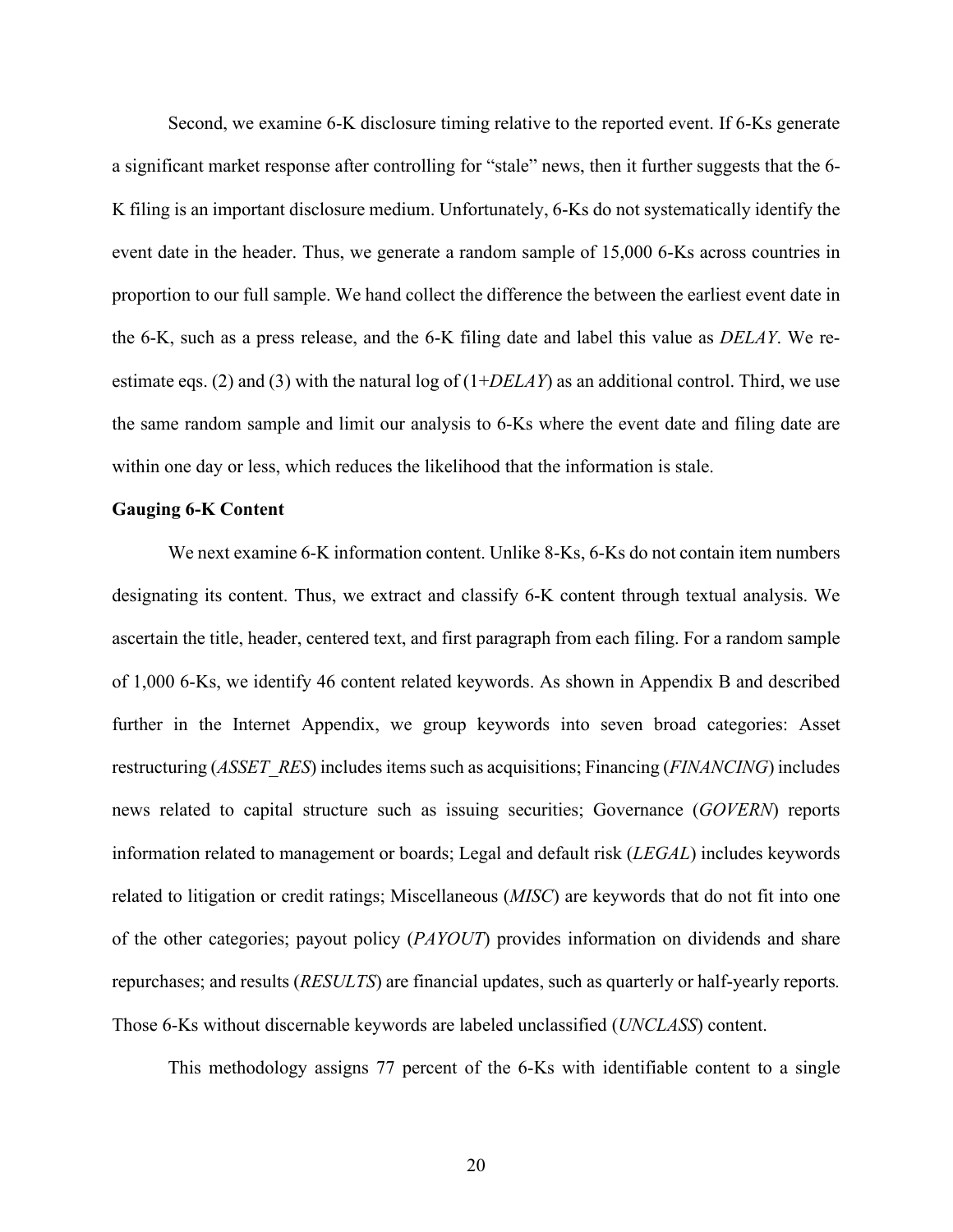Second, we examine 6-K disclosure timing relative to the reported event. If 6-Ks generate a significant market response after controlling for "stale" news, then it further suggests that the 6-K filing is an important disclosure medium. Unfortunately, 6-Ks do not systematically identify the event date in the header. Thus, we generate a random sample of 15,000 6-Ks across countries in proportion to our full sample. We hand collect the difference the between the earliest event date in the 6-K, such as a press release, and the 6-K filing date and label this value as *DELAY*. We re-estimate eqs. (2) and (3) with the natural log of (1+*DELAY*) as an additional control. Third, we use the same random sample and limit our analysis to 6-Ks where the event date and filing date are within one day or less, which reduces the likelihood that the information is stale.

**Gauging 6-K Content**

We next examine 6-K information content. Unlike 8-Ks, 6-Ks do not contain item numbers designating its content. Thus, we extract and classify 6-K content through textual analysis. We ascertain the title, header, centered text, and first paragraph from each filing. For a random sample of 1,000 6-Ks, we identify 46 content related keywords. As shown in Appendix B and described further in the Internet Appendix, we group keywords into seven broad categories: Asset restructuring (*ASSET_RES*) includes items such as acquisitions; Financing (*FINANCING*) includes news related to capital structure such as issuing securities; Governance (*GOVERN*) reports information related to management or boards; Legal and default risk (*LEGAL*) includes keywords related to litigation or credit ratings; Miscellaneous (*MISC*) are keywords that do not fit into one of the other categories; payout policy (*PAYOUT*) provides information on dividends and share repurchases; and results (*RESULTS*) are financial updates, such as quarterly or half-yearly reports. Those 6-Ks without discernable keywords are labeled unclassified (*UNCLASS*) content.

This methodology assigns 77 percent of the 6-Ks with identifiable content to a single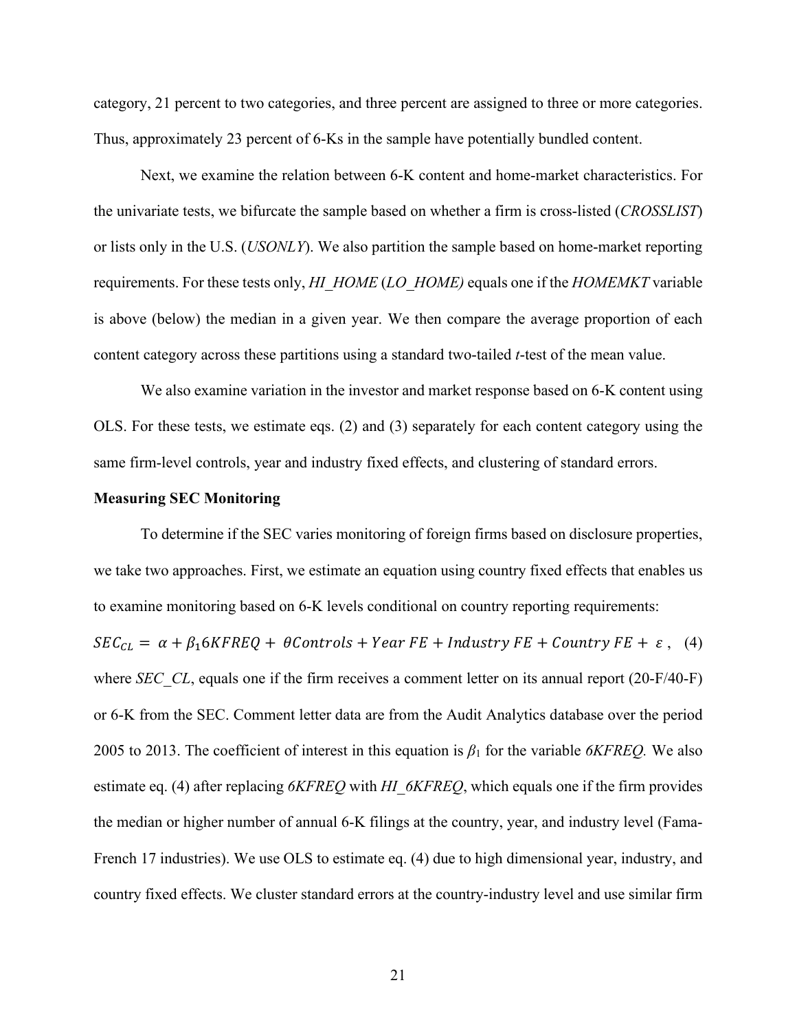category, 21 percent to two categories, and three percent are assigned to three or more categories. Thus, approximately 23 percent of 6-Ks in the sample have potentially bundled content.

Next, we examine the relation between 6-K content and home-market characteristics. For the univariate tests, we bifurcate the sample based on whether a firm is cross-listed (*CROSSLIST*) or lists only in the U.S. (*USONLY*). We also partition the sample based on home-market reporting requirements. For these tests only, *HI_HOME* (*LO_HOME)* equals one if the *HOMEMKT* variable is above (below) the median in a given year. We then compare the average proportion of each content category across these partitions using a standard two-tailed *t*-test of the mean value.

We also examine variation in the investor and market response based on 6-K content using OLS. For these tests, we estimate eqs. (2) and (3) separately for each content category using the same firm-level controls, year and industry fixed effects, and clustering of standard errors.

**Measuring SEC Monitoring**

To determine if the SEC varies monitoring of foreign firms based on disclosure properties, we take two approaches. First, we estimate an equation using country fixed effects that enables us to examine monitoring based on 6-K levels conditional on country reporting requirements:

$$SEC_{CL} = \alpha + \beta_1 6KFREQ + \theta Controls + Year\ FE + Industry\ FE + Country\ FE + \varepsilon\ , \quad (4)$$

where *SEC_CL*, equals one if the firm receives a comment letter on its annual report (20-F/40-F) or 6-K from the SEC. Comment letter data are from the Audit Analytics database over the period 2005 to 2013. The coefficient of interest in this equation is $\beta_1$ for the variable *6KFREQ.* We also estimate eq. (4) after replacing *6KFREQ* with *HI_6KFREQ*, which equals one if the firm provides the median or higher number of annual 6-K filings at the country, year, and industry level (Fama-French 17 industries). We use OLS to estimate eq. (4) due to high dimensional year, industry, and country fixed effects. We cluster standard errors at the country-industry level and use similar firm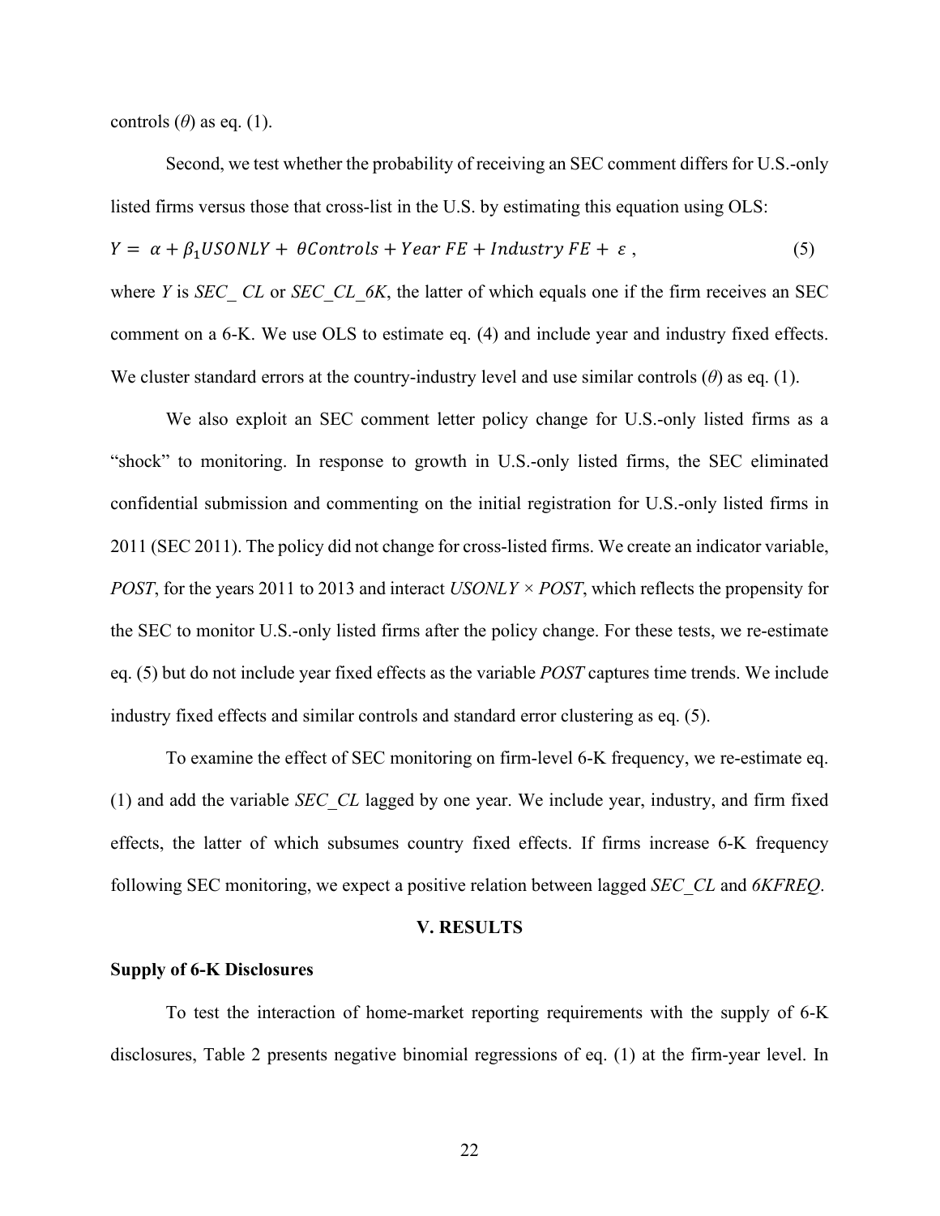controls ($\theta$) as eq. (1).

Second, we test whether the probability of receiving an SEC comment differs for U.S.-only listed firms versus those that cross-list in the U.S. by estimating this equation using OLS:

$$Y = \alpha + \beta_1 USONLY + \theta Controls + Year\ FE + Industry\ FE + \varepsilon \,, \tag{5}$$

where *Y* is *SEC_ CL* or *SEC_CL_6K*, the latter of which equals one if the firm receives an SEC comment on a 6-K. We use OLS to estimate eq. (4) and include year and industry fixed effects. We cluster standard errors at the country-industry level and use similar controls ($\theta$) as eq. (1).

We also exploit an SEC comment letter policy change for U.S.-only listed firms as a "shock" to monitoring. In response to growth in U.S.-only listed firms, the SEC eliminated confidential submission and commenting on the initial registration for U.S.-only listed firms in 2011 (SEC 2011). The policy did not change for cross-listed firms. We create an indicator variable, *POST*, for the years 2011 to 2013 and interact *USONLY × POST*, which reflects the propensity for the SEC to monitor U.S.-only listed firms after the policy change. For these tests, we re-estimate eq. (5) but do not include year fixed effects as the variable *POST* captures time trends. We include industry fixed effects and similar controls and standard error clustering as eq. (5).

To examine the effect of SEC monitoring on firm-level 6-K frequency, we re-estimate eq. (1) and add the variable *SEC_CL* lagged by one year. We include year, industry, and firm fixed effects, the latter of which subsumes country fixed effects. If firms increase 6-K frequency following SEC monitoring, we expect a positive relation between lagged *SEC_CL* and *6KFREQ*.

## V. RESULTS

### Supply of 6-K Disclosures

To test the interaction of home-market reporting requirements with the supply of 6-K disclosures, Table 2 presents negative binomial regressions of eq. (1) at the firm-year level. In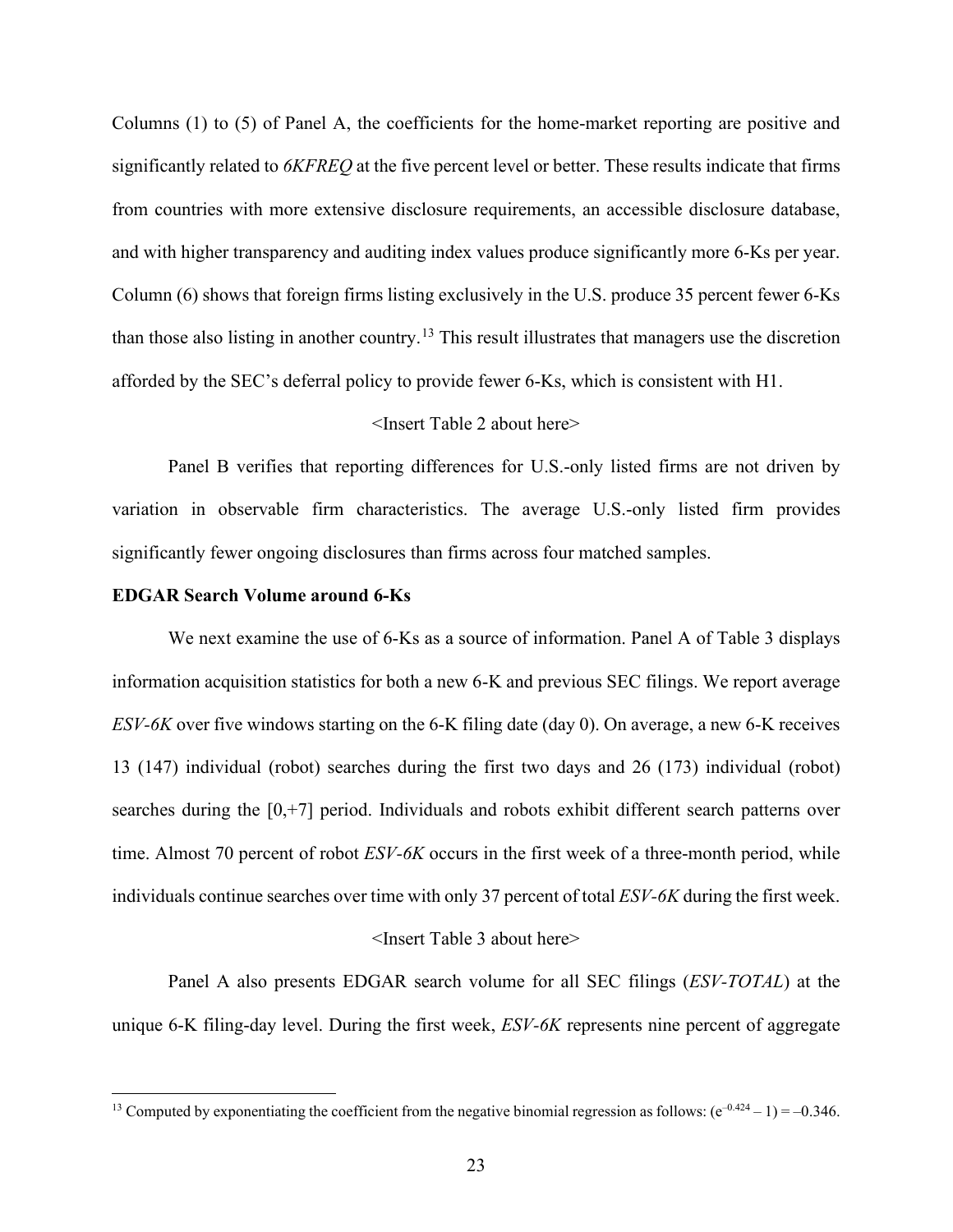Columns (1) to (5) of Panel A, the coefficients for the home-market reporting are positive and significantly related to *6KFREQ* at the five percent level or better. These results indicate that firms from countries with more extensive disclosure requirements, an accessible disclosure database, and with higher transparency and auditing index values produce significantly more 6-Ks per year. Column (6) shows that foreign firms listing exclusively in the U.S. produce 35 percent fewer 6-Ks than those also listing in another country.[13] This result illustrates that managers use the discretion afforded by the SEC's deferral policy to provide fewer 6-Ks, which is consistent with H1.

<Insert Table 2 about here>

Panel B verifies that reporting differences for U.S.-only listed firms are not driven by variation in observable firm characteristics. The average U.S.-only listed firm provides significantly fewer ongoing disclosures than firms across four matched samples.

**EDGAR Search Volume around 6-Ks**

We next examine the use of 6-Ks as a source of information. Panel A of Table 3 displays information acquisition statistics for both a new 6-K and previous SEC filings. We report average *ESV-6K* over five windows starting on the 6-K filing date (day 0). On average, a new 6-K receives 13 (147) individual (robot) searches during the first two days and 26 (173) individual (robot) searches during the [0,+7] period. Individuals and robots exhibit different search patterns over time. Almost 70 percent of robot *ESV-6K* occurs in the first week of a three-month period, while individuals continue searches over time with only 37 percent of total *ESV-6K* during the first week.

<Insert Table 3 about here>

Panel A also presents EDGAR search volume for all SEC filings (*ESV-TOTAL*) at the unique 6-K filing-day level. During the first week, *ESV-6K* represents nine percent of aggregate

[13] Computed by exponentiating the coefficient from the negative binomial regression as follows: $(e^{-0.424} - 1) = -0.346$.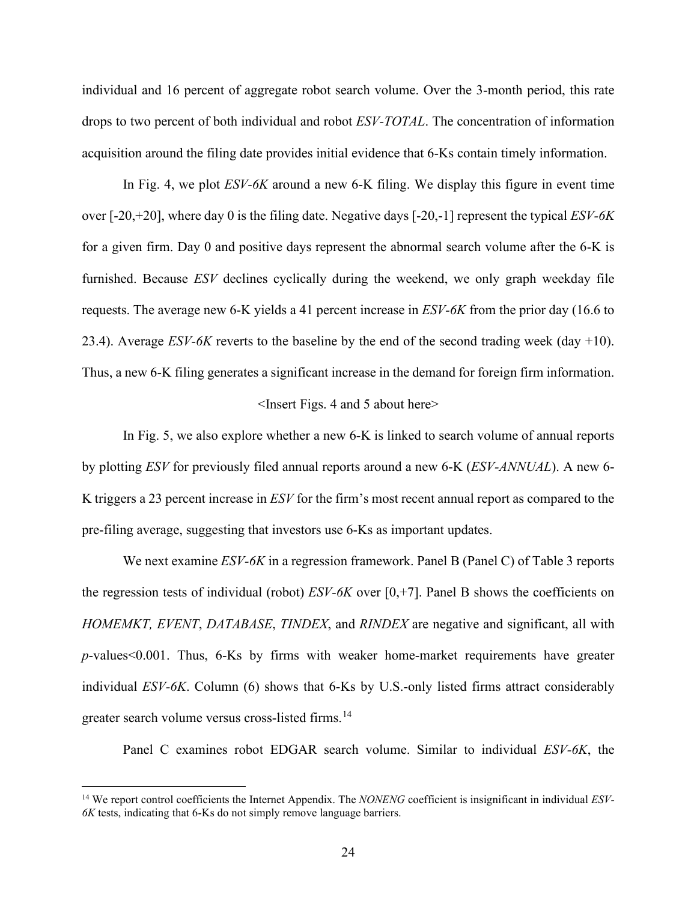individual and 16 percent of aggregate robot search volume. Over the 3-month period, this rate drops to two percent of both individual and robot *ESV-TOTAL*. The concentration of information acquisition around the filing date provides initial evidence that 6-Ks contain timely information.

In Fig. 4, we plot *ESV-6K* around a new 6-K filing. We display this figure in event time over [-20,+20], where day 0 is the filing date. Negative days [-20,-1] represent the typical *ESV-6K* for a given firm. Day 0 and positive days represent the abnormal search volume after the 6-K is furnished. Because *ESV* declines cyclically during the weekend, we only graph weekday file requests. The average new 6-K yields a 41 percent increase in *ESV-6K* from the prior day (16.6 to 23.4). Average *ESV-6K* reverts to the baseline by the end of the second trading week (day +10). Thus, a new 6-K filing generates a significant increase in the demand for foreign firm information.

<Insert Figs. 4 and 5 about here>

In Fig. 5, we also explore whether a new 6-K is linked to search volume of annual reports by plotting *ESV* for previously filed annual reports around a new 6-K (*ESV-ANNUAL*). A new 6-K triggers a 23 percent increase in *ESV* for the firm's most recent annual report as compared to the pre-filing average, suggesting that investors use 6-Ks as important updates.

We next examine *ESV-6K* in a regression framework. Panel B (Panel C) of Table 3 reports the regression tests of individual (robot) *ESV-6K* over [0,+7]. Panel B shows the coefficients on *HOMEMKT, EVENT*, *DATABASE*, *TINDEX*, and *RINDEX* are negative and significant, all with *p*-values<0.001. Thus, 6-Ks by firms with weaker home-market requirements have greater individual *ESV-6K*. Column (6) shows that 6-Ks by U.S.-only listed firms attract considerably greater search volume versus cross-listed firms.[14]

Panel C examines robot EDGAR search volume. Similar to individual *ESV-6K*, the

[14] We report control coefficients the Internet Appendix. The *NONENG* coefficient is insignificant in individual *ESV-6K* tests, indicating that 6-Ks do not simply remove language barriers.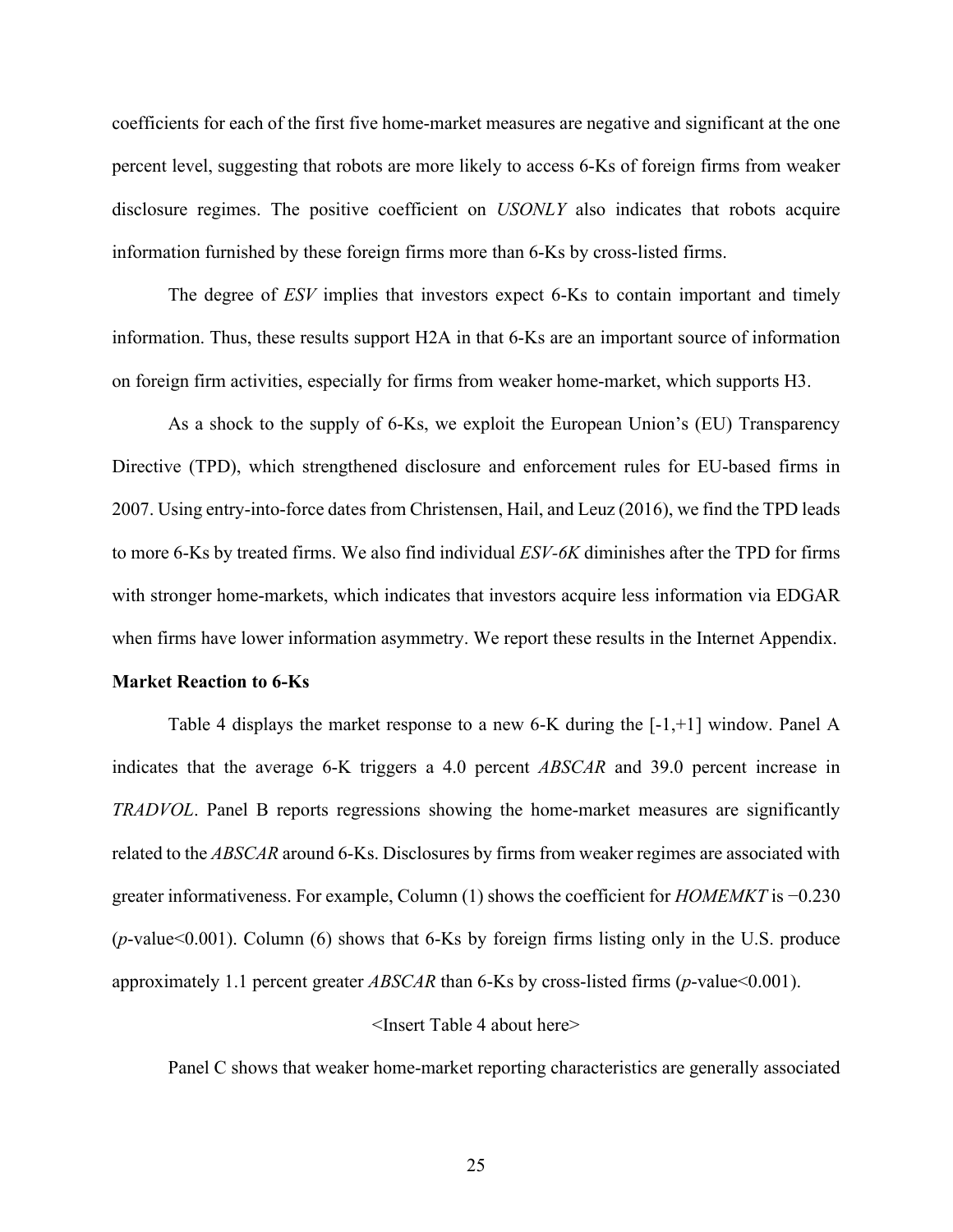coefficients for each of the first five home-market measures are negative and significant at the one percent level, suggesting that robots are more likely to access 6-Ks of foreign firms from weaker disclosure regimes. The positive coefficient on *USONLY* also indicates that robots acquire information furnished by these foreign firms more than 6-Ks by cross-listed firms.

The degree of *ESV* implies that investors expect 6-Ks to contain important and timely information. Thus, these results support H2A in that 6-Ks are an important source of information on foreign firm activities, especially for firms from weaker home-market, which supports H3.

As a shock to the supply of 6-Ks, we exploit the European Union's (EU) Transparency Directive (TPD), which strengthened disclosure and enforcement rules for EU-based firms in 2007. Using entry-into-force dates from Christensen, Hail, and Leuz (2016), we find the TPD leads to more 6-Ks by treated firms. We also find individual *ESV-6K* diminishes after the TPD for firms with stronger home-markets, which indicates that investors acquire less information via EDGAR when firms have lower information asymmetry. We report these results in the Internet Appendix.

**Market Reaction to 6-Ks**

Table 4 displays the market response to a new 6-K during the [-1,+1] window. Panel A indicates that the average 6-K triggers a 4.0 percent *ABSCAR* and 39.0 percent increase in *TRADVOL*. Panel B reports regressions showing the home-market measures are significantly related to the *ABSCAR* around 6-Ks. Disclosures by firms from weaker regimes are associated with greater informativeness. For example, Column (1) shows the coefficient for *HOMEMKT* is −0.230 ($p$-value<0.001). Column (6) shows that 6-Ks by foreign firms listing only in the U.S. produce approximately 1.1 percent greater *ABSCAR* than 6-Ks by cross-listed firms ($p$-value<0.001).

<Insert Table 4 about here>

Panel C shows that weaker home-market reporting characteristics are generally associated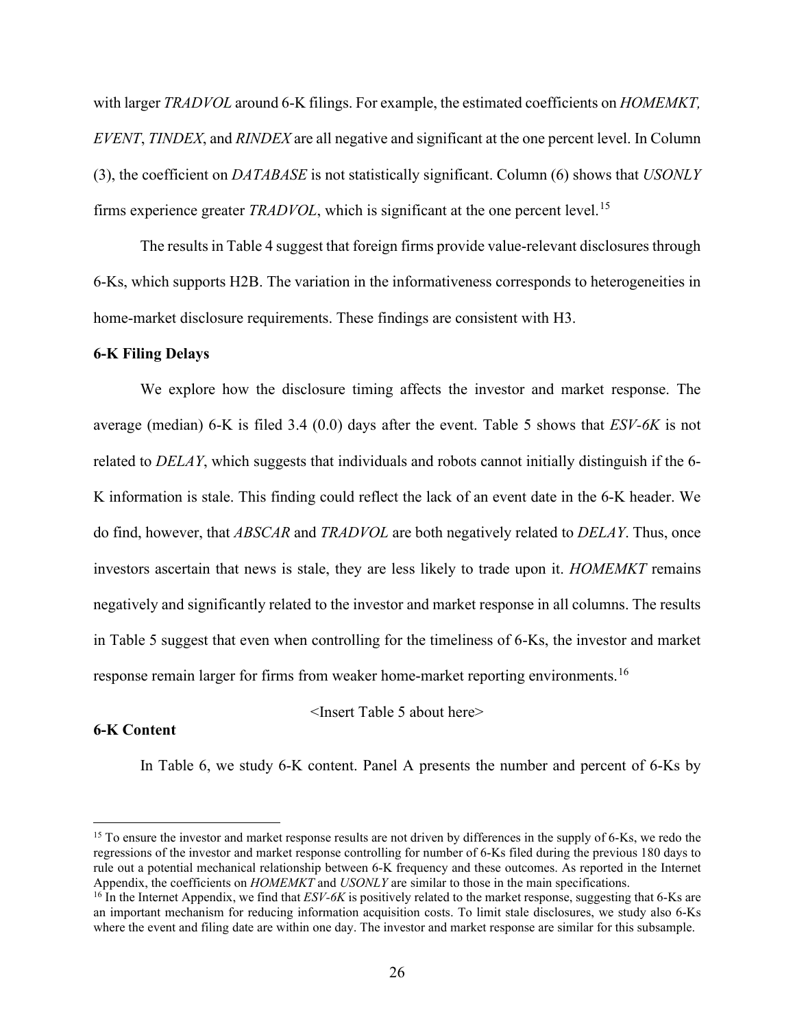with larger *TRADVOL* around 6-K filings. For example, the estimated coefficients on *HOMEMKT, EVENT*, *TINDEX*, and *RINDEX* are all negative and significant at the one percent level. In Column (3), the coefficient on *DATABASE* is not statistically significant. Column (6) shows that *USONLY* firms experience greater *TRADVOL*, which is significant at the one percent level.[15]

The results in Table 4 suggest that foreign firms provide value-relevant disclosures through 6-Ks, which supports H2B. The variation in the informativeness corresponds to heterogeneities in home-market disclosure requirements. These findings are consistent with H3.

**6-K Filing Delays**

We explore how the disclosure timing affects the investor and market response. The average (median) 6-K is filed 3.4 (0.0) days after the event. Table 5 shows that *ESV-6K* is not related to *DELAY*, which suggests that individuals and robots cannot initially distinguish if the 6-K information is stale. This finding could reflect the lack of an event date in the 6-K header. We do find, however, that *ABSCAR* and *TRADVOL* are both negatively related to *DELAY*. Thus, once investors ascertain that news is stale, they are less likely to trade upon it. *HOMEMKT* remains negatively and significantly related to the investor and market response in all columns. The results in Table 5 suggest that even when controlling for the timeliness of 6-Ks, the investor and market response remain larger for firms from weaker home-market reporting environments.[16]

<Insert Table 5 about here>

**6-K Content**

In Table 6, we study 6-K content. Panel A presents the number and percent of 6-Ks by

---

[15] To ensure the investor and market response results are not driven by differences in the supply of 6-Ks, we redo the regressions of the investor and market response controlling for number of 6-Ks filed during the previous 180 days to rule out a potential mechanical relationship between 6-K frequency and these outcomes. As reported in the Internet Appendix, the coefficients on *HOMEMKT* and *USONLY* are similar to those in the main specifications.

[16] In the Internet Appendix, we find that *ESV-6K* is positively related to the market response, suggesting that 6-Ks are an important mechanism for reducing information acquisition costs. To limit stale disclosures, we study also 6-Ks where the event and filing date are within one day. The investor and market response are similar for this subsample.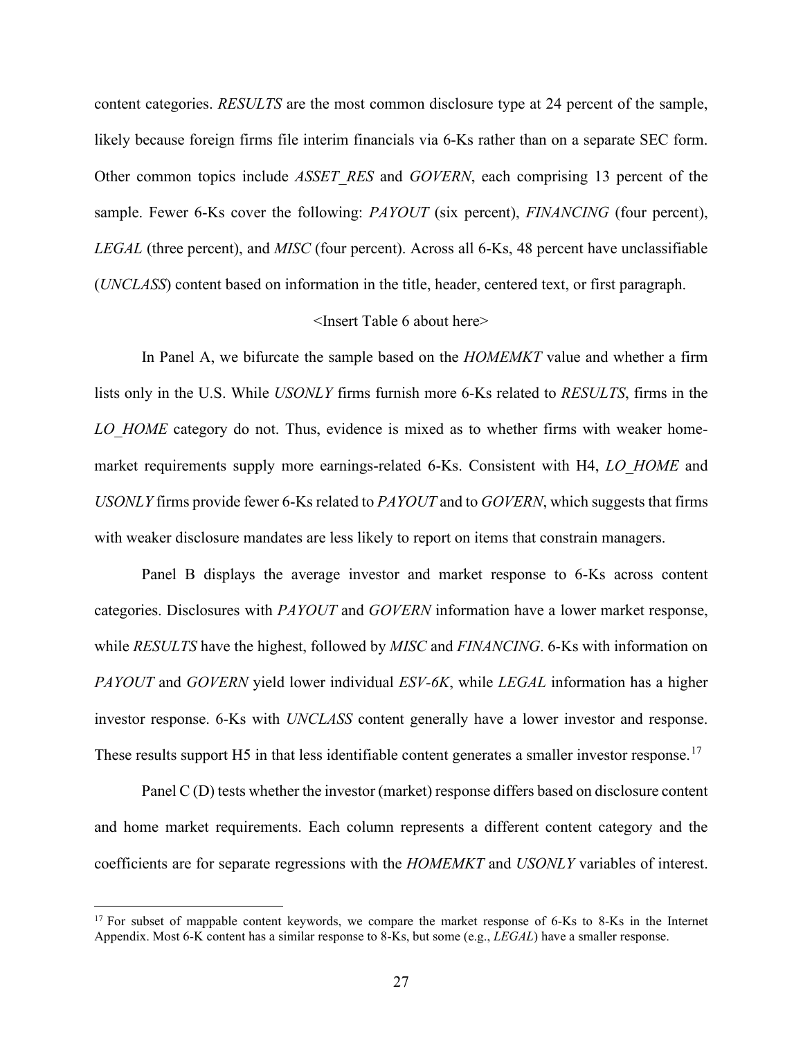content categories. *RESULTS* are the most common disclosure type at 24 percent of the sample, likely because foreign firms file interim financials via 6-Ks rather than on a separate SEC form. Other common topics include *ASSET_RES* and *GOVERN*, each comprising 13 percent of the sample. Fewer 6-Ks cover the following: *PAYOUT* (six percent), *FINANCING* (four percent), *LEGAL* (three percent), and *MISC* (four percent). Across all 6-Ks, 48 percent have unclassifiable (*UNCLASS*) content based on information in the title, header, centered text, or first paragraph.

<Insert Table 6 about here>

In Panel A, we bifurcate the sample based on the *HOMEMKT* value and whether a firm lists only in the U.S. While *USONLY* firms furnish more 6-Ks related to *RESULTS*, firms in the *LO_HOME* category do not. Thus, evidence is mixed as to whether firms with weaker home-market requirements supply more earnings-related 6-Ks. Consistent with H4, *LO_HOME* and *USONLY* firms provide fewer 6-Ks related to *PAYOUT* and to *GOVERN*, which suggests that firms with weaker disclosure mandates are less likely to report on items that constrain managers.

Panel B displays the average investor and market response to 6-Ks across content categories. Disclosures with *PAYOUT* and *GOVERN* information have a lower market response, while *RESULTS* have the highest, followed by *MISC* and *FINANCING*. 6-Ks with information on *PAYOUT* and *GOVERN* yield lower individual *ESV-6K*, while *LEGAL* information has a higher investor response. 6-Ks with *UNCLASS* content generally have a lower investor and response. These results support H5 in that less identifiable content generates a smaller investor response.[17]

Panel C (D) tests whether the investor (market) response differs based on disclosure content and home market requirements. Each column represents a different content category and the coefficients are for separate regressions with the *HOMEMKT* and *USONLY* variables of interest.

[17] For subset of mappable content keywords, we compare the market response of 6-Ks to 8-Ks in the Internet Appendix. Most 6-K content has a similar response to 8-Ks, but some (e.g., *LEGAL*) have a smaller response.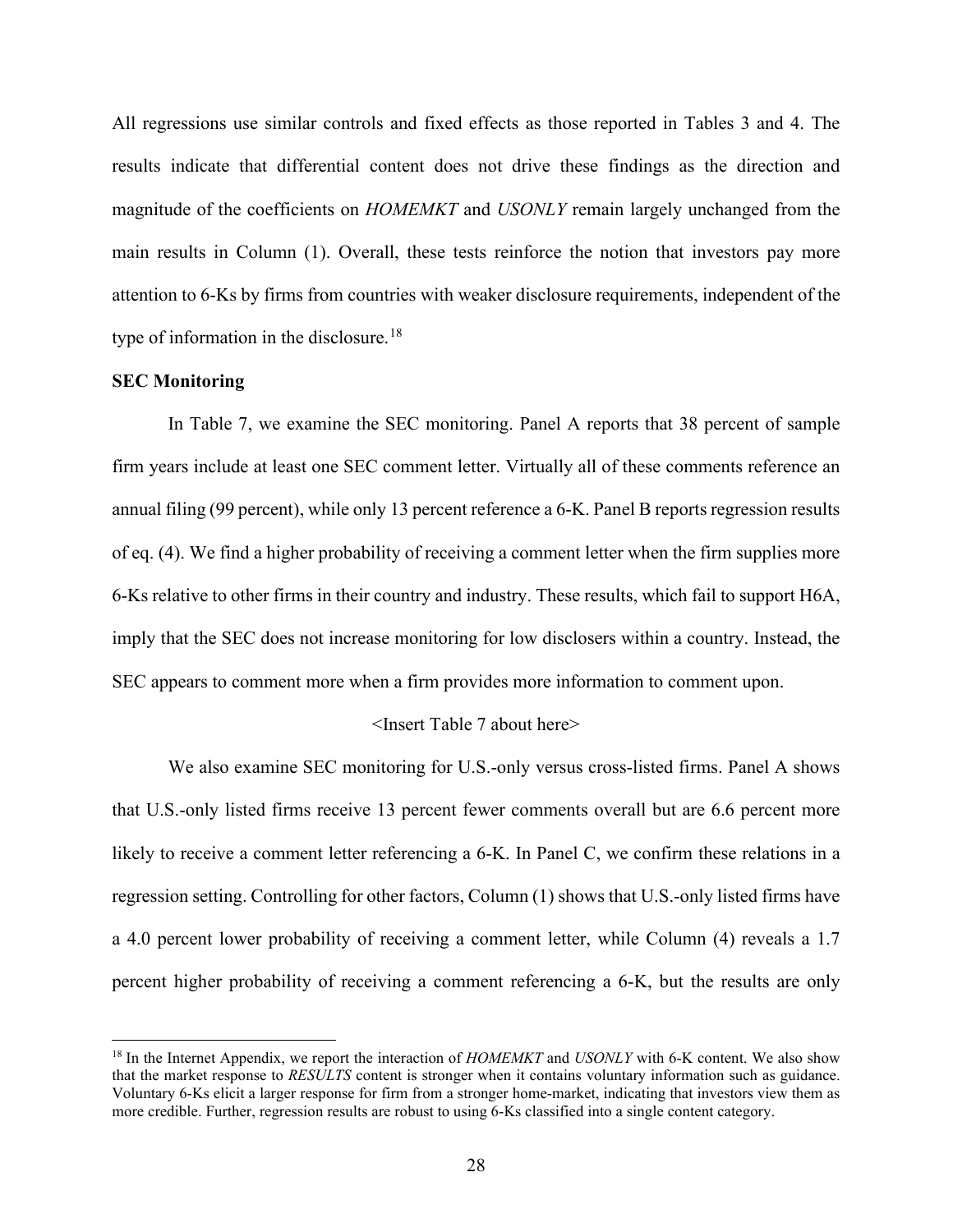All regressions use similar controls and fixed effects as those reported in Tables 3 and 4. The results indicate that differential content does not drive these findings as the direction and magnitude of the coefficients on *HOMEMKT* and *USONLY* remain largely unchanged from the main results in Column (1). Overall, these tests reinforce the notion that investors pay more attention to 6-Ks by firms from countries with weaker disclosure requirements, independent of the type of information in the disclosure.[18]

**SEC Monitoring**

In Table 7, we examine the SEC monitoring. Panel A reports that 38 percent of sample firm years include at least one SEC comment letter. Virtually all of these comments reference an annual filing (99 percent), while only 13 percent reference a 6-K. Panel B reports regression results of eq. (4). We find a higher probability of receiving a comment letter when the firm supplies more 6-Ks relative to other firms in their country and industry. These results, which fail to support H6A, imply that the SEC does not increase monitoring for low disclosers within a country. Instead, the SEC appears to comment more when a firm provides more information to comment upon.

<Insert Table 7 about here>

We also examine SEC monitoring for U.S.-only versus cross-listed firms. Panel A shows that U.S.-only listed firms receive 13 percent fewer comments overall but are 6.6 percent more likely to receive a comment letter referencing a 6-K. In Panel C, we confirm these relations in a regression setting. Controlling for other factors, Column (1) shows that U.S.-only listed firms have a 4.0 percent lower probability of receiving a comment letter, while Column (4) reveals a 1.7 percent higher probability of receiving a comment referencing a 6-K, but the results are only

[18] In the Internet Appendix, we report the interaction of *HOMEMKT* and *USONLY* with 6-K content. We also show that the market response to *RESULTS* content is stronger when it contains voluntary information such as guidance. Voluntary 6-Ks elicit a larger response for firm from a stronger home-market, indicating that investors view them as more credible. Further, regression results are robust to using 6-Ks classified into a single content category.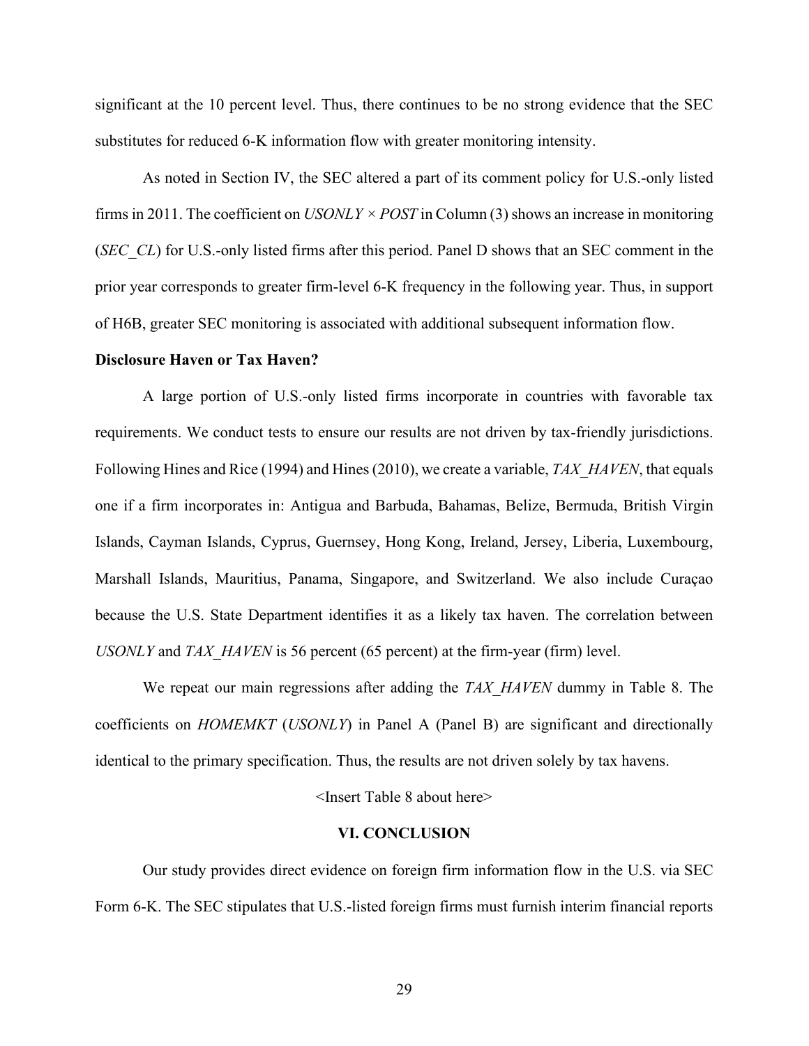significant at the 10 percent level. Thus, there continues to be no strong evidence that the SEC substitutes for reduced 6-K information flow with greater monitoring intensity.

As noted in Section IV, the SEC altered a part of its comment policy for U.S.-only listed firms in 2011. The coefficient on *USONLY × POST* in Column (3) shows an increase in monitoring (*SEC_CL*) for U.S.-only listed firms after this period. Panel D shows that an SEC comment in the prior year corresponds to greater firm-level 6-K frequency in the following year. Thus, in support of H6B, greater SEC monitoring is associated with additional subsequent information flow.

**Disclosure Haven or Tax Haven?**

A large portion of U.S.-only listed firms incorporate in countries with favorable tax requirements. We conduct tests to ensure our results are not driven by tax-friendly jurisdictions. Following Hines and Rice (1994) and Hines (2010), we create a variable, *TAX_HAVEN*, that equals one if a firm incorporates in: Antigua and Barbuda, Bahamas, Belize, Bermuda, British Virgin Islands, Cayman Islands, Cyprus, Guernsey, Hong Kong, Ireland, Jersey, Liberia, Luxembourg, Marshall Islands, Mauritius, Panama, Singapore, and Switzerland. We also include Curaçao because the U.S. State Department identifies it as a likely tax haven. The correlation between *USONLY* and *TAX_HAVEN* is 56 percent (65 percent) at the firm-year (firm) level.

We repeat our main regressions after adding the *TAX_HAVEN* dummy in Table 8. The coefficients on *HOMEMKT* (*USONLY*) in Panel A (Panel B) are significant and directionally identical to the primary specification. Thus, the results are not driven solely by tax havens.

<Insert Table 8 about here>

## VI. CONCLUSION

Our study provides direct evidence on foreign firm information flow in the U.S. via SEC Form 6-K. The SEC stipulates that U.S.-listed foreign firms must furnish interim financial reports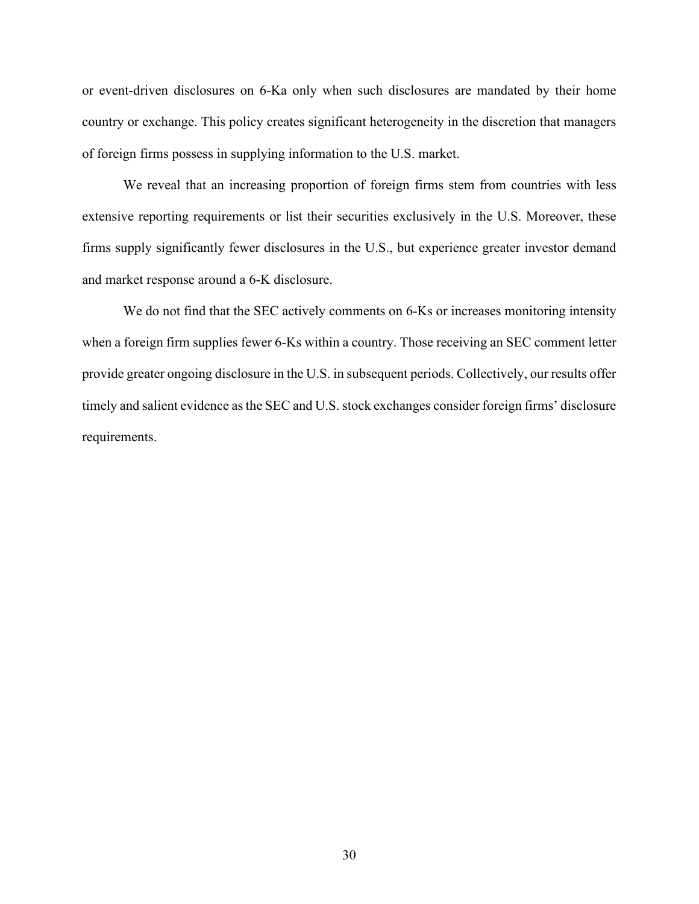or event-driven disclosures on 6-Ka only when such disclosures are mandated by their home country or exchange. This policy creates significant heterogeneity in the discretion that managers of foreign firms possess in supplying information to the U.S. market.

We reveal that an increasing proportion of foreign firms stem from countries with less extensive reporting requirements or list their securities exclusively in the U.S. Moreover, these firms supply significantly fewer disclosures in the U.S., but experience greater investor demand and market response around a 6-K disclosure.

We do not find that the SEC actively comments on 6-Ks or increases monitoring intensity when a foreign firm supplies fewer 6-Ks within a country. Those receiving an SEC comment letter provide greater ongoing disclosure in the U.S. in subsequent periods. Collectively, our results offer timely and salient evidence as the SEC and U.S. stock exchanges consider foreign firms' disclosure requirements.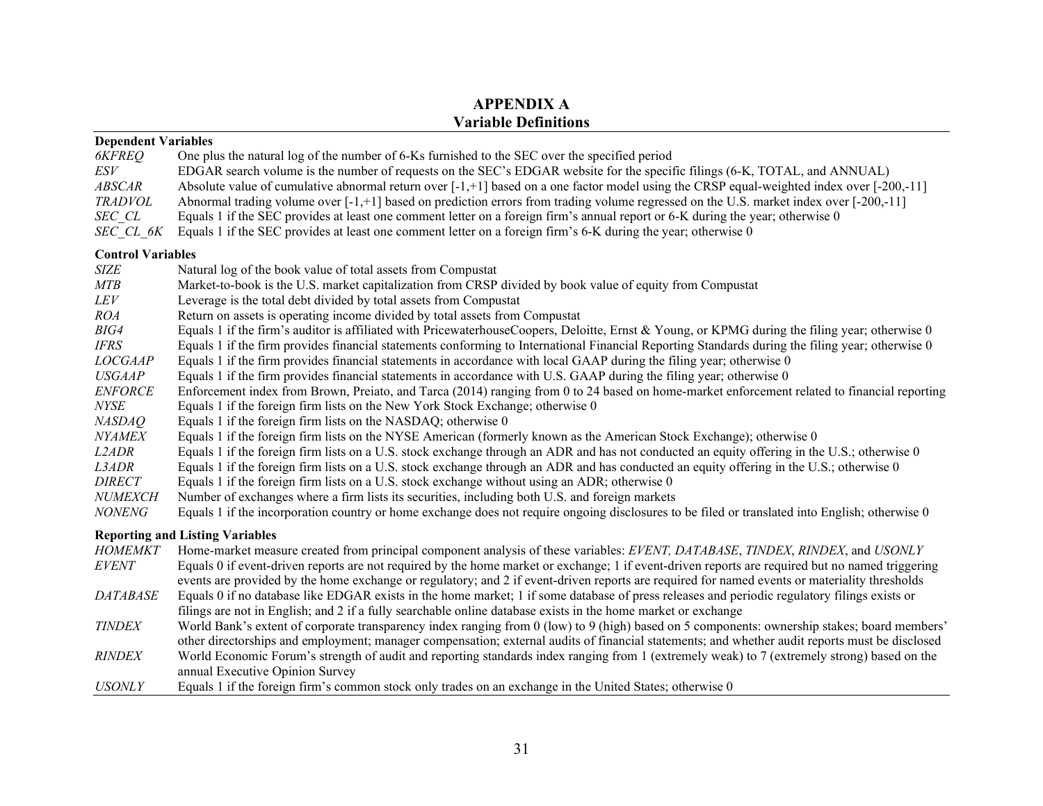# APPENDIX A
## Variable Definitions

| | |
|---|---|
| **Dependent Variables** | |
| *6KFREQ* | One plus the natural log of the number of 6-Ks furnished to the SEC over the specified period |
| *ESV* | EDGAR search volume is the number of requests on the SEC's EDGAR website for the specific filings (6-K, TOTAL, and ANNUAL) |
| *ABSCAR* | Absolute value of cumulative abnormal return over [-1,+1] based on a one factor model using the CRSP equal-weighted index over [-200,-11] |
| *TRADVOL* | Abnormal trading volume over [-1,+1] based on prediction errors from trading volume regressed on the U.S. market index over [-200,-11] |
| *SEC_CL* | Equals 1 if the SEC provides at least one comment letter on a foreign firm's annual report or 6-K during the year; otherwise 0 |
| *SEC_CL_6K* | Equals 1 if the SEC provides at least one comment letter on a foreign firm's 6-K during the year; otherwise 0 |
| **Control Variables** | |
| *SIZE* | Natural log of the book value of total assets from Compustat |
| *MTB* | Market-to-book is the U.S. market capitalization from CRSP divided by book value of equity from Compustat |
| *LEV* | Leverage is the total debt divided by total assets from Compustat |
| *ROA* | Return on assets is operating income divided by total assets from Compustat |
| *BIG4* | Equals 1 if the firm's auditor is affiliated with PricewaterhouseCoopers, Deloitte, Ernst & Young, or KPMG during the filing year; otherwise 0 |
| *IFRS* | Equals 1 if the firm provides financial statements conforming to International Financial Reporting Standards during the filing year; otherwise 0 |
| *LOCGAAP* | Equals 1 if the firm provides financial statements in accordance with local GAAP during the filing year; otherwise 0 |
| *USGAAP* | Equals 1 if the firm provides financial statements in accordance with U.S. GAAP during the filing year; otherwise 0 |
| *ENFORCE* | Enforcement index from Brown, Preiato, and Tarca (2014) ranging from 0 to 24 based on home-market enforcement related to financial reporting |
| *NYSE* | Equals 1 if the foreign firm lists on the New York Stock Exchange; otherwise 0 |
| *NASDAQ* | Equals 1 if the foreign firm lists on the NASDAQ; otherwise 0 |
| *NYAMEX* | Equals 1 if the foreign firm lists on the NYSE American (formerly known as the American Stock Exchange); otherwise 0 |
| *L2ADR* | Equals 1 if the foreign firm lists on a U.S. stock exchange through an ADR and has not conducted an equity offering in the U.S.; otherwise 0 |
| *L3ADR* | Equals 1 if the foreign firm lists on a U.S. stock exchange through an ADR and has conducted an equity offering in the U.S.; otherwise 0 |
| *DIRECT* | Equals 1 if the foreign firm lists on a U.S. stock exchange without using an ADR; otherwise 0 |
| *NUMEXCH* | Number of exchanges where a firm lists its securities, including both U.S. and foreign markets |
| *NONENG* | Equals 1 if the incorporation country or home exchange does not require ongoing disclosures to be filed or translated into English; otherwise 0 |
| **Reporting and Listing Variables** | |
| *HOMEMKT* | Home-market measure created from principal component analysis of these variables: *EVENT, DATABASE*, *TINDEX*, *RINDEX*, and *USONLY* |
| *EVENT* | Equals 0 if event-driven reports are not required by the home market or exchange; 1 if event-driven reports are required but no named triggering events are provided by the home exchange or regulatory; and 2 if event-driven reports are required for named events or materiality thresholds |
| *DATABASE* | Equals 0 if no database like EDGAR exists in the home market; 1 if some database of press releases and periodic regulatory filings exists or filings are not in English; and 2 if a fully searchable online database exists in the home market or exchange |
| *TINDEX* | World Bank's extent of corporate transparency index ranging from 0 (low) to 9 (high) based on 5 components: ownership stakes; board members' other directorships and employment; manager compensation; external audits of financial statements; and whether audit reports must be disclosed |
| *RINDEX* | World Economic Forum's strength of audit and reporting standards index ranging from 1 (extremely weak) to 7 (extremely strong) based on the annual Executive Opinion Survey |
| *USONLY* | Equals 1 if the foreign firm's common stock only trades on an exchange in the United States; otherwise 0 |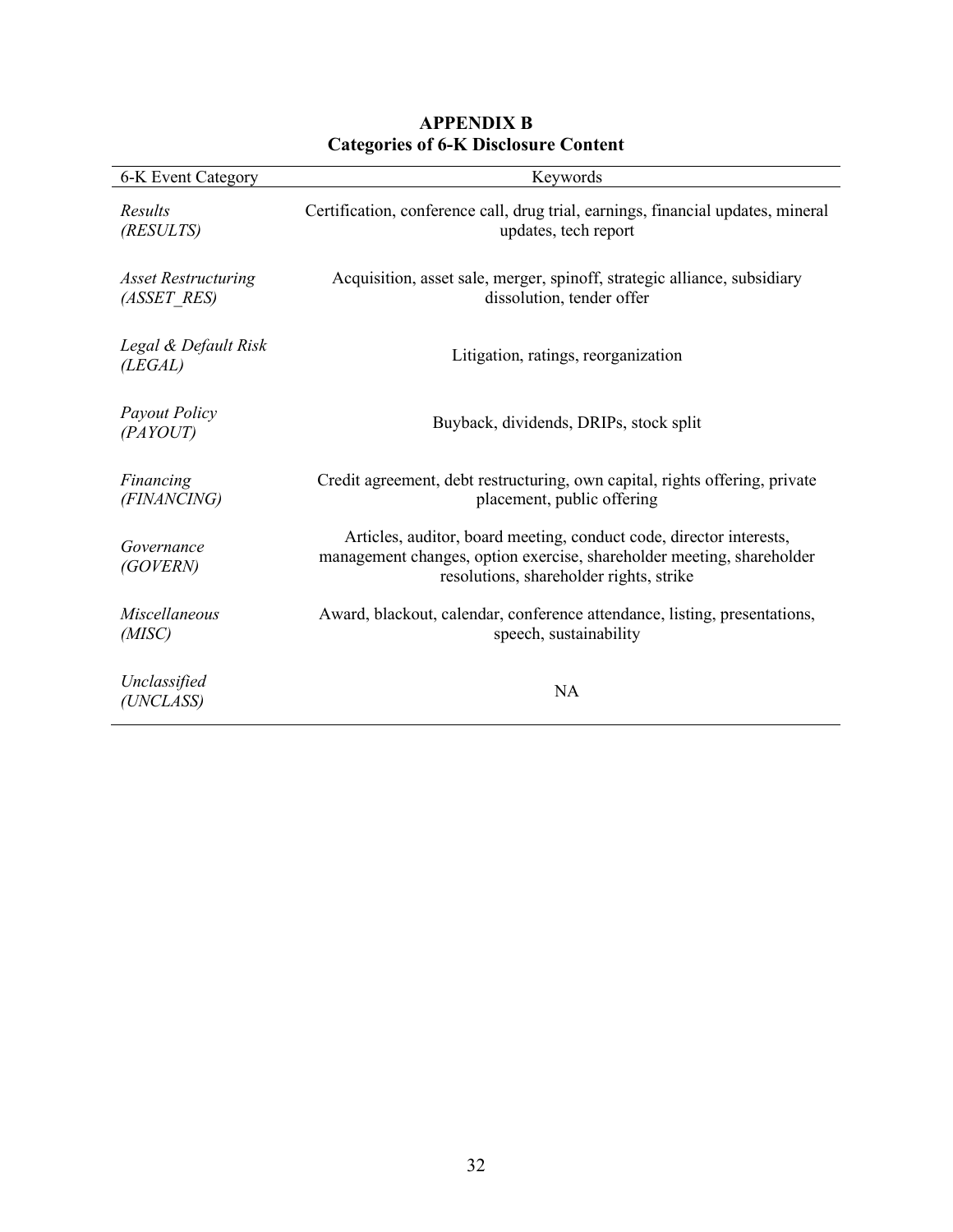# APPENDIX B
## Categories of 6-K Disclosure Content

| 6-K Event Category | Keywords |
|---|---|
| *Results (RESULTS)* | Certification, conference call, drug trial, earnings, financial updates, mineral updates, tech report |
| *Asset Restructuring (ASSET_RES)* | Acquisition, asset sale, merger, spinoff, strategic alliance, subsidiary dissolution, tender offer |
| *Legal & Default Risk (LEGAL)* | Litigation, ratings, reorganization |
| *Payout Policy (PAYOUT)* | Buyback, dividends, DRIPs, stock split |
| *Financing (FINANCING)* | Credit agreement, debt restructuring, own capital, rights offering, private placement, public offering |
| *Governance (GOVERN)* | Articles, auditor, board meeting, conduct code, director interests, management changes, option exercise, shareholder meeting, shareholder resolutions, shareholder rights, strike |
| *Miscellaneous (MISC)* | Award, blackout, calendar, conference attendance, listing, presentations, speech, sustainability |
| *Unclassified (UNCLASS)* | NA |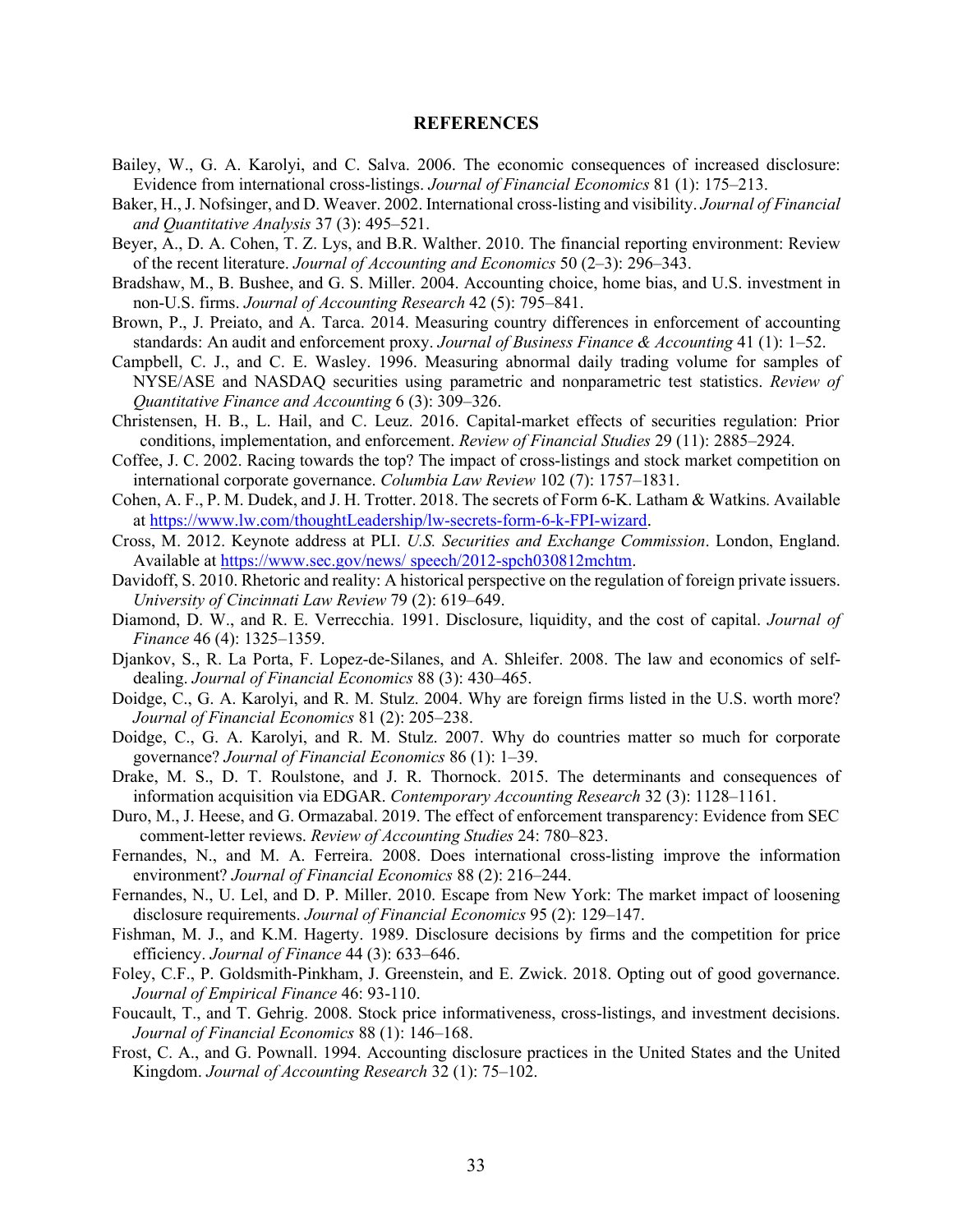# REFERENCES

Bailey, W., G. A. Karolyi, and C. Salva. 2006. The economic consequences of increased disclosure: Evidence from international cross-listings. *Journal of Financial Economics* 81 (1): 175–213.

Baker, H., J. Nofsinger, and D. Weaver. 2002. International cross-listing and visibility. *Journal of Financial and Quantitative Analysis* 37 (3): 495–521.

Beyer, A., D. A. Cohen, T. Z. Lys, and B.R. Walther. 2010. The financial reporting environment: Review of the recent literature. *Journal of Accounting and Economics* 50 (2–3): 296–343.

Bradshaw, M., B. Bushee, and G. S. Miller. 2004. Accounting choice, home bias, and U.S. investment in non-U.S. firms. *Journal of Accounting Research* 42 (5): 795–841.

Brown, P., J. Preiato, and A. Tarca. 2014. Measuring country differences in enforcement of accounting standards: An audit and enforcement proxy. *Journal of Business Finance & Accounting* 41 (1): 1–52.

Campbell, C. J., and C. E. Wasley. 1996. Measuring abnormal daily trading volume for samples of NYSE/ASE and NASDAQ securities using parametric and nonparametric test statistics. *Review of Quantitative Finance and Accounting* 6 (3): 309–326.

Christensen, H. B., L. Hail, and C. Leuz. 2016. Capital-market effects of securities regulation: Prior conditions, implementation, and enforcement. *Review of Financial Studies* 29 (11): 2885–2924.

Coffee, J. C. 2002. Racing towards the top? The impact of cross-listings and stock market competition on international corporate governance. *Columbia Law Review* 102 (7): 1757–1831.

Cohen, A. F., P. M. Dudek, and J. H. Trotter. 2018. The secrets of Form 6-K. Latham & Watkins. Available at https://www.lw.com/thoughtLeadership/lw-secrets-form-6-k-FPI-wizard.

Cross, M. 2012. Keynote address at PLI. *U.S. Securities and Exchange Commission*. London, England. Available at https://www.sec.gov/news/ speech/2012-spch030812mchtm.

Davidoff, S. 2010. Rhetoric and reality: A historical perspective on the regulation of foreign private issuers. *University of Cincinnati Law Review* 79 (2): 619–649.

Diamond, D. W., and R. E. Verrecchia. 1991. Disclosure, liquidity, and the cost of capital. *Journal of Finance* 46 (4): 1325–1359.

Djankov, S., R. La Porta, F. Lopez-de-Silanes, and A. Shleifer. 2008. The law and economics of self-dealing. *Journal of Financial Economics* 88 (3): 430–465.

Doidge, C., G. A. Karolyi, and R. M. Stulz. 2004. Why are foreign firms listed in the U.S. worth more? *Journal of Financial Economics* 81 (2): 205–238.

Doidge, C., G. A. Karolyi, and R. M. Stulz. 2007. Why do countries matter so much for corporate governance? *Journal of Financial Economics* 86 (1): 1–39.

Drake, M. S., D. T. Roulstone, and J. R. Thornock. 2015. The determinants and consequences of information acquisition via EDGAR. *Contemporary Accounting Research* 32 (3): 1128–1161.

Duro, M., J. Heese, and G. Ormazabal. 2019. The effect of enforcement transparency: Evidence from SEC comment-letter reviews. *Review of Accounting Studies* 24: 780–823.

Fernandes, N., and M. A. Ferreira. 2008. Does international cross-listing improve the information environment? *Journal of Financial Economics* 88 (2): 216–244.

Fernandes, N., U. Lel, and D. P. Miller. 2010. Escape from New York: The market impact of loosening disclosure requirements. *Journal of Financial Economics* 95 (2): 129–147.

Fishman, M. J., and K.M. Hagerty. 1989. Disclosure decisions by firms and the competition for price efficiency. *Journal of Finance* 44 (3): 633–646.

Foley, C.F., P. Goldsmith-Pinkham, J. Greenstein, and E. Zwick. 2018. Opting out of good governance. *Journal of Empirical Finance* 46: 93-110.

Foucault, T., and T. Gehrig. 2008. Stock price informativeness, cross-listings, and investment decisions. *Journal of Financial Economics* 88 (1): 146–168.

Frost, C. A., and G. Pownall. 1994. Accounting disclosure practices in the United States and the United Kingdom. *Journal of Accounting Research* 32 (1): 75–102.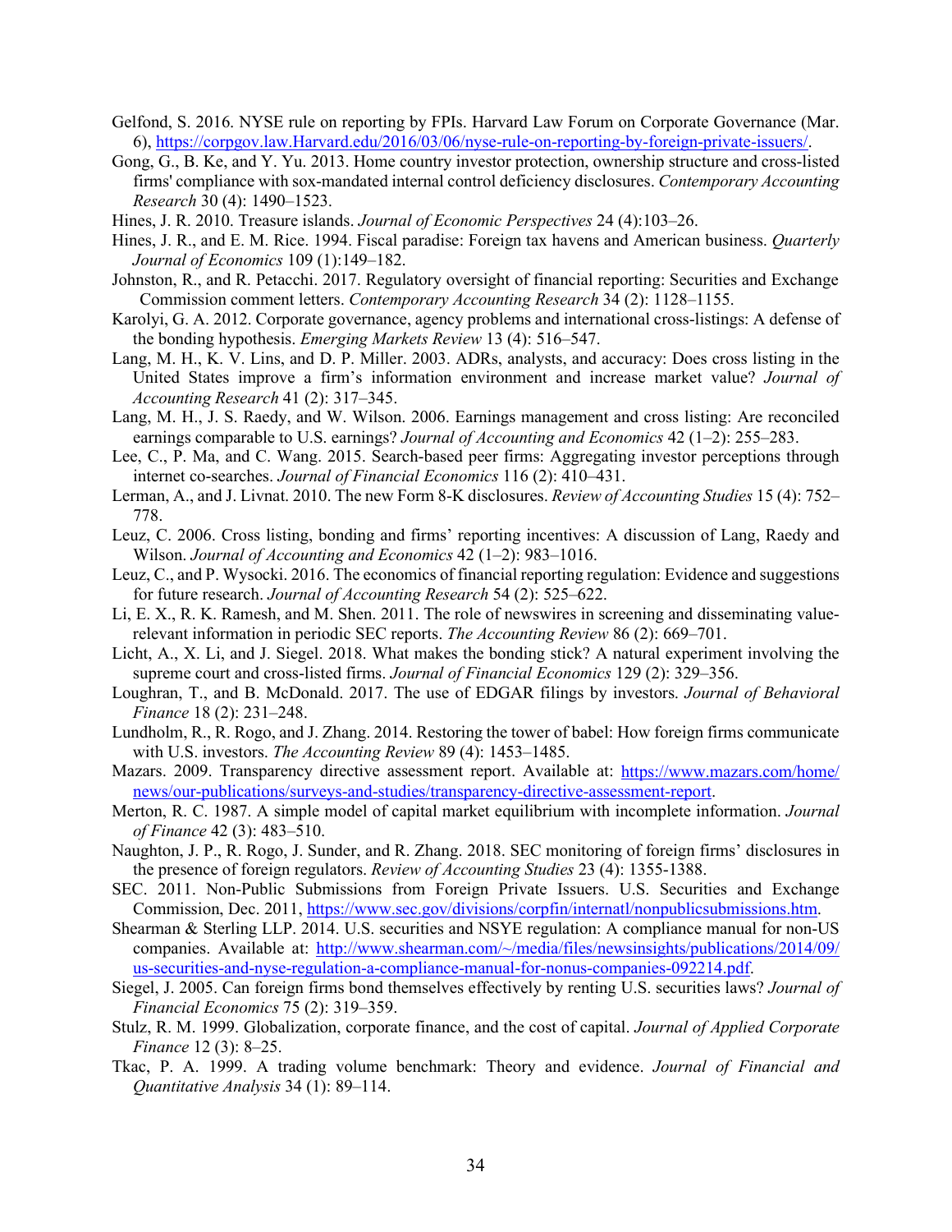Gelfond, S. 2016. NYSE rule on reporting by FPIs. Harvard Law Forum on Corporate Governance (Mar. 6), https://corpgov.law.Harvard.edu/2016/03/06/nyse-rule-on-reporting-by-foreign-private-issuers/.

Gong, G., B. Ke, and Y. Yu. 2013. Home country investor protection, ownership structure and cross-listed firms' compliance with sox-mandated internal control deficiency disclosures. *Contemporary Accounting Research* 30 (4): 1490–1523.

Hines, J. R. 2010. Treasure islands. *Journal of Economic Perspectives* 24 (4):103–26.

Hines, J. R., and E. M. Rice. 1994. Fiscal paradise: Foreign tax havens and American business. *Quarterly Journal of Economics* 109 (1):149–182.

Johnston, R., and R. Petacchi. 2017. Regulatory oversight of financial reporting: Securities and Exchange Commission comment letters. *Contemporary Accounting Research* 34 (2): 1128–1155.

Karolyi, G. A. 2012. Corporate governance, agency problems and international cross-listings: A defense of the bonding hypothesis. *Emerging Markets Review* 13 (4): 516–547.

Lang, M. H., K. V. Lins, and D. P. Miller. 2003. ADRs, analysts, and accuracy: Does cross listing in the United States improve a firm's information environment and increase market value? *Journal of Accounting Research* 41 (2): 317–345.

Lang, M. H., J. S. Raedy, and W. Wilson. 2006. Earnings management and cross listing: Are reconciled earnings comparable to U.S. earnings? *Journal of Accounting and Economics* 42 (1–2): 255–283.

Lee, C., P. Ma, and C. Wang. 2015. Search-based peer firms: Aggregating investor perceptions through internet co-searches. *Journal of Financial Economics* 116 (2): 410–431.

Lerman, A., and J. Livnat. 2010. The new Form 8-K disclosures. *Review of Accounting Studies* 15 (4): 752–778.

Leuz, C. 2006. Cross listing, bonding and firms' reporting incentives: A discussion of Lang, Raedy and Wilson. *Journal of Accounting and Economics* 42 (1–2): 983–1016.

Leuz, C., and P. Wysocki. 2016. The economics of financial reporting regulation: Evidence and suggestions for future research. *Journal of Accounting Research* 54 (2): 525–622.

Li, E. X., R. K. Ramesh, and M. Shen. 2011. The role of newswires in screening and disseminating value-relevant information in periodic SEC reports. *The Accounting Review* 86 (2): 669–701.

Licht, A., X. Li, and J. Siegel. 2018. What makes the bonding stick? A natural experiment involving the supreme court and cross-listed firms. *Journal of Financial Economics* 129 (2): 329–356.

Loughran, T., and B. McDonald. 2017. The use of EDGAR filings by investors. *Journal of Behavioral Finance* 18 (2): 231–248.

Lundholm, R., R. Rogo, and J. Zhang. 2014. Restoring the tower of babel: How foreign firms communicate with U.S. investors. *The Accounting Review* 89 (4): 1453–1485.

Mazars. 2009. Transparency directive assessment report. Available at: https://www.mazars.com/home/news/our-publications/surveys-and-studies/transparency-directive-assessment-report.

Merton, R. C. 1987. A simple model of capital market equilibrium with incomplete information. *Journal of Finance* 42 (3): 483–510.

Naughton, J. P., R. Rogo, J. Sunder, and R. Zhang. 2018. SEC monitoring of foreign firms' disclosures in the presence of foreign regulators. *Review of Accounting Studies* 23 (4): 1355-1388.

SEC. 2011. Non-Public Submissions from Foreign Private Issuers. U.S. Securities and Exchange Commission, Dec. 2011, https://www.sec.gov/divisions/corpfin/internatl/nonpublicsubmissions.htm.

Shearman & Sterling LLP. 2014. U.S. securities and NSYE regulation: A compliance manual for non-US companies. Available at: http://www.shearman.com/~/media/files/newsinsights/publications/2014/09/us-securities-and-nyse-regulation-a-compliance-manual-for-nonus-companies-092214.pdf.

Siegel, J. 2005. Can foreign firms bond themselves effectively by renting U.S. securities laws? *Journal of Financial Economics* 75 (2): 319–359.

Stulz, R. M. 1999. Globalization, corporate finance, and the cost of capital. *Journal of Applied Corporate Finance* 12 (3): 8–25.

Tkac, P. A. 1999. A trading volume benchmark: Theory and evidence. *Journal of Financial and Quantitative Analysis* 34 (1): 89–114.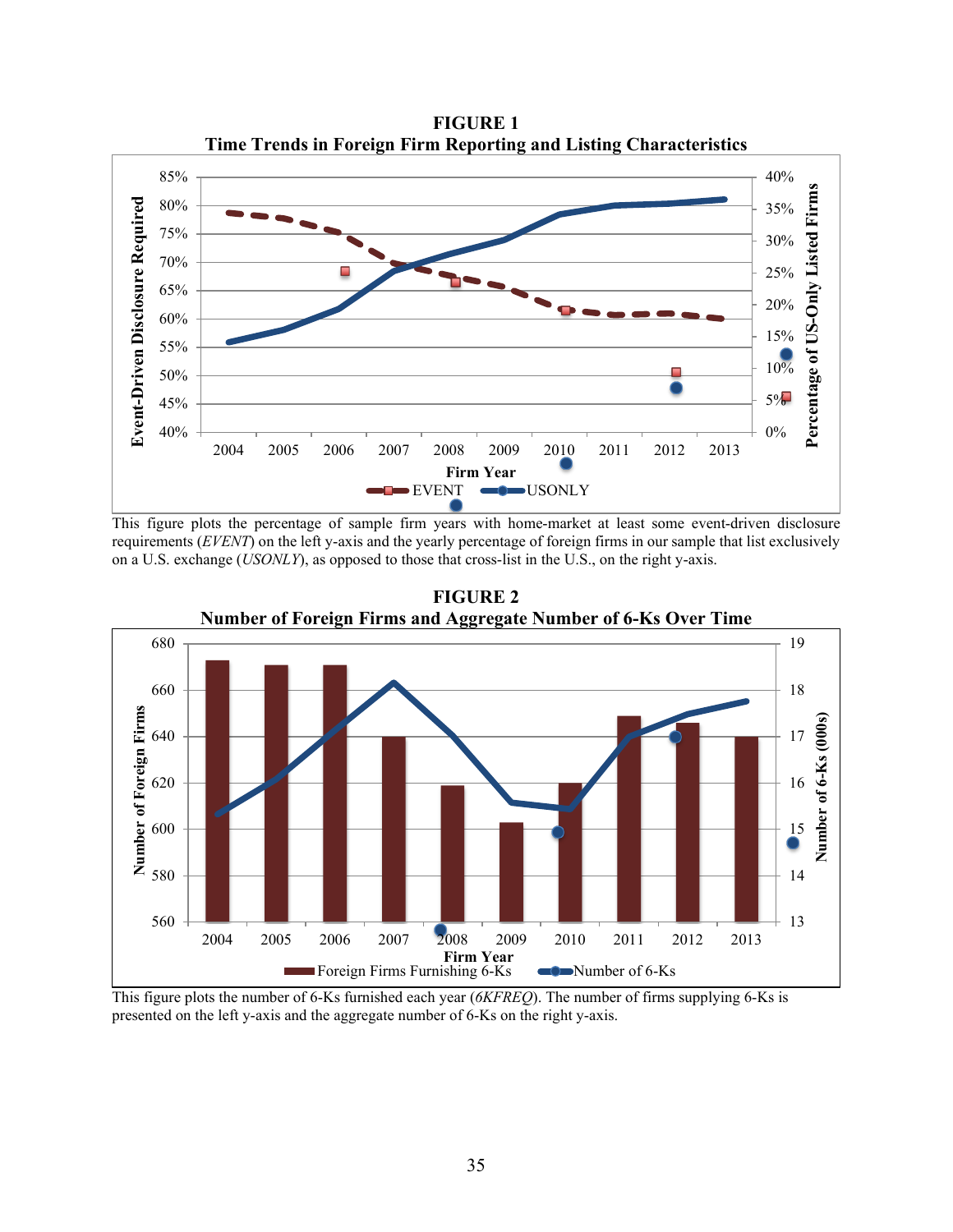**FIGURE 1**
**Time Trends in Foreign Firm Reporting and Listing Characteristics**

Event-Driven Disclosure Required

85%
80%
75%
70%
65%
60%
55%
50%
45%
40%

Percentage of US-Only Listed Firms

40%
35%
30%
25%
20%
15%
10%
5%
0%

2004 2005 2006 2007 2008 2009 2010 2011 2012 2013

Firm Year

EVENT USONLY

This figure plots the percentage of sample firm years with home-market at least some event-driven disclosure requirements (*EVENT*) on the left y-axis and the yearly percentage of foreign firms in our sample that list exclusively on a U.S. exchange (*USONLY*), as opposed to those that cross-list in the U.S., on the right y-axis.

**FIGURE 2**
**Number of Foreign Firms and Aggregate Number of 6-Ks Over Time**

Number of Foreign Firms

680
660
640
620
600
580
560

Number of 6-Ks (000s)

19
18
17
16
15
14
13

2004 2005 2006 2007 2008 2009 2010 2011 2012 2013

Firm Year

Foreign Firms Furnishing 6-Ks Number of 6-Ks

This figure plots the number of 6-Ks furnished each year (*6KFREQ*). The number of firms supplying 6-Ks is presented on the left y-axis and the aggregate number of 6-Ks on the right y-axis.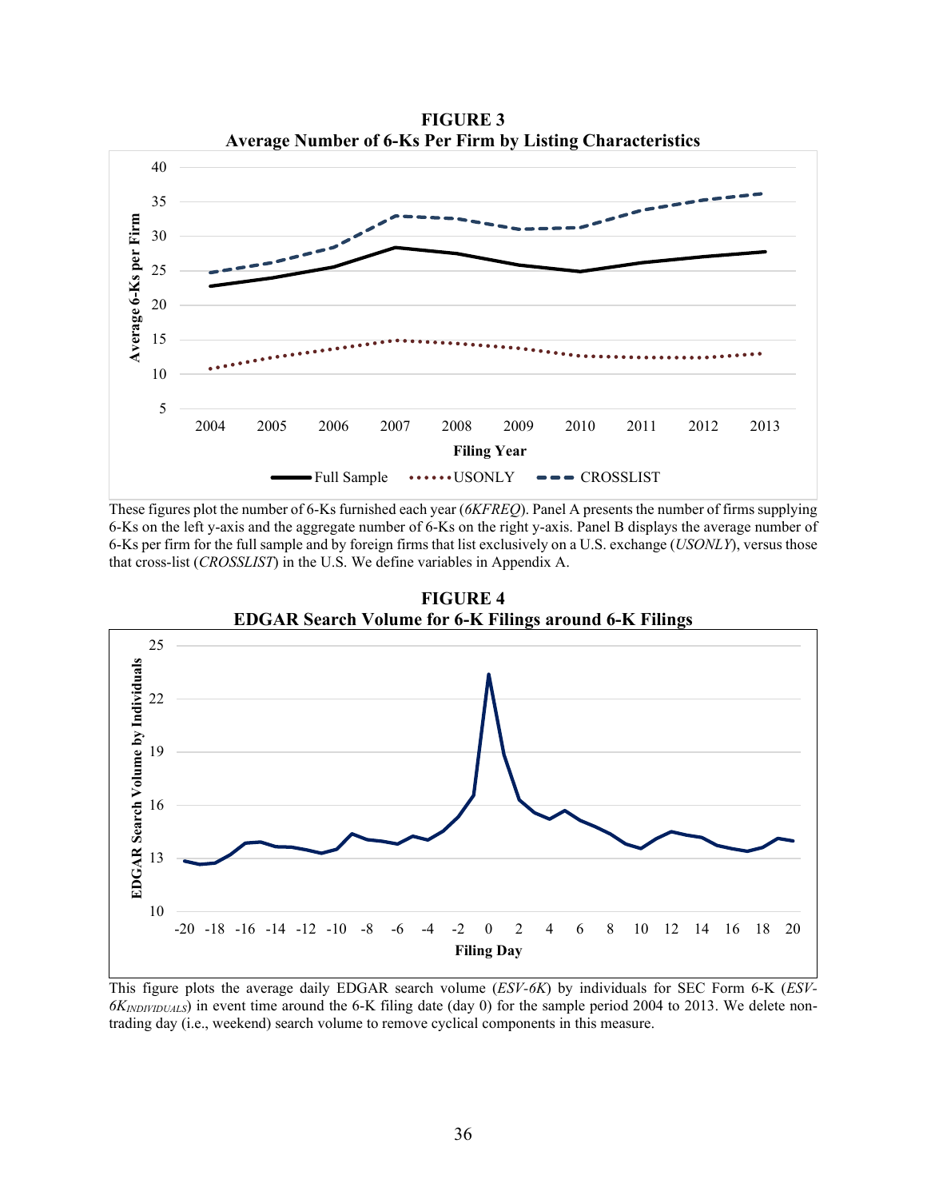**FIGURE 3**
**Average Number of 6-Ks Per Firm by Listing Characteristics**

Average 6-Ks per Firm

40
35
30
25
20
15
10
5

2004 2005 2006 2007 2008 2009 2010 2011 2012 2013

Filing Year

Full Sample USONLY CROSSLIST

These figures plot the number of 6-Ks furnished each year (*6KFREQ*). Panel A presents the number of firms supplying 6-Ks on the left y-axis and the aggregate number of 6-Ks on the right y-axis. Panel B displays the average number of 6-Ks per firm for the full sample and by foreign firms that list exclusively on a U.S. exchange (*USONLY*), versus those that cross-list (*CROSSLIST*) in the U.S. We define variables in Appendix A.

**FIGURE 4**
**EDGAR Search Volume for 6-K Filings around 6-K Filings**

EDGAR Search Volume by Individuals

25
22
19
16
13
10

-20 -18 -16 -14 -12 -10 -8 -6 -4 -2 0 2 4 6 8 10 12 14 16 18 20

Filing Day

This figure plots the average daily EDGAR search volume (*ESV-6K*) by individuals for SEC Form 6-K (*ESV-6K*$_{INDIVIDUALS}$) in event time around the 6-K filing date (day 0) for the sample period 2004 to 2013. We delete non-trading day (i.e., weekend) search volume to remove cyclical components in this measure.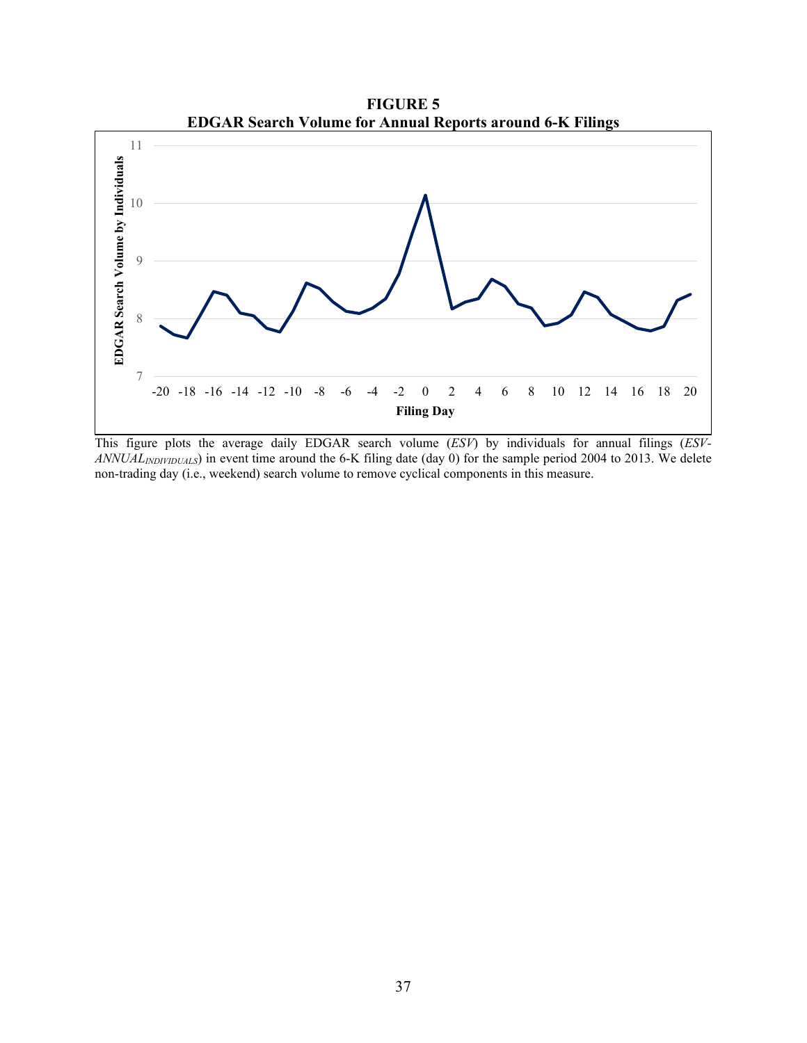**FIGURE 5**
**EDGAR Search Volume for Annual Reports around 6-K Filings**

EDGAR Search Volume by Individuals

11
10
9
8
7

-20 -18 -16 -14 -12 -10 -8 -6 -4 -2 0 2 4 6 8 10 12 14 16 18 20

Filing Day

This figure plots the average daily EDGAR search volume (*ESV*) by individuals for annual filings ($ESV\text{-}ANNUAL_{INDIVIDUALS}$) in event time around the 6-K filing date (day 0) for the sample period 2004 to 2013. We delete non-trading day (i.e., weekend) search volume to remove cyclical components in this measure.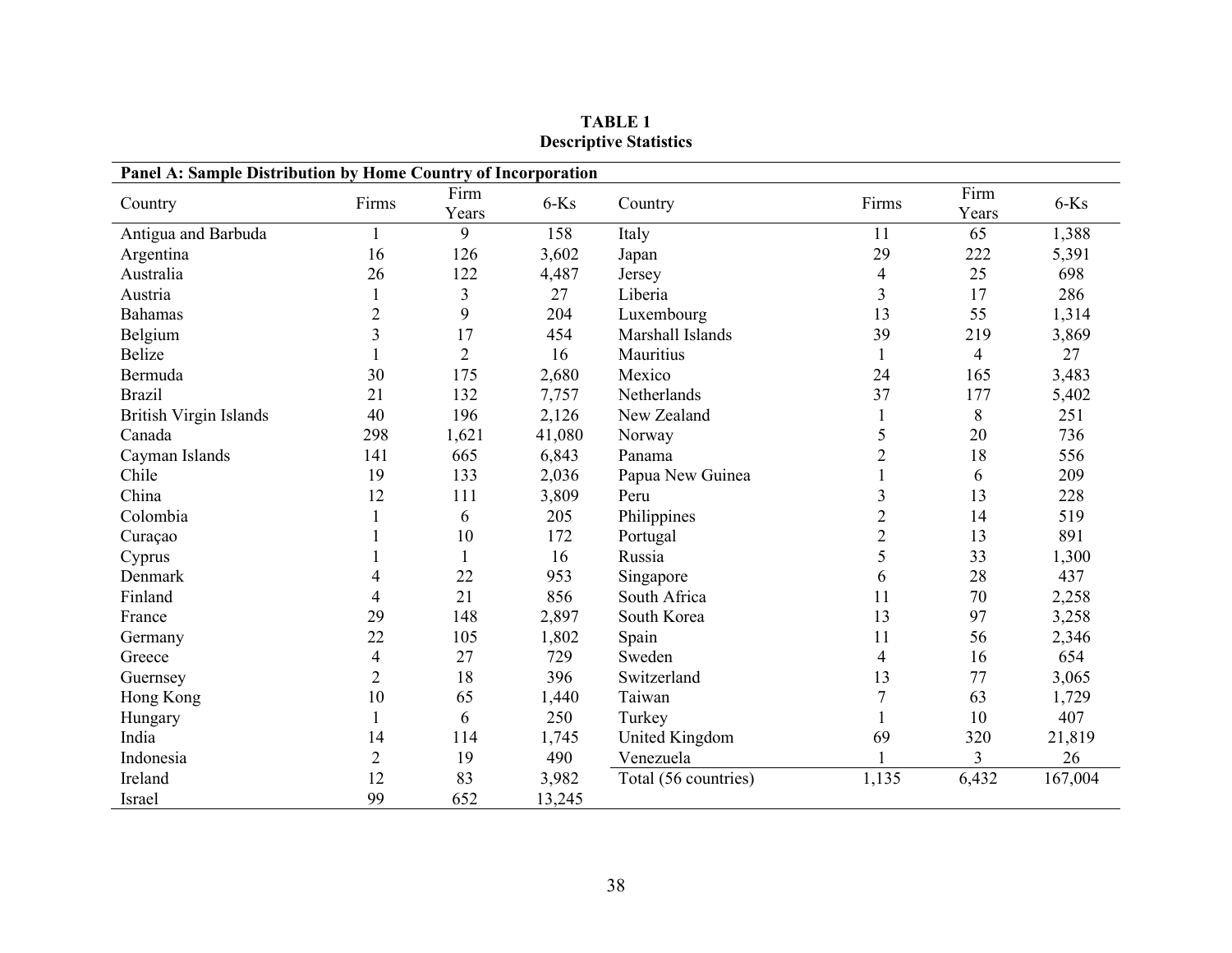**TABLE 1**
**Descriptive Statistics**

**Panel A: Sample Distribution by Home Country of Incorporation**

| Country | Firms | Firm Years | 6-Ks | Country | Firms | Firm Years | 6-Ks |
|---|---|---|---|---|---|---|---|
| Antigua and Barbuda | 1 | 9 | 158 | Italy | 11 | 65 | 1,388 |
| Argentina | 16 | 126 | 3,602 | Japan | 29 | 222 | 5,391 |
| Australia | 26 | 122 | 4,487 | Jersey | 4 | 25 | 698 |
| Austria | 1 | 3 | 27 | Liberia | 3 | 17 | 286 |
| Bahamas | 2 | 9 | 204 | Luxembourg | 13 | 55 | 1,314 |
| Belgium | 3 | 17 | 454 | Marshall Islands | 39 | 219 | 3,869 |
| Belize | 1 | 2 | 16 | Mauritius | 1 | 4 | 27 |
| Bermuda | 30 | 175 | 2,680 | Mexico | 24 | 165 | 3,483 |
| Brazil | 21 | 132 | 7,757 | Netherlands | 37 | 177 | 5,402 |
| British Virgin Islands | 40 | 196 | 2,126 | New Zealand | 1 | 8 | 251 |
| Canada | 298 | 1,621 | 41,080 | Norway | 5 | 20 | 736 |
| Cayman Islands | 141 | 665 | 6,843 | Panama | 2 | 18 | 556 |
| Chile | 19 | 133 | 2,036 | Papua New Guinea | 1 | 6 | 209 |
| China | 12 | 111 | 3,809 | Peru | 3 | 13 | 228 |
| Colombia | 1 | 6 | 205 | Philippines | 2 | 14 | 519 |
| Curaçao | 1 | 10 | 172 | Portugal | 2 | 13 | 891 |
| Cyprus | 1 | 1 | 16 | Russia | 5 | 33 | 1,300 |
| Denmark | 4 | 22 | 953 | Singapore | 6 | 28 | 437 |
| Finland | 4 | 21 | 856 | South Africa | 11 | 70 | 2,258 |
| France | 29 | 148 | 2,897 | South Korea | 13 | 97 | 3,258 |
| Germany | 22 | 105 | 1,802 | Spain | 11 | 56 | 2,346 |
| Greece | 4 | 27 | 729 | Sweden | 4 | 16 | 654 |
| Guernsey | 2 | 18 | 396 | Switzerland | 13 | 77 | 3,065 |
| Hong Kong | 10 | 65 | 1,440 | Taiwan | 7 | 63 | 1,729 |
| Hungary | 1 | 6 | 250 | Turkey | 1 | 10 | 407 |
| India | 14 | 114 | 1,745 | United Kingdom | 69 | 320 | 21,819 |
| Indonesia | 2 | 19 | 490 | Venezuela | 1 | 3 | 26 |
| Ireland | 12 | 83 | 3,982 | Total (56 countries) | 1,135 | 6,432 | 167,004 |
| Israel | 99 | 652 | 13,245 | | | | |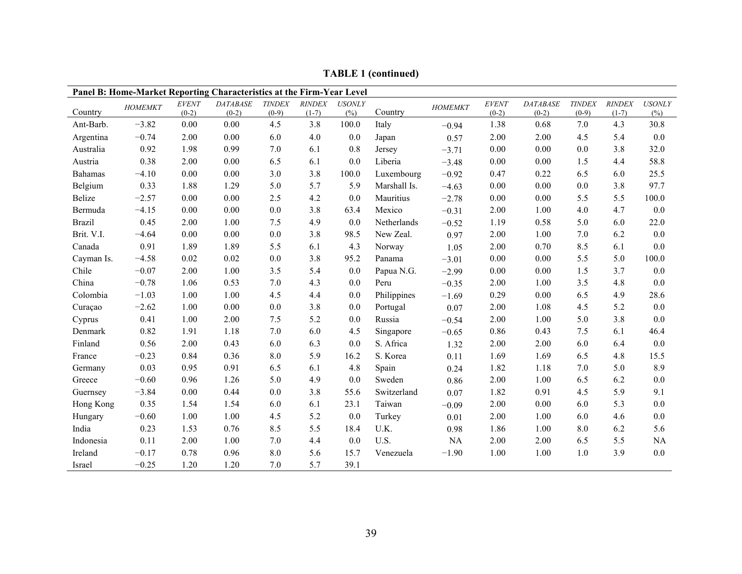**TABLE 1 (continued)**

**Panel B: Home-Market Reporting Characteristics at the Firm-Year Level**

| Country | *HOMEMKT* | *EVENT* (0-2) | *DATABASE* (0-2) | *TINDEX* (0-9) | *RINDEX* (1-7) | *USONLY* (%) | Country | *HOMEMKT* | *EVENT* (0-2) | *DATABASE* (0-2) | *TINDEX* (0-9) | *RINDEX* (1-7) | *USONLY* (%) |
|---|---|---|---|---|---|---|---|---|---|---|---|---|---|
| Ant-Barb. | −3.82 | 0.00 | 0.00 | 4.5 | 3.8 | 100.0 | Italy | −0.94 | 1.38 | 0.68 | 7.0 | 4.3 | 30.8 |
| Argentina | −0.74 | 2.00 | 0.00 | 6.0 | 4.0 | 0.0 | Japan | 0.57 | 2.00 | 2.00 | 4.5 | 5.4 | 0.0 |
| Australia | 0.92 | 1.98 | 0.99 | 7.0 | 6.1 | 0.8 | Jersey | −3.71 | 0.00 | 0.00 | 0.0 | 3.8 | 32.0 |
| Austria | 0.38 | 2.00 | 0.00 | 6.5 | 6.1 | 0.0 | Liberia | −3.48 | 0.00 | 0.00 | 1.5 | 4.4 | 58.8 |
| Bahamas | −4.10 | 0.00 | 0.00 | 3.0 | 3.8 | 100.0 | Luxembourg | −0.92 | 0.47 | 0.22 | 6.5 | 6.0 | 25.5 |
| Belgium | 0.33 | 1.88 | 1.29 | 5.0 | 5.7 | 5.9 | Marshall Is. | −4.63 | 0.00 | 0.00 | 0.0 | 3.8 | 97.7 |
| Belize | −2.57 | 0.00 | 0.00 | 2.5 | 4.2 | 0.0 | Mauritius | −2.78 | 0.00 | 0.00 | 5.5 | 5.5 | 100.0 |
| Bermuda | −4.15 | 0.00 | 0.00 | 0.0 | 3.8 | 63.4 | Mexico | −0.31 | 2.00 | 1.00 | 4.0 | 4.7 | 0.0 |
| Brazil | 0.45 | 2.00 | 1.00 | 7.5 | 4.9 | 0.0 | Netherlands | −0.52 | 1.19 | 0.58 | 5.0 | 6.0 | 22.0 |
| Brit. V.I. | −4.64 | 0.00 | 0.00 | 0.0 | 3.8 | 98.5 | New Zeal. | 0.97 | 2.00 | 1.00 | 7.0 | 6.2 | 0.0 |
| Canada | 0.91 | 1.89 | 1.89 | 5.5 | 6.1 | 4.3 | Norway | 1.05 | 2.00 | 0.70 | 8.5 | 6.1 | 0.0 |
| Cayman Is. | −4.58 | 0.02 | 0.02 | 0.0 | 3.8 | 95.2 | Panama | −3.01 | 0.00 | 0.00 | 5.5 | 5.0 | 100.0 |
| Chile | −0.07 | 2.00 | 1.00 | 3.5 | 5.4 | 0.0 | Papua N.G. | −2.99 | 0.00 | 0.00 | 1.5 | 3.7 | 0.0 |
| China | −0.78 | 1.06 | 0.53 | 7.0 | 4.3 | 0.0 | Peru | −0.35 | 2.00 | 1.00 | 3.5 | 4.8 | 0.0 |
| Colombia | −1.03 | 1.00 | 1.00 | 4.5 | 4.4 | 0.0 | Philippines | −1.69 | 0.29 | 0.00 | 6.5 | 4.9 | 28.6 |
| Curaçao | −2.62 | 1.00 | 0.00 | 0.0 | 3.8 | 0.0 | Portugal | 0.07 | 2.00 | 1.08 | 4.5 | 5.2 | 0.0 |
| Cyprus | 0.41 | 1.00 | 2.00 | 7.5 | 5.2 | 0.0 | Russia | −0.54 | 2.00 | 1.00 | 5.0 | 3.8 | 0.0 |
| Denmark | 0.82 | 1.91 | 1.18 | 7.0 | 6.0 | 4.5 | Singapore | −0.65 | 0.86 | 0.43 | 7.5 | 6.1 | 46.4 |
| Finland | 0.56 | 2.00 | 0.43 | 6.0 | 6.3 | 0.0 | S. Africa | 1.32 | 2.00 | 2.00 | 6.0 | 6.4 | 0.0 |
| France | −0.23 | 0.84 | 0.36 | 8.0 | 5.9 | 16.2 | S. Korea | 0.11 | 1.69 | 1.69 | 6.5 | 4.8 | 15.5 |
| Germany | 0.03 | 0.95 | 0.91 | 6.5 | 6.1 | 4.8 | Spain | 0.24 | 1.82 | 1.18 | 7.0 | 5.0 | 8.9 |
| Greece | −0.60 | 0.96 | 1.26 | 5.0 | 4.9 | 0.0 | Sweden | 0.86 | 2.00 | 1.00 | 6.5 | 6.2 | 0.0 |
| Guernsey | −3.84 | 0.00 | 0.44 | 0.0 | 3.8 | 55.6 | Switzerland | 0.07 | 1.82 | 0.91 | 4.5 | 5.9 | 9.1 |
| Hong Kong | 0.35 | 1.54 | 1.54 | 6.0 | 6.1 | 23.1 | Taiwan | −0.09 | 2.00 | 0.00 | 6.0 | 5.3 | 0.0 |
| Hungary | −0.60 | 1.00 | 1.00 | 4.5 | 5.2 | 0.0 | Turkey | 0.01 | 2.00 | 1.00 | 6.0 | 4.6 | 0.0 |
| India | 0.23 | 1.53 | 0.76 | 8.5 | 5.5 | 18.4 | U.K. | 0.98 | 1.86 | 1.00 | 8.0 | 6.2 | 5.6 |
| Indonesia | 0.11 | 2.00 | 1.00 | 7.0 | 4.4 | 0.0 | U.S. | NA | 2.00 | 2.00 | 6.5 | 5.5 | NA |
| Ireland | −0.17 | 0.78 | 0.96 | 8.0 | 5.6 | 15.7 | Venezuela | −1.90 | 1.00 | 1.00 | 1.0 | 3.9 | 0.0 |
| Israel | −0.25 | 1.20 | 1.20 | 7.0 | 5.7 | 39.1 | | | | | | | |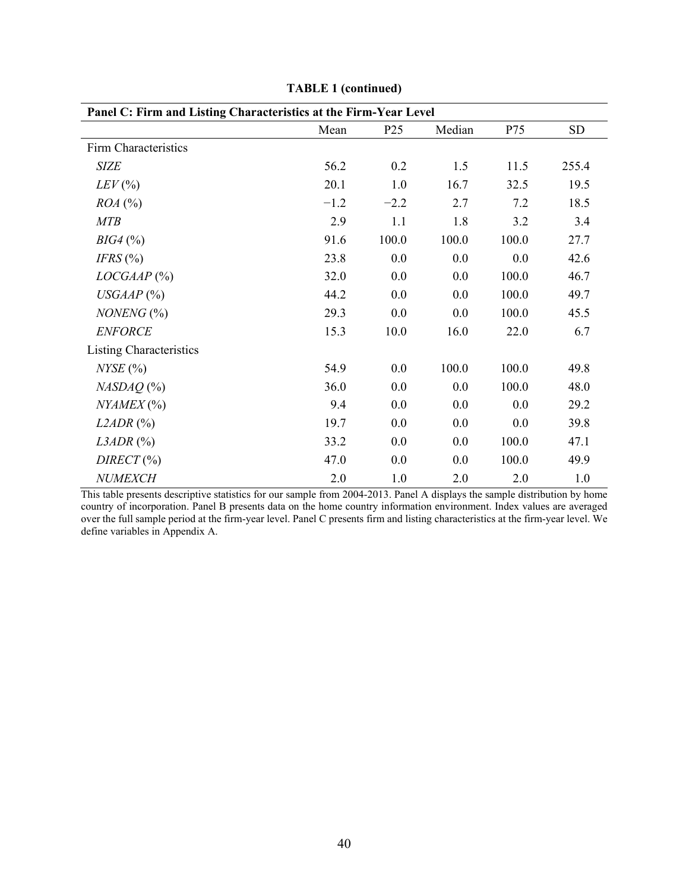**TABLE 1 (continued)**

| Panel C: Firm and Listing Characteristics at the Firm-Year Level | | | | | |
|---|---|---|---|---|---|
| | Mean | P25 | Median | P75 | SD |
| Firm Characteristics | | | | | |
| *SIZE* | 56.2 | 0.2 | 1.5 | 11.5 | 255.4 |
| *LEV* (%) | 20.1 | 1.0 | 16.7 | 32.5 | 19.5 |
| *ROA* (%) | −1.2 | −2.2 | 2.7 | 7.2 | 18.5 |
| *MTB* | 2.9 | 1.1 | 1.8 | 3.2 | 3.4 |
| *BIG4* (%) | 91.6 | 100.0 | 100.0 | 100.0 | 27.7 |
| *IFRS* (%) | 23.8 | 0.0 | 0.0 | 0.0 | 42.6 |
| *LOCGAAP* (%) | 32.0 | 0.0 | 0.0 | 100.0 | 46.7 |
| *USGAAP* (%) | 44.2 | 0.0 | 0.0 | 100.0 | 49.7 |
| *NONENG* (%) | 29.3 | 0.0 | 0.0 | 100.0 | 45.5 |
| *ENFORCE* | 15.3 | 10.0 | 16.0 | 22.0 | 6.7 |
| Listing Characteristics | | | | | |
| *NYSE* (%) | 54.9 | 0.0 | 100.0 | 100.0 | 49.8 |
| *NASDAQ* (%) | 36.0 | 0.0 | 0.0 | 100.0 | 48.0 |
| *NYAMEX* (%) | 9.4 | 0.0 | 0.0 | 0.0 | 29.2 |
| *L2ADR* (%) | 19.7 | 0.0 | 0.0 | 0.0 | 39.8 |
| *L3ADR* (%) | 33.2 | 0.0 | 0.0 | 100.0 | 47.1 |
| *DIRECT* (%) | 47.0 | 0.0 | 0.0 | 100.0 | 49.9 |
| *NUMEXCH* | 2.0 | 1.0 | 2.0 | 2.0 | 1.0 |

This table presents descriptive statistics for our sample from 2004-2013. Panel A displays the sample distribution by home country of incorporation. Panel B presents data on the home country information environment. Index values are averaged over the full sample period at the firm-year level. Panel C presents firm and listing characteristics at the firm-year level. We define variables in Appendix A.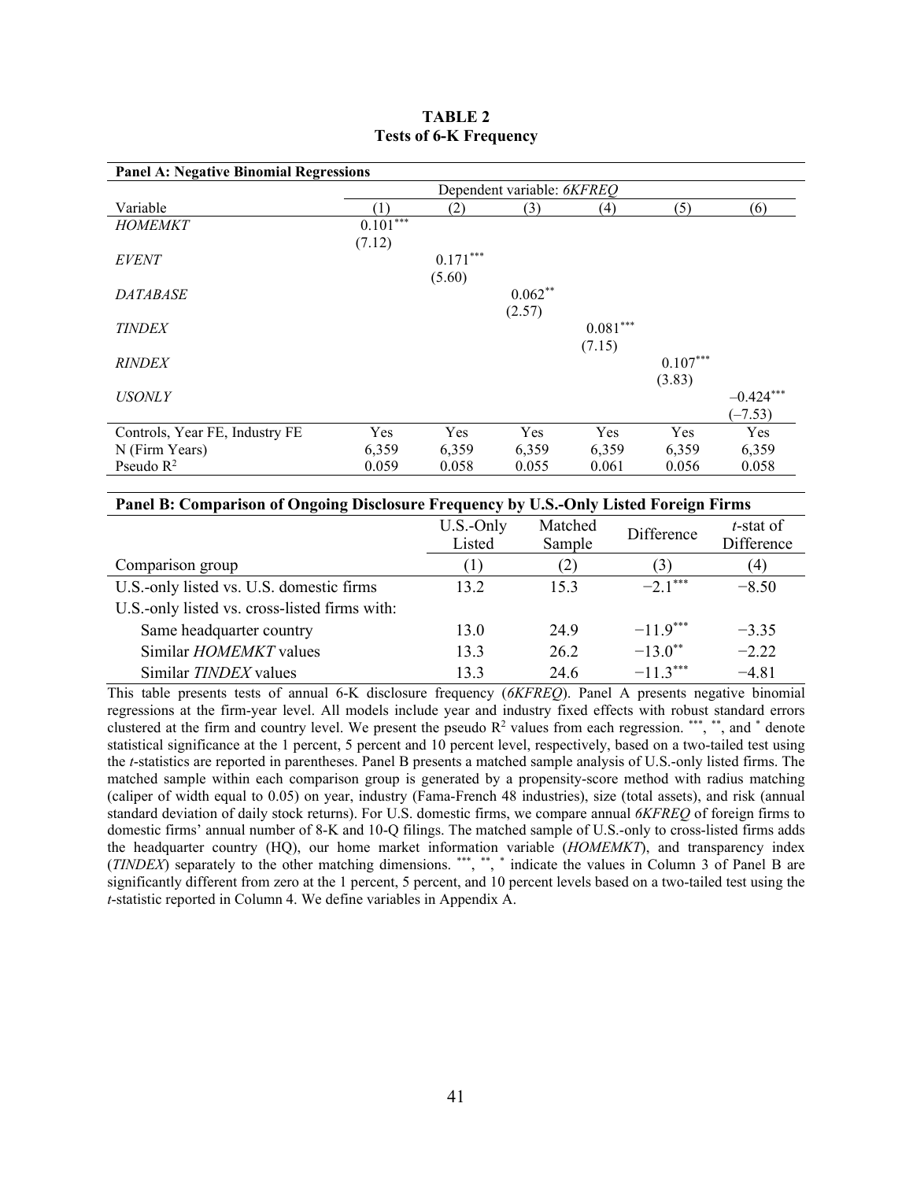**TABLE 2**
**Tests of 6-K Frequency**

**Panel A: Negative Binomial Regressions**

| | Dependent variable: *6KFREQ* | | | | | |
|---|---|---|---|---|---|---|
| Variable | (1) | (2) | (3) | (4) | (5) | (6) |
| *HOMEMKT* | $0.101^{***}$ | | | | | |
| | (7.12) | | | | | |
| *EVENT* | | $0.171^{***}$ | | | | |
| | | (5.60) | | | | |
| *DATABASE* | | | $0.062^{**}$ | | | |
| | | | (2.57) | | | |
| *TINDEX* | | | | $0.081^{***}$ | | |
| | | | | (7.15) | | |
| *RINDEX* | | | | | $0.107^{***}$ | |
| | | | | | (3.83) | |
| *USONLY* | | | | | | $-0.424^{***}$ |
| | | | | | | (−7.53) |
| Controls, Year FE, Industry FE | Yes | Yes | Yes | Yes | Yes | Yes |
| N (Firm Years) | 6,359 | 6,359 | 6,359 | 6,359 | 6,359 | 6,359 |
| Pseudo $R^2$ | 0.059 | 0.058 | 0.055 | 0.061 | 0.056 | 0.058 |

**Panel B: Comparison of Ongoing Disclosure Frequency by U.S.-Only Listed Foreign Firms**

| | U.S.-Only Listed | Matched Sample | Difference | *t*-stat of Difference |
|---|---|---|---|---|
| Comparison group | (1) | (2) | (3) | (4) |
| U.S.-only listed vs. U.S. domestic firms | 13.2 | 15.3 | $-2.1^{***}$ | −8.50 |
| U.S.-only listed vs. cross-listed firms with: | | | | |
| Same headquarter country | 13.0 | 24.9 | $-11.9^{***}$ | −3.35 |
| Similar *HOMEMKT* values | 13.3 | 26.2 | $-13.0^{**}$ | −2.22 |
| Similar *TINDEX* values | 13.3 | 24.6 | $-11.3^{***}$ | −4.81 |

This table presents tests of annual 6-K disclosure frequency (*6KFREQ*). Panel A presents negative binomial regressions at the firm-year level. All models include year and industry fixed effects with robust standard errors clustered at the firm and country level. We present the pseudo $R^2$ values from each regression. \*\*\*, \*\*, and \* denote statistical significance at the 1 percent, 5 percent and 10 percent level, respectively, based on a two-tailed test using the *t*-statistics are reported in parentheses. Panel B presents a matched sample analysis of U.S.-only listed firms. The matched sample within each comparison group is generated by a propensity-score method with radius matching (caliper of width equal to 0.05) on year, industry (Fama-French 48 industries), size (total assets), and risk (annual standard deviation of daily stock returns). For U.S. domestic firms, we compare annual *6KFREQ* of foreign firms to domestic firms' annual number of 8-K and 10-Q filings. The matched sample of U.S.-only to cross-listed firms adds the headquarter country (HQ), our home market information variable (*HOMEMKT*), and transparency index (*TINDEX*) separately to the other matching dimensions. \*\*\*, \*\*, \* indicate the values in Column 3 of Panel B are significantly different from zero at the 1 percent, 5 percent, and 10 percent levels based on a two-tailed test using the *t*-statistic reported in Column 4. We define variables in Appendix A.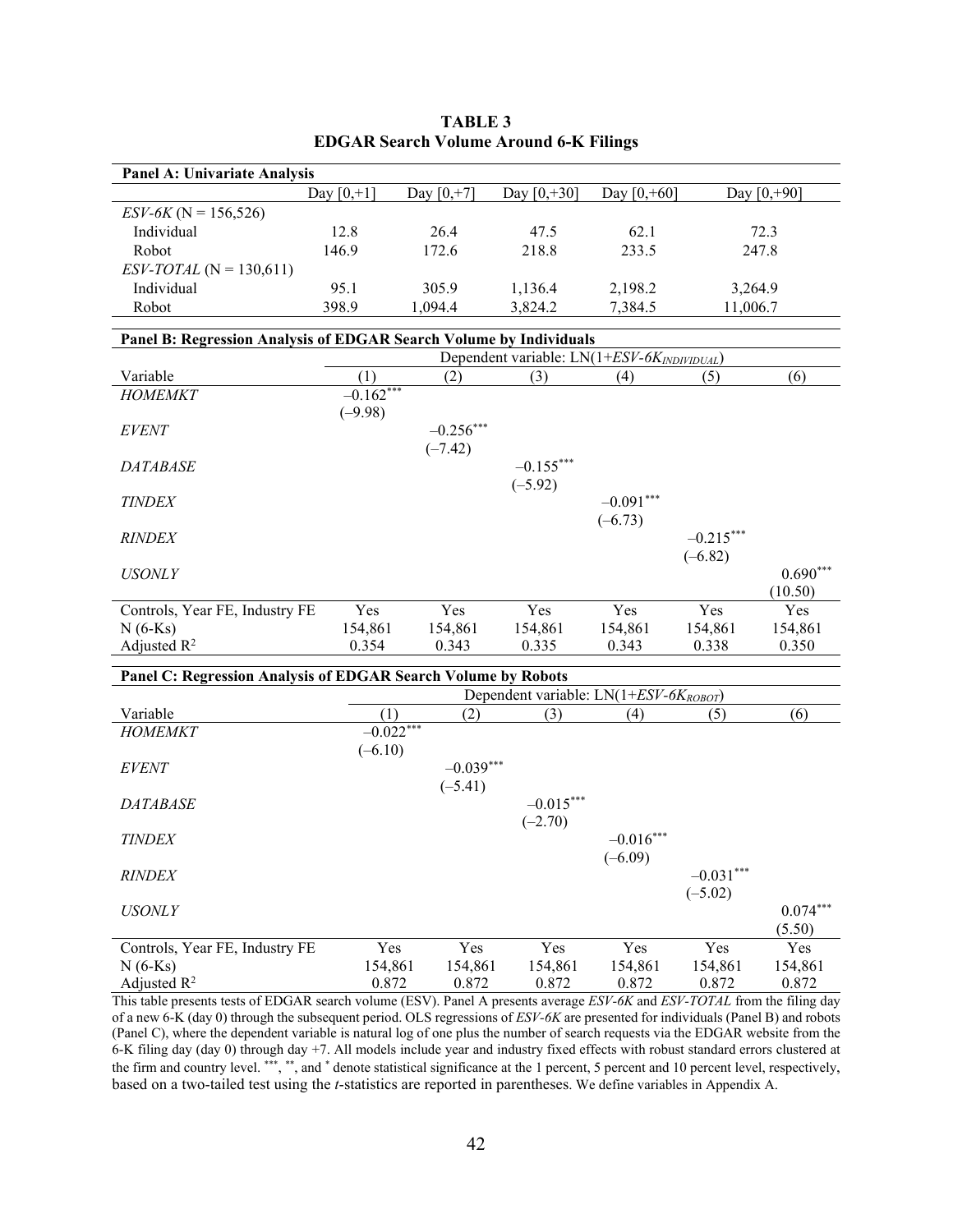**TABLE 3**
**EDGAR Search Volume Around 6-K Filings**

**Panel A: Univariate Analysis**

| | Day [0,+1] | Day [0,+7] | Day [0,+30] | Day [0,+60] | Day [0,+90] |
|---|---|---|---|---|---|
| *ESV-6K* (N = 156,526) | | | | | |
| Individual | 12.8 | 26.4 | 47.5 | 62.1 | 72.3 |
| Robot | 146.9 | 172.6 | 218.8 | 233.5 | 247.8 |
| *ESV-TOTAL* (N = 130,611) | | | | | |
| Individual | 95.1 | 305.9 | 1,136.4 | 2,198.2 | 3,264.9 |
| Robot | 398.9 | 1,094.4 | 3,824.2 | 7,384.5 | 11,006.7 |

**Panel B: Regression Analysis of EDGAR Search Volume by Individuals**

| | Dependent variable: LN(1+$ESV\text{-}6K_{INDIVIDUAL}$) | | | | | |
|---|---|---|---|---|---|---|
| Variable | (1) | (2) | (3) | (4) | (5) | (6) |
| *HOMEMKT* | –0.162*** | | | | | |
| | (–9.98) | | | | | |
| *EVENT* | | –0.256*** | | | | |
| | | (–7.42) | | | | |
| *DATABASE* | | | –0.155*** | | | |
| | | | (–5.92) | | | |
| *TINDEX* | | | | –0.091*** | | |
| | | | | (–6.73) | | |
| *RINDEX* | | | | | –0.215*** | |
| | | | | | (–6.82) | |
| *USONLY* | | | | | | 0.690*** |
| | | | | | | (10.50) |
| Controls, Year FE, Industry FE | Yes | Yes | Yes | Yes | Yes | Yes |
| N (6-Ks) | 154,861 | 154,861 | 154,861 | 154,861 | 154,861 | 154,861 |
| Adjusted $R^2$ | 0.354 | 0.343 | 0.335 | 0.343 | 0.338 | 0.350 |

**Panel C: Regression Analysis of EDGAR Search Volume by Robots**

| | Dependent variable: LN(1+$ESV\text{-}6K_{ROBOT}$) | | | | | |
|---|---|---|---|---|---|---|
| Variable | (1) | (2) | (3) | (4) | (5) | (6) |
| *HOMEMKT* | –0.022*** | | | | | |
| | (–6.10) | | | | | |
| *EVENT* | | –0.039*** | | | | |
| | | (–5.41) | | | | |
| *DATABASE* | | | –0.015*** | | | |
| | | | (–2.70) | | | |
| *TINDEX* | | | | –0.016*** | | |
| | | | | (–6.09) | | |
| *RINDEX* | | | | | –0.031*** | |
| | | | | | (–5.02) | |
| *USONLY* | | | | | | 0.074*** |
| | | | | | | (5.50) |
| Controls, Year FE, Industry FE | Yes | Yes | Yes | Yes | Yes | Yes |
| N (6-Ks) | 154,861 | 154,861 | 154,861 | 154,861 | 154,861 | 154,861 |
| Adjusted $R^2$ | 0.872 | 0.872 | 0.872 | 0.872 | 0.872 | 0.872 |

This table presents tests of EDGAR search volume (ESV). Panel A presents average *ESV-6K* and *ESV-TOTAL* from the filing day of a new 6-K (day 0) through the subsequent period. OLS regressions of *ESV-6K* are presented for individuals (Panel B) and robots (Panel C), where the dependent variable is natural log of one plus the number of search requests via the EDGAR website from the 6-K filing day (day 0) through day +7. All models include year and industry fixed effects with robust standard errors clustered at the firm and country level. ***, **, and * denote statistical significance at the 1 percent, 5 percent and 10 percent level, respectively, based on a two-tailed test using the *t*-statistics are reported in parentheses. We define variables in Appendix A.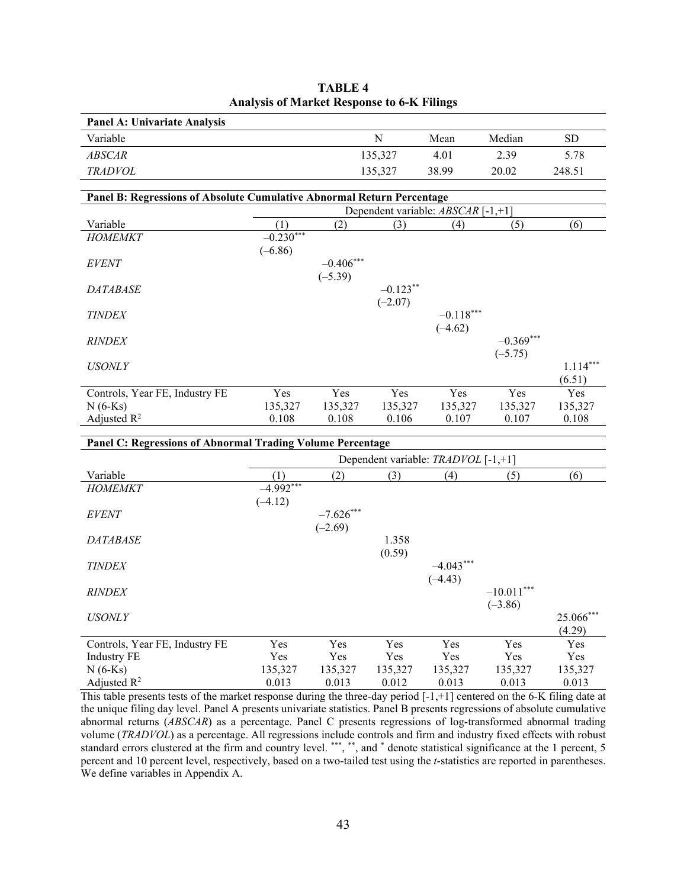**TABLE 4**
**Analysis of Market Response to 6-K Filings**

**Panel A: Univariate Analysis**

| Variable | N | Mean | Median | SD |
|---|---|---|---|---|
| *ABSCAR* | 135,327 | 4.01 | 2.39 | 5.78 |
| *TRADVOL* | 135,327 | 38.99 | 20.02 | 248.51 |

**Panel B: Regressions of Absolute Cumulative Abnormal Return Percentage**

| | Dependent variable: *ABSCAR* [-1,+1] | | | | | |
|---|---|---|---|---|---|---|
| Variable | (1) | (2) | (3) | (4) | (5) | (6) |
| *HOMEMKT* | $-0.230^{***}$ | | | | | |
| | (–6.86) | | | | | |
| *EVENT* | | $-0.406^{***}$ | | | | |
| | | (–5.39) | | | | |
| *DATABASE* | | | $-0.123^{**}$ | | | |
| | | | (–2.07) | | | |
| *TINDEX* | | | | $-0.118^{***}$ | | |
| | | | | (–4.62) | | |
| *RINDEX* | | | | | $-0.369^{***}$ | |
| | | | | | (–5.75) | |
| *USONLY* | | | | | | $1.114^{***}$ |
| | | | | | | (6.51) |
| Controls, Year FE, Industry FE | Yes | Yes | Yes | Yes | Yes | Yes |
| N (6-Ks) | 135,327 | 135,327 | 135,327 | 135,327 | 135,327 | 135,327 |
| Adjusted $R^2$ | 0.108 | 0.108 | 0.106 | 0.107 | 0.107 | 0.108 |

**Panel C: Regressions of Abnormal Trading Volume Percentage**

| | Dependent variable: *TRADVOL* [-1,+1] | | | | | |
|---|---|---|---|---|---|---|
| Variable | (1) | (2) | (3) | (4) | (5) | (6) |
| *HOMEMKT* | $-4.992^{***}$ | | | | | |
| | (–4.12) | | | | | |
| *EVENT* | | $-7.626^{***}$ | | | | |
| | | (–2.69) | | | | |
| *DATABASE* | | | 1.358 | | | |
| | | | (0.59) | | | |
| *TINDEX* | | | | $-4.043^{***}$ | | |
| | | | | (–4.43) | | |
| *RINDEX* | | | | | $-10.011^{***}$ | |
| | | | | | (–3.86) | |
| *USONLY* | | | | | | $25.066^{***}$ |
| | | | | | | (4.29) |
| Controls, Year FE, Industry FE | Yes | Yes | Yes | Yes | Yes | Yes |
| Industry FE | Yes | Yes | Yes | Yes | Yes | Yes |
| N (6-Ks) | 135,327 | 135,327 | 135,327 | 135,327 | 135,327 | 135,327 |
| Adjusted $R^2$ | 0.013 | 0.013 | 0.012 | 0.013 | 0.013 | 0.013 |

This table presents tests of the market response during the three-day period [-1,+1] centered on the 6-K filing date at the unique filing day level. Panel A presents univariate statistics. Panel B presents regressions of absolute cumulative abnormal returns (*ABSCAR*) as a percentage. Panel C presents regressions of log-transformed abnormal trading volume (*TRADVOL*) as a percentage. All regressions include controls and firm and industry fixed effects with robust standard errors clustered at the firm and country level. $^{***}$, $^{**}$, and $^{*}$ denote statistical significance at the 1 percent, 5 percent and 10 percent level, respectively, based on a two-tailed test using the *t*-statistics are reported in parentheses. We define variables in Appendix A.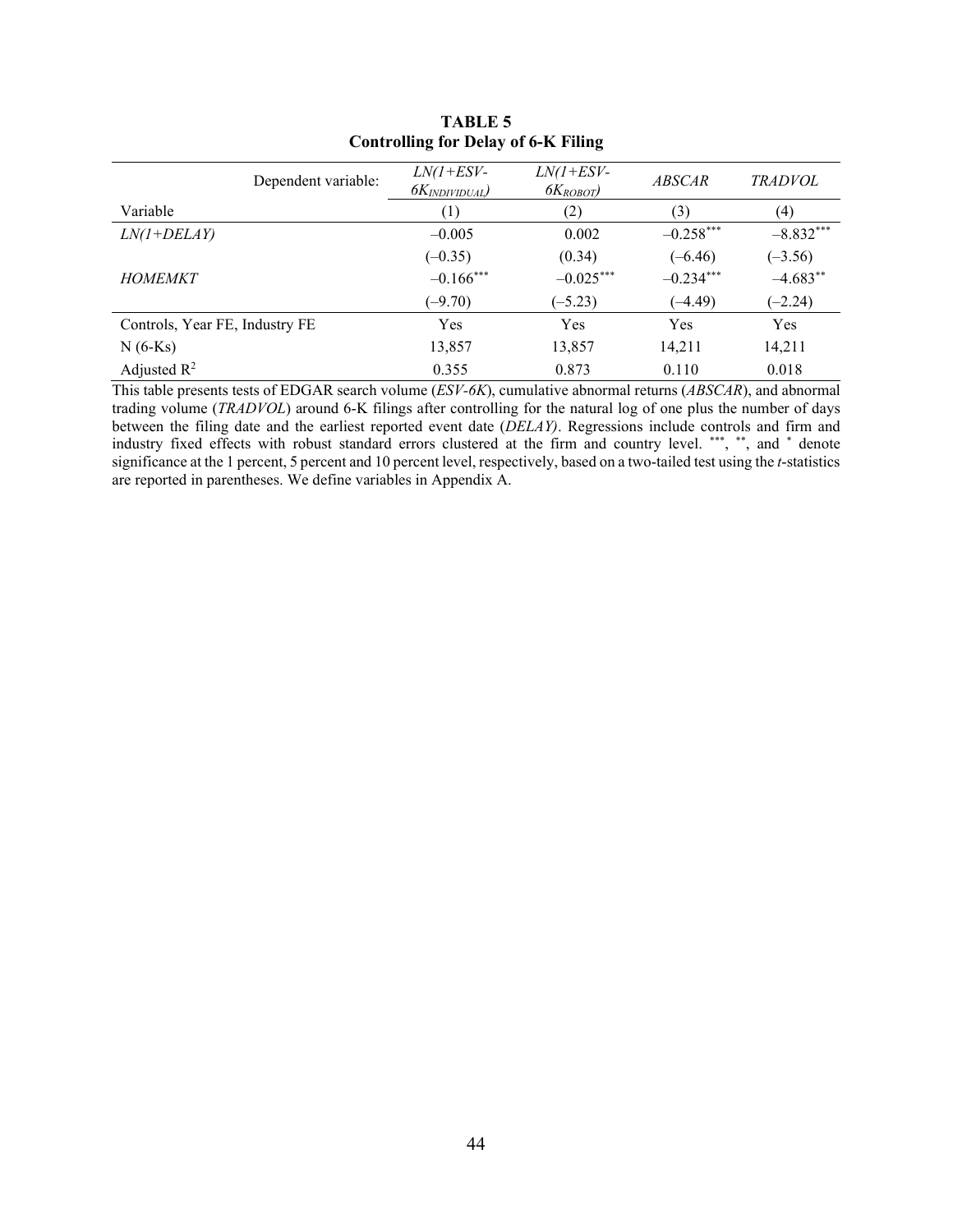**TABLE 5**
**Controlling for Delay of 6-K Filing**

| Dependent variable: | $LN(1+ESV\text{-}6K_{INDIVIDUAL})$ | $LN(1+ESV\text{-}6K_{ROBOT})$ | *ABSCAR* | *TRADVOL* |
|---|---|---|---|---|
| Variable | (1) | (2) | (3) | (4) |
| *LN(1+DELAY)* | –0.005 | 0.002 | –0.258*** | –8.832*** |
| | (–0.35) | (0.34) | (–6.46) | (–3.56) |
| *HOMEMKT* | –0.166*** | –0.025*** | –0.234*** | –4.683** |
| | (–9.70) | (–5.23) | (–4.49) | (–2.24) |
| Controls, Year FE, Industry FE | Yes | Yes | Yes | Yes |
| N (6-Ks) | 13,857 | 13,857 | 14,211 | 14,211 |
| Adjusted $R^2$ | 0.355 | 0.873 | 0.110 | 0.018 |

This table presents tests of EDGAR search volume (*ESV-6K*), cumulative abnormal returns (*ABSCAR*), and abnormal trading volume (*TRADVOL*) around 6-K filings after controlling for the natural log of one plus the number of days between the filing date and the earliest reported event date (*DELAY)*. Regressions include controls and firm and industry fixed effects with robust standard errors clustered at the firm and country level. ***, **, and * denote significance at the 1 percent, 5 percent and 10 percent level, respectively, based on a two-tailed test using the *t*-statistics are reported in parentheses. We define variables in Appendix A.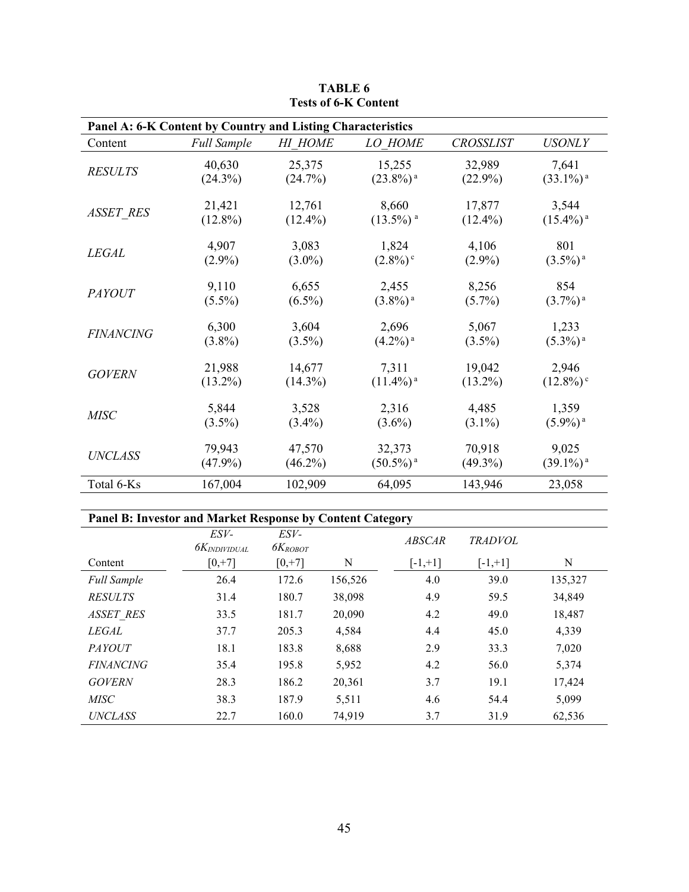**TABLE 6**
**Tests of 6-K Content**

**Panel A: 6-K Content by Country and Listing Characteristics**

| Content | *Full Sample* | *HI_HOME* | *LO_HOME* | *CROSSLIST* | *USONLY* |
|---|---|---|---|---|---|
| *RESULTS* | 40,630 (24.3%) | 25,375 (24.7%) | 15,255 (23.8%) [a] | 32,989 (22.9%) | 7,641 (33.1%) [a] |
| *ASSET_RES* | 21,421 (12.8%) | 12,761 (12.4%) | 8,660 (13.5%) [a] | 17,877 (12.4%) | 3,544 (15.4%) [a] |
| *LEGAL* | 4,907 (2.9%) | 3,083 (3.0%) | 1,824 (2.8%) [c] | 4,106 (2.9%) | 801 (3.5%) [a] |
| *PAYOUT* | 9,110 (5.5%) | 6,655 (6.5%) | 2,455 (3.8%) [a] | 8,256 (5.7%) | 854 (3.7%) [a] |
| *FINANCING* | 6,300 (3.8%) | 3,604 (3.5%) | 2,696 (4.2%) [a] | 5,067 (3.5%) | 1,233 (5.3%) [a] |
| *GOVERN* | 21,988 (13.2%) | 14,677 (14.3%) | 7,311 (11.4%) [a] | 19,042 (13.2%) | 2,946 (12.8%) [c] |
| *MISC* | 5,844 (3.5%) | 3,528 (3.4%) | 2,316 (3.6%) | 4,485 (3.1%) | 1,359 (5.9%) [a] |
| *UNCLASS* | 79,943 (47.9%) | 47,570 (46.2%) | 32,373 (50.5%) [a] | 70,918 (49.3%) | 9,025 (39.1%) [a] |
| Total 6-Ks | 167,004 | 102,909 | 64,095 | 143,946 | 23,058 |

**Panel B: Investor and Market Response by Content Category**

| Content | *ESV-6K$_{INDIVIDUAL}$* [0,+7] | *ESV-6K$_{ROBOT}$* [0,+7] | N | *ABSCAR* [-1,+1] | *TRADVOL* [-1,+1] | N |
|---|---|---|---|---|---|---|
| *Full Sample* | 26.4 | 172.6 | 156,526 | 4.0 | 39.0 | 135,327 |
| *RESULTS* | 31.4 | 180.7 | 38,098 | 4.9 | 59.5 | 34,849 |
| *ASSET_RES* | 33.5 | 181.7 | 20,090 | 4.2 | 49.0 | 18,487 |
| *LEGAL* | 37.7 | 205.3 | 4,584 | 4.4 | 45.0 | 4,339 |
| *PAYOUT* | 18.1 | 183.8 | 8,688 | 2.9 | 33.3 | 7,020 |
| *FINANCING* | 35.4 | 195.8 | 5,952 | 4.2 | 56.0 | 5,374 |
| *GOVERN* | 28.3 | 186.2 | 20,361 | 3.7 | 19.1 | 17,424 |
| *MISC* | 38.3 | 187.9 | 5,511 | 4.6 | 54.4 | 5,099 |
| *UNCLASS* | 22.7 | 160.0 | 74,919 | 3.7 | 31.9 | 62,536 |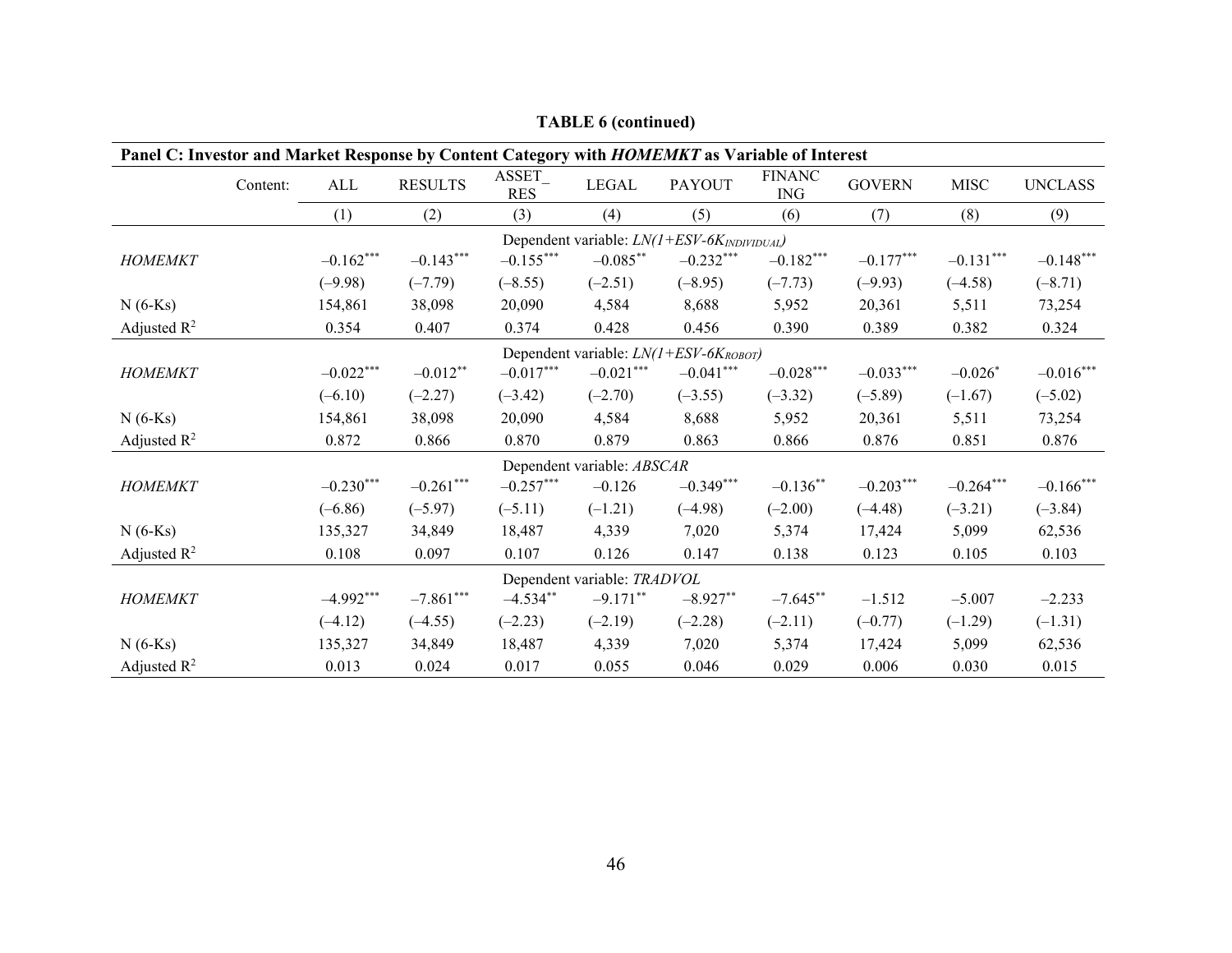**TABLE 6 (continued)**

**Panel C: Investor and Market Response by Content Category with *HOMEMKT* as Variable of Interest**

| Content: | ALL | RESULTS | ASSET_RES | LEGAL | PAYOUT | FINANCING | GOVERN | MISC | UNCLASS |
|---|---|---|---|---|---|---|---|---|---|
| | (1) | (2) | (3) | (4) | (5) | (6) | (7) | (8) | (9) |
| | Dependent variable: *LN(1+ESV-6K$_{INDIVIDUAL}$)* | | | | | | | | |
| *HOMEMKT* | –0.162*** | –0.143*** | –0.155*** | –0.085** | –0.232*** | –0.182*** | –0.177*** | –0.131*** | –0.148*** |
| | (–9.98) | (–7.79) | (–8.55) | (–2.51) | (–8.95) | (–7.73) | (–9.93) | (–4.58) | (–8.71) |
| N (6-Ks) | 154,861 | 38,098 | 20,090 | 4,584 | 8,688 | 5,952 | 20,361 | 5,511 | 73,254 |
| Adjusted $R^2$ | 0.354 | 0.407 | 0.374 | 0.428 | 0.456 | 0.390 | 0.389 | 0.382 | 0.324 |
| | Dependent variable: *LN(1+ESV-6K$_{ROBOT}$)* | | | | | | | | |
| *HOMEMKT* | –0.022*** | –0.012** | –0.017*** | –0.021*** | –0.041*** | –0.028*** | –0.033*** | –0.026* | –0.016*** |
| | (–6.10) | (–2.27) | (–3.42) | (–2.70) | (–3.55) | (–3.32) | (–5.89) | (–1.67) | (–5.02) |
| N (6-Ks) | 154,861 | 38,098 | 20,090 | 4,584 | 8,688 | 5,952 | 20,361 | 5,511 | 73,254 |
| Adjusted $R^2$ | 0.872 | 0.866 | 0.870 | 0.879 | 0.863 | 0.866 | 0.876 | 0.851 | 0.876 |
| | Dependent variable: *ABSCAR* | | | | | | | | |
| *HOMEMKT* | –0.230*** | –0.261*** | –0.257*** | –0.126 | –0.349*** | –0.136** | –0.203*** | –0.264*** | –0.166*** |
| | (–6.86) | (–5.97) | (–5.11) | (–1.21) | (–4.98) | (–2.00) | (–4.48) | (–3.21) | (–3.84) |
| N (6-Ks) | 135,327 | 34,849 | 18,487 | 4,339 | 7,020 | 5,374 | 17,424 | 5,099 | 62,536 |
| Adjusted $R^2$ | 0.108 | 0.097 | 0.107 | 0.126 | 0.147 | 0.138 | 0.123 | 0.105 | 0.103 |
| | Dependent variable: *TRADVOL* | | | | | | | | |
| *HOMEMKT* | –4.992*** | –7.861*** | –4.534** | –9.171** | –8.927** | –7.645** | –1.512 | –5.007 | –2.233 |
| | (–4.12) | (–4.55) | (–2.23) | (–2.19) | (–2.28) | (–2.11) | (–0.77) | (–1.29) | (–1.31) |
| N (6-Ks) | 135,327 | 34,849 | 18,487 | 4,339 | 7,020 | 5,374 | 17,424 | 5,099 | 62,536 |
| Adjusted $R^2$ | 0.013 | 0.024 | 0.017 | 0.055 | 0.046 | 0.029 | 0.006 | 0.030 | 0.015 |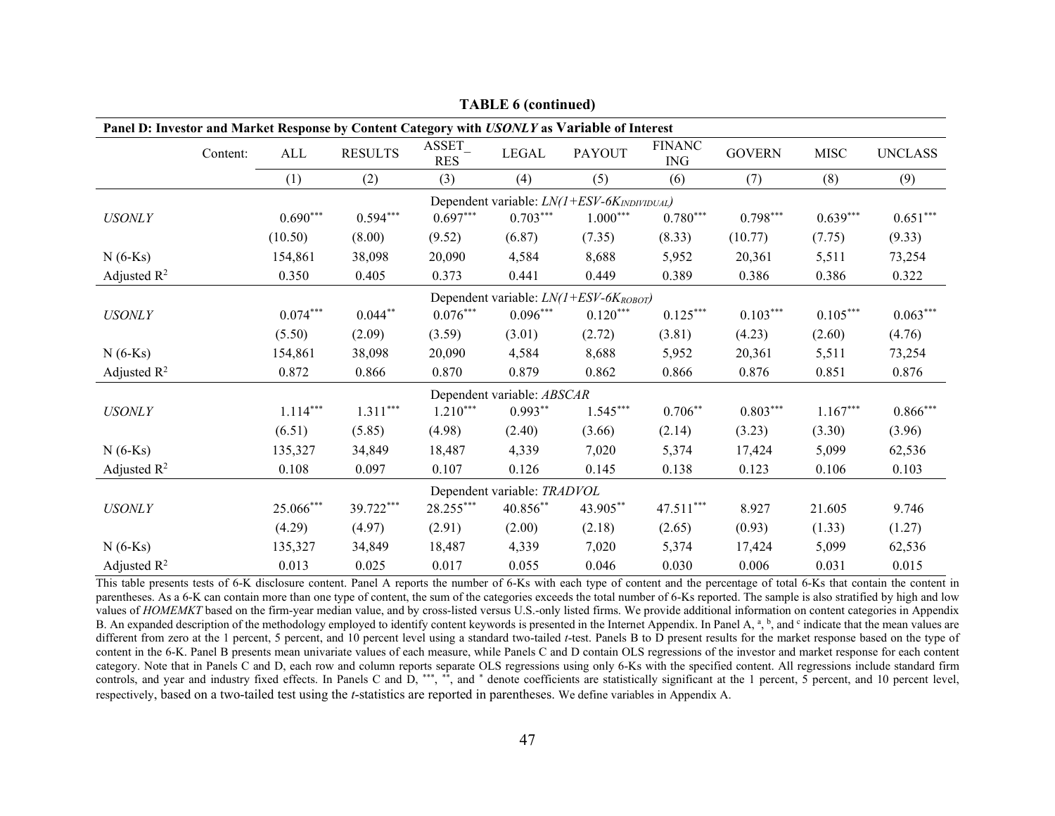**TABLE 6 (continued)**

| **Panel D: Investor and Market Response by Content Category with *USONLY* as Variable of Interest** | | | | | | | | | |
|---|---|---|---|---|---|---|---|---|---|
| Content: | ALL | RESULTS | ASSET_RES | LEGAL | PAYOUT | FINANCING | GOVERN | MISC | UNCLASS |
| | (1) | (2) | (3) | (4) | (5) | (6) | (7) | (8) | (9) |
| | | | | Dependent variable: $LN(1{+}ESV\text{-}6K_{INDIVIDUAL})$ | | | | | |
| *USONLY* | 0.690*** | 0.594*** | 0.697*** | 0.703*** | 1.000*** | 0.780*** | 0.798*** | 0.639*** | 0.651*** |
| | (10.50) | (8.00) | (9.52) | (6.87) | (7.35) | (8.33) | (10.77) | (7.75) | (9.33) |
| N (6-Ks) | 154,861 | 38,098 | 20,090 | 4,584 | 8,688 | 5,952 | 20,361 | 5,511 | 73,254 |
| Adjusted $R^2$ | 0.350 | 0.405 | 0.373 | 0.441 | 0.449 | 0.389 | 0.386 | 0.386 | 0.322 |
| | | | | Dependent variable: $LN(1{+}ESV\text{-}6K_{ROBOT})$ | | | | | |
| *USONLY* | 0.074*** | 0.044** | 0.076*** | 0.096*** | 0.120*** | 0.125*** | 0.103*** | 0.105*** | 0.063*** |
| | (5.50) | (2.09) | (3.59) | (3.01) | (2.72) | (3.81) | (4.23) | (2.60) | (4.76) |
| N (6-Ks) | 154,861 | 38,098 | 20,090 | 4,584 | 8,688 | 5,952 | 20,361 | 5,511 | 73,254 |
| Adjusted $R^2$ | 0.872 | 0.866 | 0.870 | 0.879 | 0.862 | 0.866 | 0.876 | 0.851 | 0.876 |
| | | | | Dependent variable: *ABSCAR* | | | | | |
| *USONLY* | 1.114*** | 1.311*** | 1.210*** | 0.993** | 1.545*** | 0.706** | 0.803*** | 1.167*** | 0.866*** |
| | (6.51) | (5.85) | (4.98) | (2.40) | (3.66) | (2.14) | (3.23) | (3.30) | (3.96) |
| N (6-Ks) | 135,327 | 34,849 | 18,487 | 4,339 | 7,020 | 5,374 | 17,424 | 5,099 | 62,536 |
| Adjusted $R^2$ | 0.108 | 0.097 | 0.107 | 0.126 | 0.145 | 0.138 | 0.123 | 0.106 | 0.103 |
| | | | | Dependent variable: *TRADVOL* | | | | | |
| *USONLY* | 25.066*** | 39.722*** | 28.255*** | 40.856** | 43.905** | 47.511*** | 8.927 | 21.605 | 9.746 |
| | (4.29) | (4.97) | (2.91) | (2.00) | (2.18) | (2.65) | (0.93) | (1.33) | (1.27) |
| N (6-Ks) | 135,327 | 34,849 | 18,487 | 4,339 | 7,020 | 5,374 | 17,424 | 5,099 | 62,536 |
| Adjusted $R^2$ | 0.013 | 0.025 | 0.017 | 0.055 | 0.046 | 0.030 | 0.006 | 0.031 | 0.015 |

This table presents tests of 6-K disclosure content. Panel A reports the number of 6-Ks with each type of content and the percentage of total 6-Ks that contain the content in parentheses. As a 6-K can contain more than one type of content, the sum of the categories exceeds the total number of 6-Ks reported. The sample is also stratified by high and low values of *HOMEMKT* based on the firm-year median value, and by cross-listed versus U.S.-only listed firms. We provide additional information on content categories in Appendix B. An expanded description of the methodology employed to identify content keywords is presented in the Internet Appendix. In Panel A, [a], [b], and [c] indicate that the mean values are different from zero at the 1 percent, 5 percent, and 10 percent level using a standard two-tailed *t*-test. Panels B to D present results for the market response based on the type of content in the 6-K. Panel B presents mean univariate values of each measure, while Panels C and D contain OLS regressions of the investor and market response for each content category. Note that in Panels C and D, each row and column reports separate OLS regressions using only 6-Ks with the specified content. All regressions include standard firm controls, and year and industry fixed effects. In Panels C and D, ***, **, and * denote coefficients are statistically significant at the 1 percent, 5 percent, and 10 percent level, respectively, based on a two-tailed test using the *t*-statistics are reported in parentheses. We define variables in Appendix A.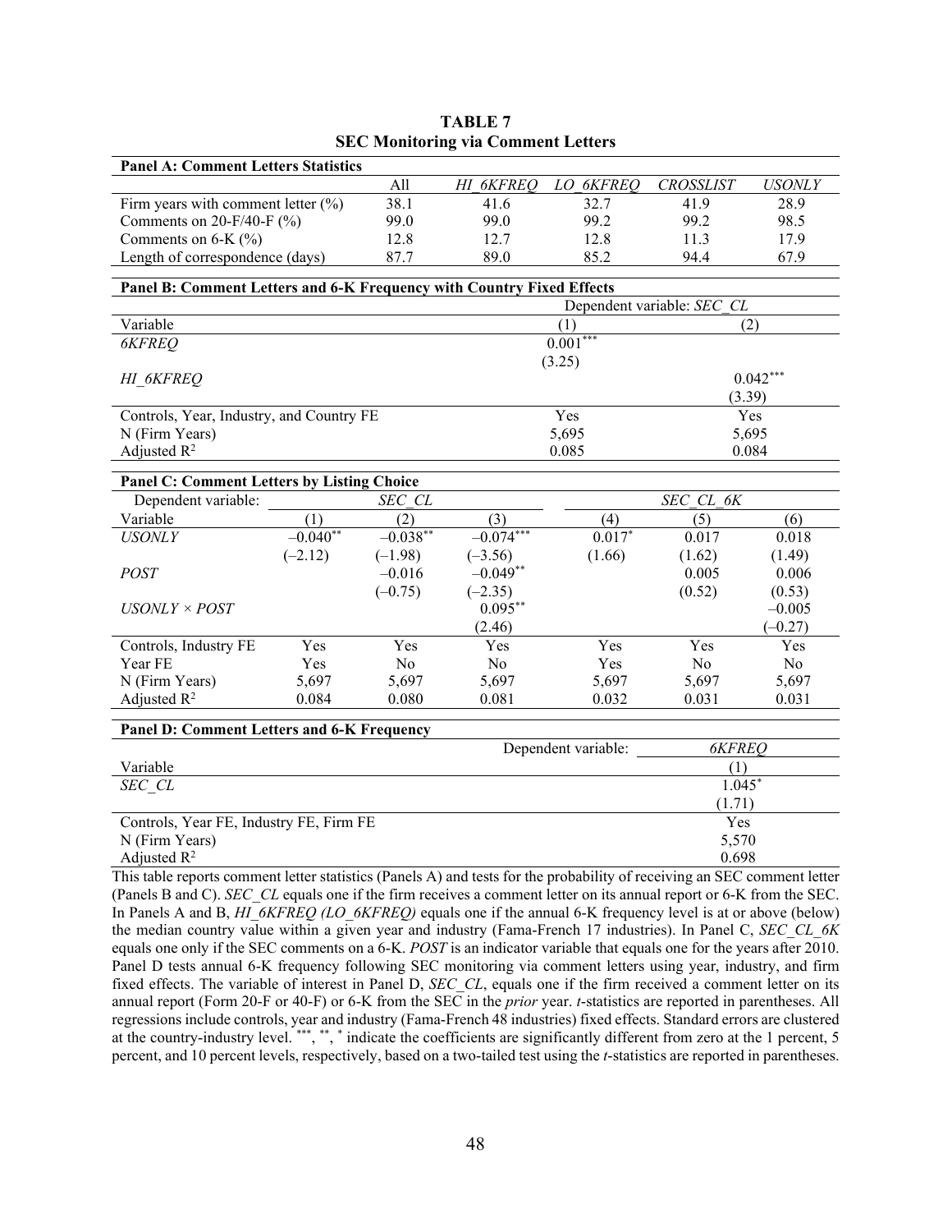**TABLE 7**
**SEC Monitoring via Comment Letters**

**Panel A: Comment Letters Statistics**

| | All | *HI_6KFREQ* | *LO_6KFREQ* | *CROSSLIST* | *USONLY* |
|---|---|---|---|---|---|
| Firm years with comment letter (%) | 38.1 | 41.6 | 32.7 | 41.9 | 28.9 |
| Comments on 20-F/40-F (%) | 99.0 | 99.0 | 99.2 | 99.2 | 98.5 |
| Comments on 6-K (%) | 12.8 | 12.7 | 12.8 | 11.3 | 17.9 |
| Length of correspondence (days) | 87.7 | 89.0 | 85.2 | 94.4 | 67.9 |

**Panel B: Comment Letters and 6-K Frequency with Country Fixed Effects**

| | Dependent variable: *SEC_CL* | |
|---|---|---|
| Variable | (1) | (2) |
| *6KFREQ* | 0.001*** | |
| | (3.25) | |
| *HI_6KFREQ* | | 0.042*** |
| | | (3.39) |
| Controls, Year, Industry, and Country FE | Yes | Yes |
| N (Firm Years) | 5,695 | 5,695 |
| Adjusted $R^2$ | 0.085 | 0.084 |

**Panel C: Comment Letters by Listing Choice**

| Dependent variable: | *SEC_CL* | | | *SEC_CL_6K* | | |
|---|---|---|---|---|---|---|
| Variable | (1) | (2) | (3) | (4) | (5) | (6) |
| *USONLY* | −0.040** | −0.038** | −0.074*** | 0.017* | 0.017 | 0.018 |
| | (−2.12) | (−1.98) | (−3.56) | (1.66) | (1.62) | (1.49) |
| *POST* | | −0.016 | −0.049** | | 0.005 | 0.006 |
| | | (−0.75) | (−2.35) | | (0.52) | (0.53) |
| *USONLY × POST* | | | 0.095** | | | −0.005 |
| | | | (2.46) | | | (−0.27) |
| Controls, Industry FE | Yes | Yes | Yes | Yes | Yes | Yes |
| Year FE | Yes | No | No | Yes | No | No |
| N (Firm Years) | 5,697 | 5,697 | 5,697 | 5,697 | 5,697 | 5,697 |
| Adjusted $R^2$ | 0.084 | 0.080 | 0.081 | 0.032 | 0.031 | 0.031 |

**Panel D: Comment Letters and 6-K Frequency**

| Dependent variable: | *6KFREQ* |
|---|---|
| Variable | (1) |
| *SEC_CL* | 1.045* |
| | (1.71) |
| Controls, Year FE, Industry FE, Firm FE | Yes |
| N (Firm Years) | 5,570 |
| Adjusted $R^2$ | 0.698 |

This table reports comment letter statistics (Panels A) and tests for the probability of receiving an SEC comment letter (Panels B and C). *SEC_CL* equals one if the firm receives a comment letter on its annual report or 6-K from the SEC. In Panels A and B, *HI_6KFREQ (LO_6KFREQ)* equals one if the annual 6-K frequency level is at or above (below) the median country value within a given year and industry (Fama-French 17 industries). In Panel C, *SEC_CL_6K* equals one only if the SEC comments on a 6-K. *POST* is an indicator variable that equals one for the years after 2010. Panel D tests annual 6-K frequency following SEC monitoring via comment letters using year, industry, and firm fixed effects. The variable of interest in Panel D, *SEC_CL*, equals one if the firm received a comment letter on its annual report (Form 20-F or 40-F) or 6-K from the SEC in the *prior* year. *t*-statistics are reported in parentheses. All regressions include controls, year and industry (Fama-French 48 industries) fixed effects. Standard errors are clustered at the country-industry level. ***, **, * indicate the coefficients are significantly different from zero at the 1 percent, 5 percent, and 10 percent levels, respectively, based on a two-tailed test using the *t*-statistics are reported in parentheses.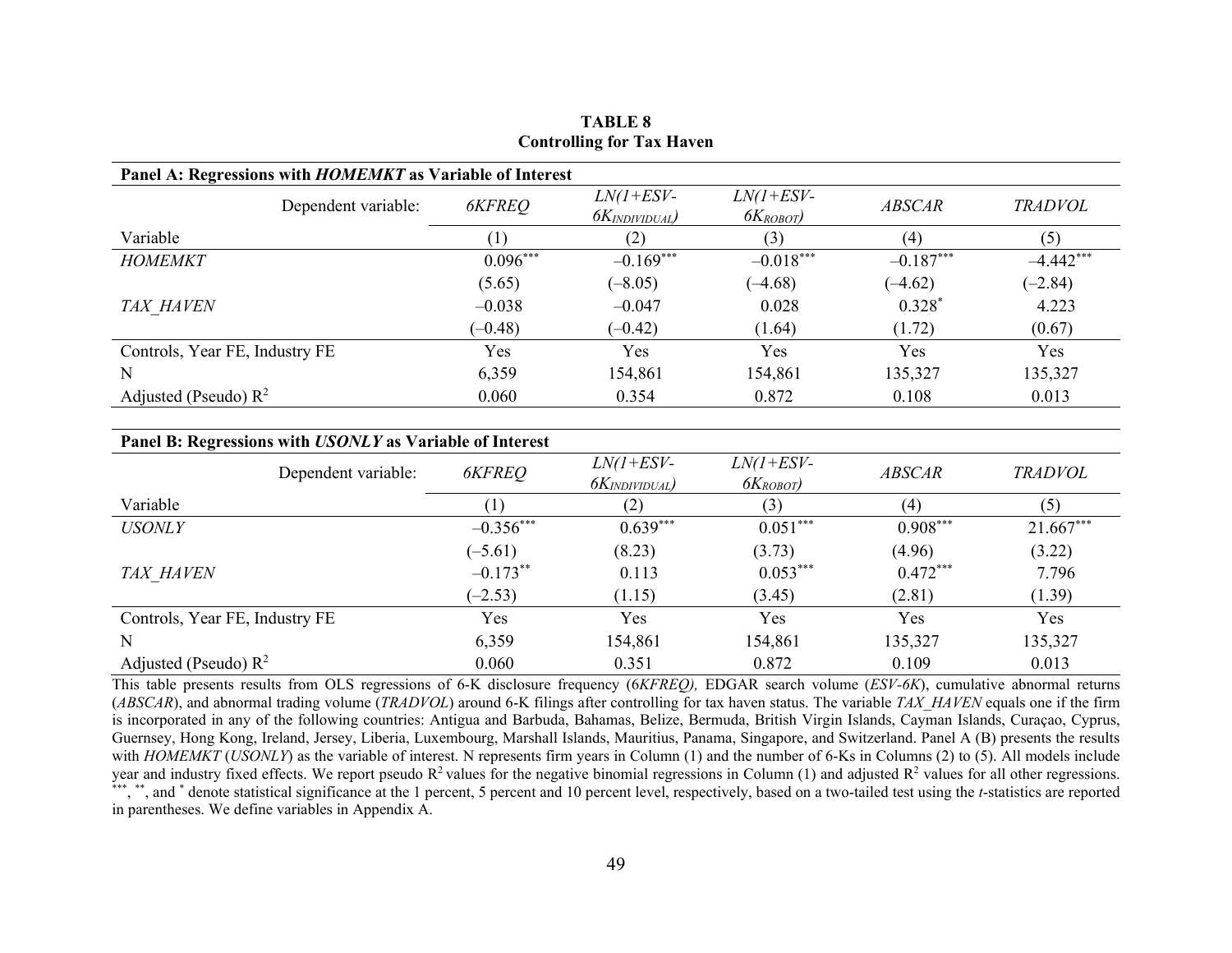**TABLE 8**
**Controlling for Tax Haven**

| **Panel A: Regressions with *HOMEMKT* as Variable of Interest** | | | | | |
|---|---|---|---|---|---|
| Dependent variable: | *6KFREQ* | *LN(1+ESV-6K$_{INDIVIDUAL}$)* | *LN(1+ESV-6K$_{ROBOT}$)* | *ABSCAR* | *TRADVOL* |
| Variable | (1) | (2) | (3) | (4) | (5) |
| *HOMEMKT* | 0.096*** | –0.169*** | –0.018*** | –0.187*** | –4.442*** |
| | (5.65) | (–8.05) | (–4.68) | (–4.62) | (–2.84) |
| *TAX_HAVEN* | –0.038 | –0.047 | 0.028 | 0.328* | 4.223 |
| | (–0.48) | (–0.42) | (1.64) | (1.72) | (0.67) |
| Controls, Year FE, Industry FE | Yes | Yes | Yes | Yes | Yes |
| N | 6,359 | 154,861 | 154,861 | 135,327 | 135,327 |
| Adjusted (Pseudo) $R^2$ | 0.060 | 0.354 | 0.872 | 0.108 | 0.013 |

| **Panel B: Regressions with *USONLY* as Variable of Interest** | | | | | |
|---|---|---|---|---|---|
| Dependent variable: | *6KFREQ* | *LN(1+ESV-6K$_{INDIVIDUAL}$)* | *LN(1+ESV-6K$_{ROBOT}$)* | *ABSCAR* | *TRADVOL* |
| Variable | (1) | (2) | (3) | (4) | (5) |
| *USONLY* | –0.356*** | 0.639*** | 0.051*** | 0.908*** | 21.667*** |
| | (–5.61) | (8.23) | (3.73) | (4.96) | (3.22) |
| *TAX_HAVEN* | –0.173** | 0.113 | 0.053*** | 0.472*** | 7.796 |
| | (–2.53) | (1.15) | (3.45) | (2.81) | (1.39) |
| Controls, Year FE, Industry FE | Yes | Yes | Yes | Yes | Yes |
| N | 6,359 | 154,861 | 154,861 | 135,327 | 135,327 |
| Adjusted (Pseudo) $R^2$ | 0.060 | 0.351 | 0.872 | 0.109 | 0.013 |

This table presents results from OLS regressions of 6-K disclosure frequency (*6KFREQ),* EDGAR search volume (*ESV-6K*), cumulative abnormal returns (*ABSCAR*), and abnormal trading volume (*TRADVOL*) around 6-K filings after controlling for tax haven status. The variable *TAX_HAVEN* equals one if the firm is incorporated in any of the following countries: Antigua and Barbuda, Bahamas, Belize, Bermuda, British Virgin Islands, Cayman Islands, Curaçao, Cyprus, Guernsey, Hong Kong, Ireland, Jersey, Liberia, Luxembourg, Marshall Islands, Mauritius, Panama, Singapore, and Switzerland. Panel A (B) presents the results with *HOMEMKT* (*USONLY*) as the variable of interest. N represents firm years in Column (1) and the number of 6-Ks in Columns (2) to (5). All models include year and industry fixed effects. We report pseudo $R^2$ values for the negative binomial regressions in Column (1) and adjusted $R^2$ values for all other regressions. ***, **, and * denote statistical significance at the 1 percent, 5 percent and 10 percent level, respectively, based on a two-tailed test using the *t*-statistics are reported in parentheses. We define variables in Appendix A.